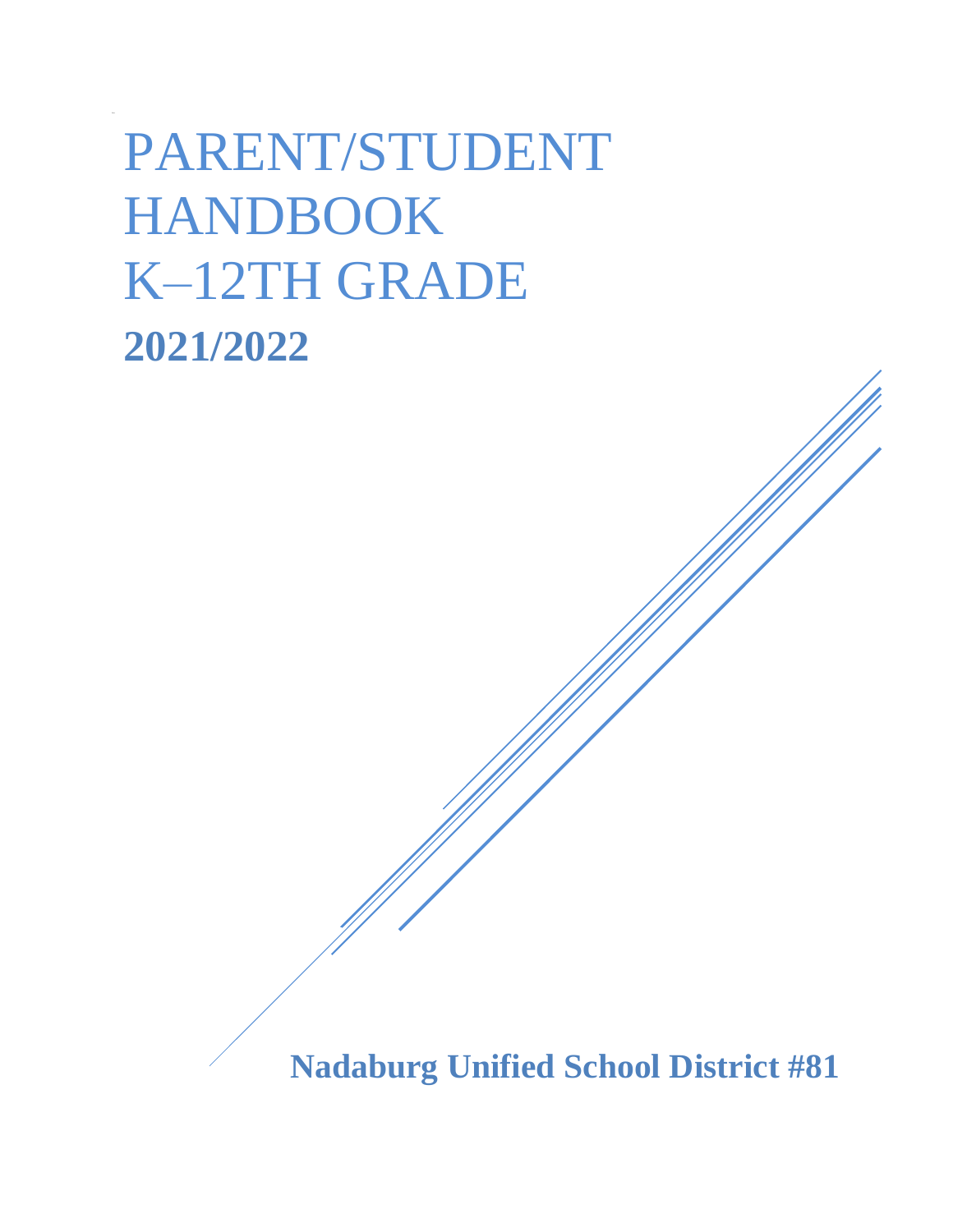# PARENT/STUDENT HANDBOOK K–12TH GRADE

**2021/2022**

**Nadaburg Unified School District #81**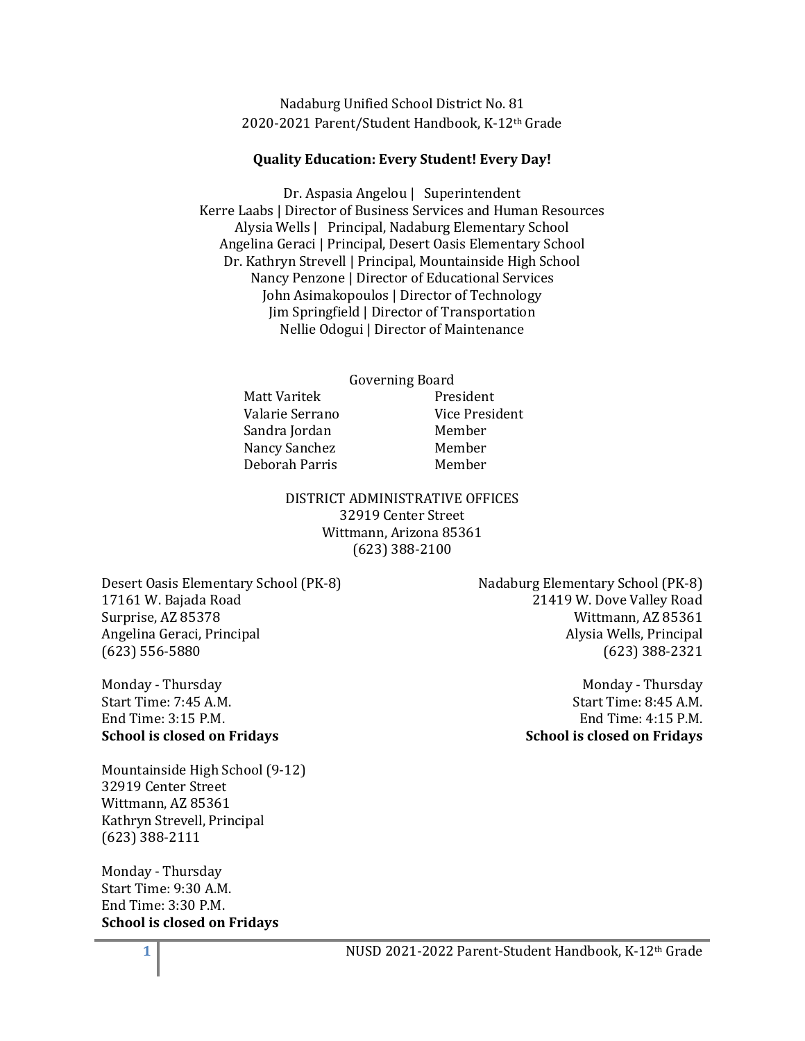Nadaburg Unified School District No. 81
2020-2021 Parent/Student Handbook, K-12th Grade

**Quality Education: Every Student! Every Day!**

Dr. Aspasia Angelou | Superintendent
Kerre Laabs | Director of Business Services and Human Resources
Alysia Wells | Principal, Nadaburg Elementary School
Angelina Geraci | Principal, Desert Oasis Elementary School
Dr. Kathryn Strevell | Principal, Mountainside High School
Nancy Penzone | Director of Educational Services
John Asimakopoulos | Director of Technology
Jim Springfield | Director of Transportation
Nellie Odogui | Director of Maintenance

Governing Board

| | |
|---|---|
| Matt Varitek | President |
| Valarie Serrano | Vice President |
| Sandra Jordan | Member |
| Nancy Sanchez | Member |
| Deborah Parris | Member |

DISTRICT ADMINISTRATIVE OFFICES
32919 Center Street
Wittmann, Arizona 85361
(623) 388-2100

Desert Oasis Elementary School (PK-8)
17161 W. Bajada Road
Surprise, AZ 85378
Angelina Geraci, Principal
(623) 556-5880

Monday - Thursday
Start Time: 7:45 A.M.
End Time: 3:15 P.M.
**School is closed on Fridays**

Nadaburg Elementary School (PK-8)
21419 W. Dove Valley Road
Wittmann, AZ 85361
Alysia Wells, Principal
(623) 388-2321

Monday - Thursday
Start Time: 8:45 A.M.
End Time: 4:15 P.M.
**School is closed on Fridays**

Mountainside High School (9-12)
32919 Center Street
Wittmann, AZ 85361
Kathryn Strevell, Principal
(623) 388-2111

Monday - Thursday
Start Time: 9:30 A.M.
End Time: 3:30 P.M.
**School is closed on Fridays**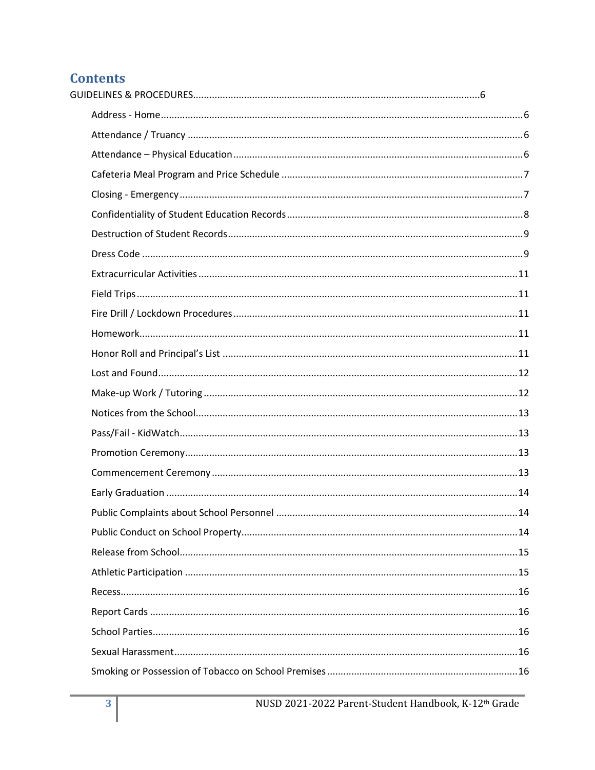## Contents

GUIDELINES & PROCEDURES......6

- Address - Home......6
- Attendance / Truancy......6
- Attendance – Physical Education......6
- Cafeteria Meal Program and Price Schedule......7
- Closing - Emergency......7
- Confidentiality of Student Education Records......8
- Destruction of Student Records......9
- Dress Code......9
- Extracurricular Activities......11
- Field Trips......11
- Fire Drill / Lockdown Procedures......11
- Homework......11
- Honor Roll and Principal's List......11
- Lost and Found......12
- Make-up Work / Tutoring......12
- Notices from the School......13
- Pass/Fail - KidWatch......13
- Promotion Ceremony......13
- Commencement Ceremony......13
- Early Graduation......14
- Public Complaints about School Personnel......14
- Public Conduct on School Property......14
- Release from School......15
- Athletic Participation......15
- Recess......16
- Report Cards......16
- School Parties......16
- Sexual Harassment......16
- Smoking or Possession of Tobacco on School Premises......16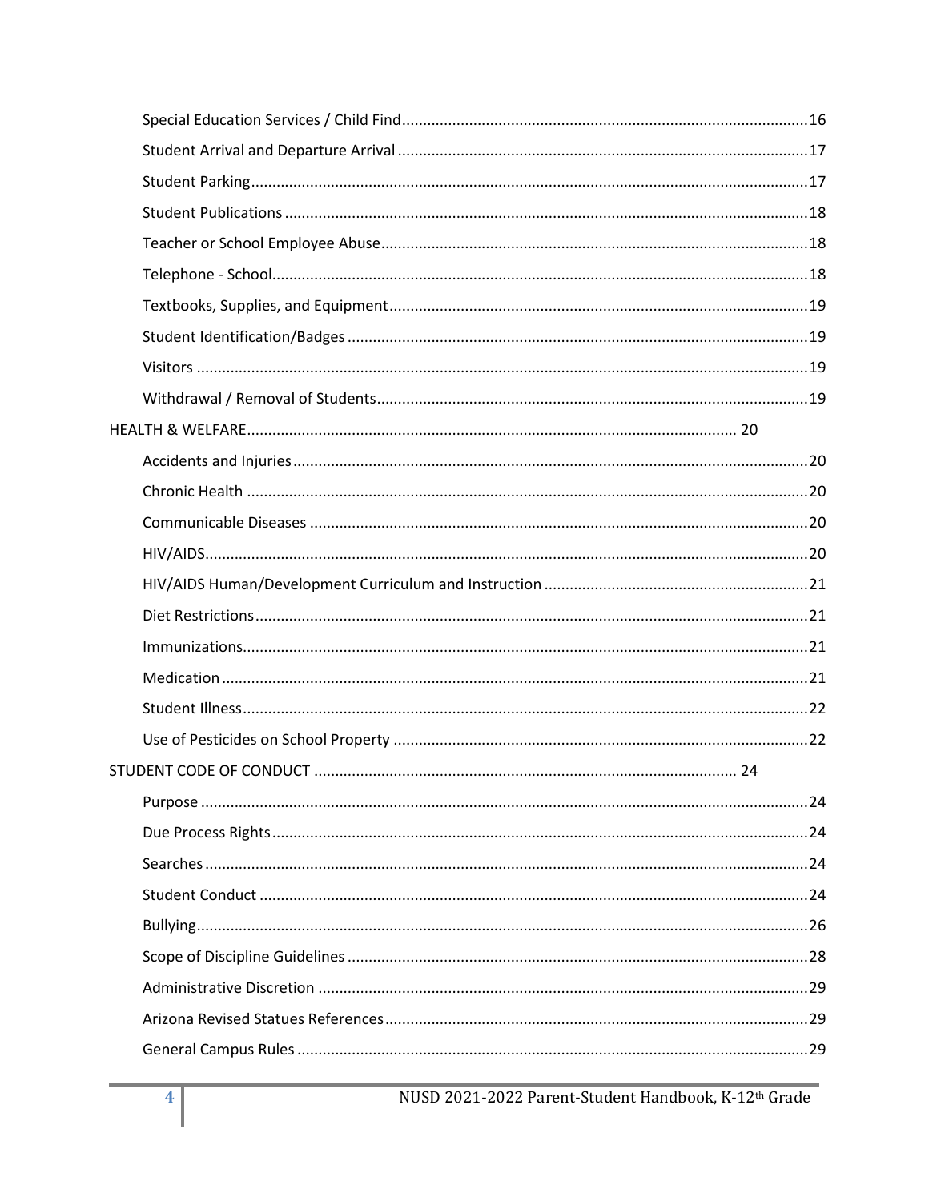Special Education Services / Child Find ........ 16

Student Arrival and Departure Arrival ........ 17

Student Parking ........ 17

Student Publications ........ 18

Teacher or School Employee Abuse ........ 18

Telephone - School ........ 18

Textbooks, Supplies, and Equipment ........ 19

Student Identification/Badges ........ 19

Visitors ........ 19

Withdrawal / Removal of Students ........ 19

HEALTH & WELFARE ........ 20

Accidents and Injuries ........ 20

Chronic Health ........ 20

Communicable Diseases ........ 20

HIV/AIDS ........ 20

HIV/AIDS Human/Development Curriculum and Instruction ........ 21

Diet Restrictions ........ 21

Immunizations ........ 21

Medication ........ 21

Student Illness ........ 22

Use of Pesticides on School Property ........ 22

STUDENT CODE OF CONDUCT ........ 24

Purpose ........ 24

Due Process Rights ........ 24

Searches ........ 24

Student Conduct ........ 24

Bullying ........ 26

Scope of Discipline Guidelines ........ 28

Administrative Discretion ........ 29

Arizona Revised Statues References ........ 29

General Campus Rules ........ 29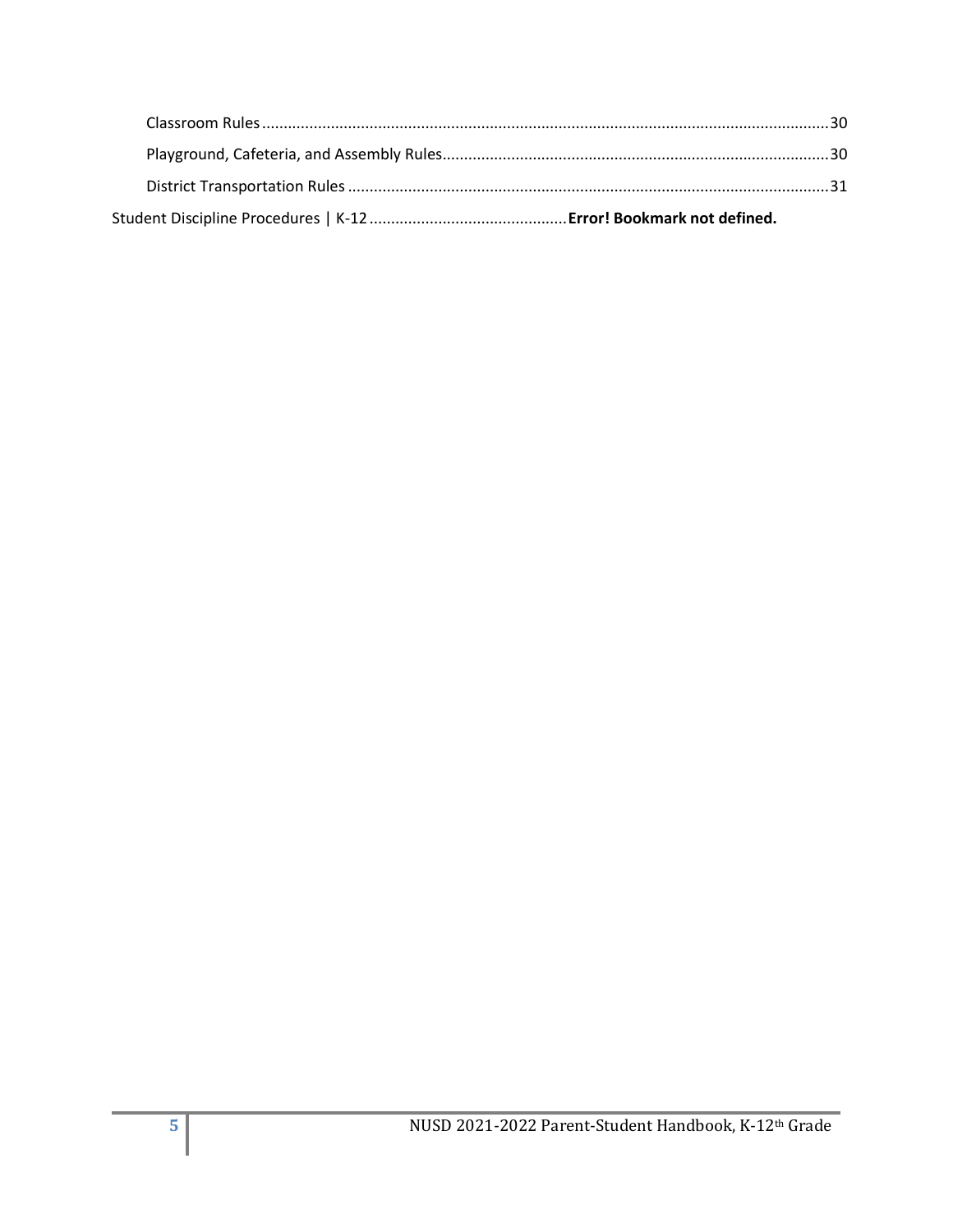Classroom Rules ... 30

Playground, Cafeteria, and Assembly Rules ... 30

District Transportation Rules ... 31

Student Discipline Procedures | K-12 ... **Error! Bookmark not defined.**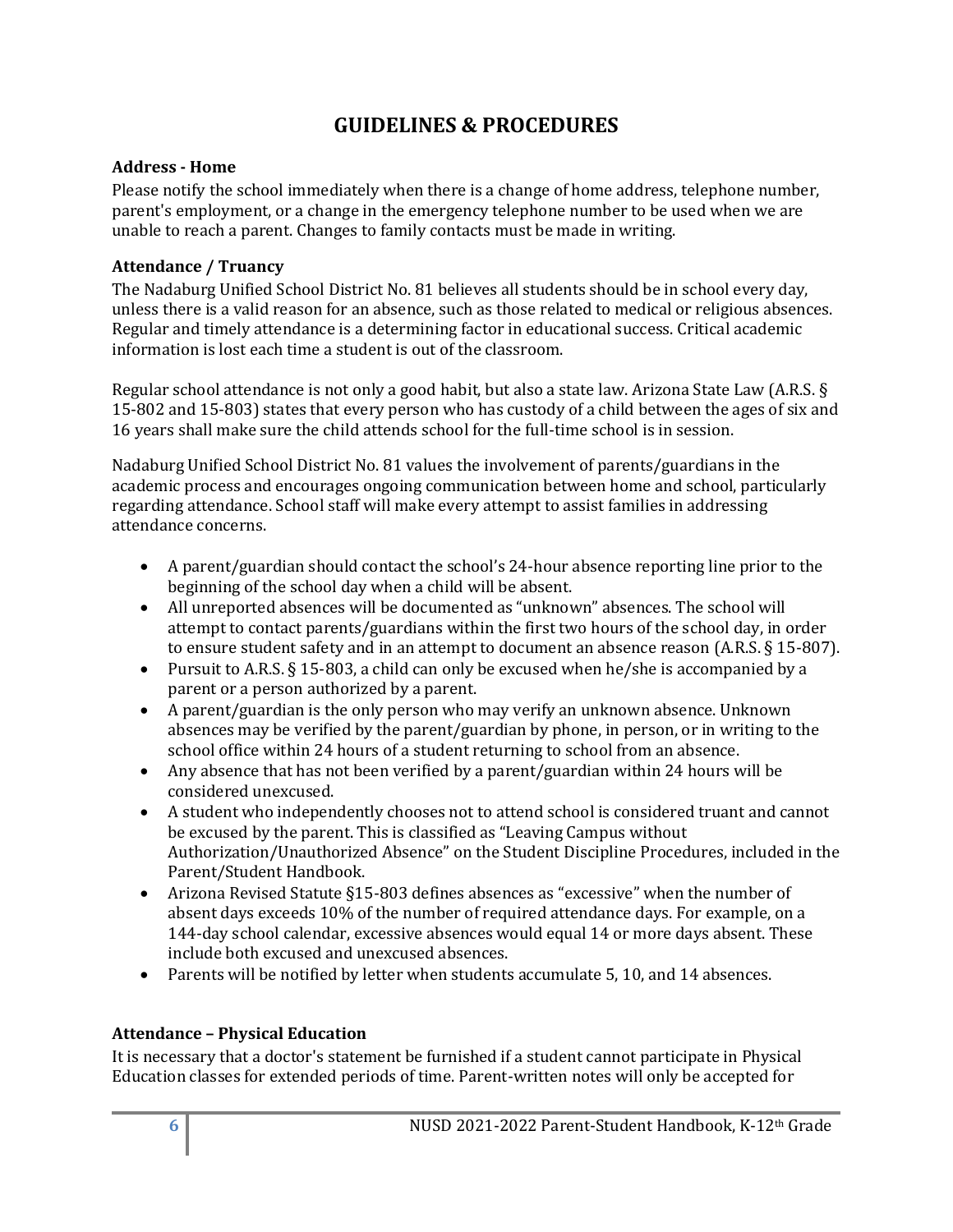# GUIDELINES & PROCEDURES

### Address - Home

Please notify the school immediately when there is a change of home address, telephone number, parent's employment, or a change in the emergency telephone number to be used when we are unable to reach a parent. Changes to family contacts must be made in writing.

### Attendance / Truancy

The Nadaburg Unified School District No. 81 believes all students should be in school every day, unless there is a valid reason for an absence, such as those related to medical or religious absences. Regular and timely attendance is a determining factor in educational success. Critical academic information is lost each time a student is out of the classroom.

Regular school attendance is not only a good habit, but also a state law. Arizona State Law (A.R.S. § 15-802 and 15-803) states that every person who has custody of a child between the ages of six and 16 years shall make sure the child attends school for the full-time school is in session.

Nadaburg Unified School District No. 81 values the involvement of parents/guardians in the academic process and encourages ongoing communication between home and school, particularly regarding attendance. School staff will make every attempt to assist families in addressing attendance concerns.

- A parent/guardian should contact the school's 24-hour absence reporting line prior to the beginning of the school day when a child will be absent.
- All unreported absences will be documented as "unknown" absences. The school will attempt to contact parents/guardians within the first two hours of the school day, in order to ensure student safety and in an attempt to document an absence reason (A.R.S. § 15-807).
- Pursuit to A.R.S. § 15-803, a child can only be excused when he/she is accompanied by a parent or a person authorized by a parent.
- A parent/guardian is the only person who may verify an unknown absence. Unknown absences may be verified by the parent/guardian by phone, in person, or in writing to the school office within 24 hours of a student returning to school from an absence.
- Any absence that has not been verified by a parent/guardian within 24 hours will be considered unexcused.
- A student who independently chooses not to attend school is considered truant and cannot be excused by the parent. This is classified as "Leaving Campus without Authorization/Unauthorized Absence" on the Student Discipline Procedures, included in the Parent/Student Handbook.
- Arizona Revised Statute §15-803 defines absences as "excessive" when the number of absent days exceeds 10% of the number of required attendance days. For example, on a 144-day school calendar, excessive absences would equal 14 or more days absent. These include both excused and unexcused absences.
- Parents will be notified by letter when students accumulate 5, 10, and 14 absences.

### Attendance – Physical Education

It is necessary that a doctor's statement be furnished if a student cannot participate in Physical Education classes for extended periods of time. Parent-written notes will only be accepted for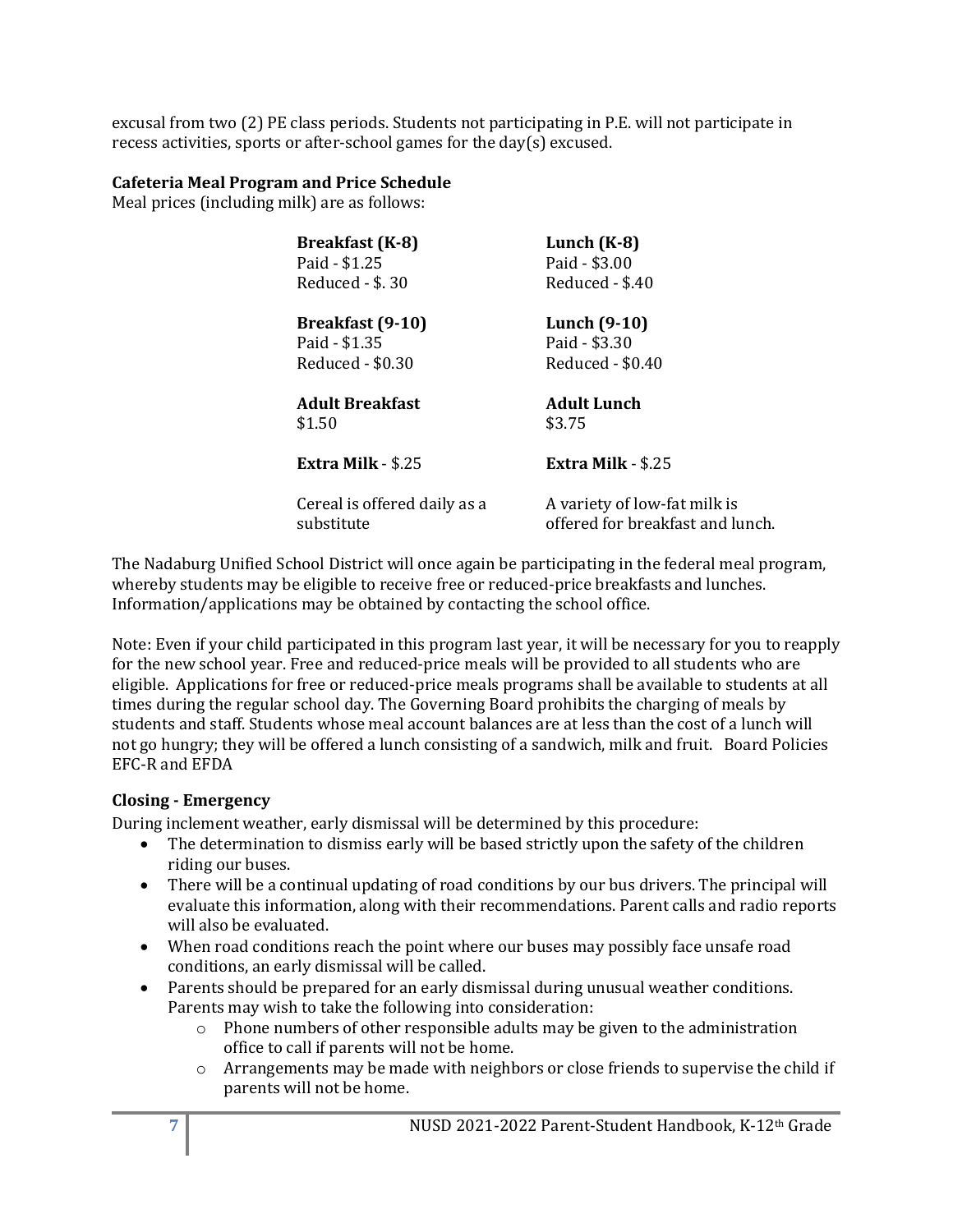excusal from two (2) PE class periods. Students not participating in P.E. will not participate in recess activities, sports or after-school games for the day(s) excused.

**Cafeteria Meal Program and Price Schedule**
Meal prices (including milk) are as follows:

| | |
|---|---|
| **Breakfast (K-8)**<br>Paid - $1.25<br>Reduced - $. 30 | **Lunch (K-8)**<br>Paid - $3.00<br>Reduced - $.40 |
| **Breakfast (9-10)**<br>Paid - $1.35<br>Reduced - $0.30 | **Lunch (9-10)**<br>Paid - $3.30<br>Reduced - $0.40 |
| **Adult Breakfast**<br>$1.50 | **Adult Lunch**<br>$3.75 |
| **Extra Milk** - $.25 | **Extra Milk** - $.25 |
| Cereal is offered daily as a substitute | A variety of low-fat milk is offered for breakfast and lunch. |

The Nadaburg Unified School District will once again be participating in the federal meal program, whereby students may be eligible to receive free or reduced-price breakfasts and lunches. Information/applications may be obtained by contacting the school office.

Note: Even if your child participated in this program last year, it will be necessary for you to reapply for the new school year. Free and reduced-price meals will be provided to all students who are eligible. Applications for free or reduced-price meals programs shall be available to students at all times during the regular school day. The Governing Board prohibits the charging of meals by students and staff. Students whose meal account balances are at less than the cost of a lunch will not go hungry; they will be offered a lunch consisting of a sandwich, milk and fruit. Board Policies EFC-R and EFDA

**Closing - Emergency**
During inclement weather, early dismissal will be determined by this procedure:

- The determination to dismiss early will be based strictly upon the safety of the children riding our buses.
- There will be a continual updating of road conditions by our bus drivers. The principal will evaluate this information, along with their recommendations. Parent calls and radio reports will also be evaluated.
- When road conditions reach the point where our buses may possibly face unsafe road conditions, an early dismissal will be called.
- Parents should be prepared for an early dismissal during unusual weather conditions. Parents may wish to take the following into consideration:
  - Phone numbers of other responsible adults may be given to the administration office to call if parents will not be home.
  - Arrangements may be made with neighbors or close friends to supervise the child if parents will not be home.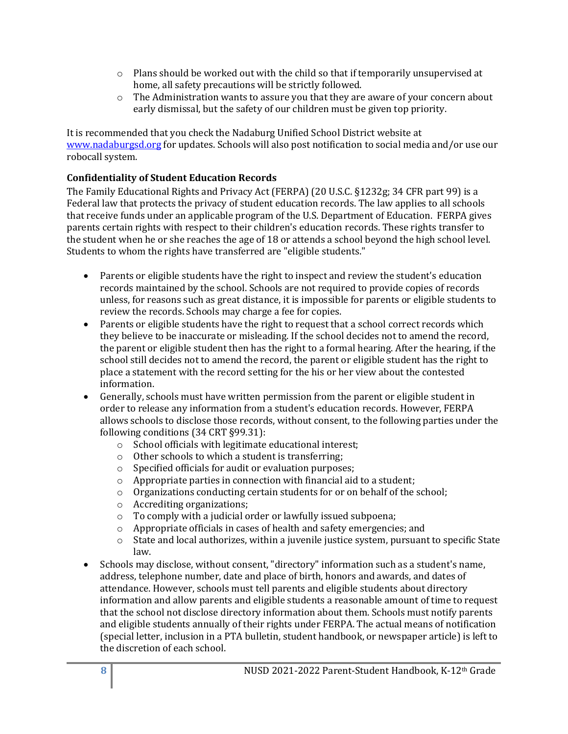- Plans should be worked out with the child so that if temporarily unsupervised at home, all safety precautions will be strictly followed.
- The Administration wants to assure you that they are aware of your concern about early dismissal, but the safety of our children must be given top priority.

It is recommended that you check the Nadaburg Unified School District website at www.nadaburgsd.org for updates. Schools will also post notification to social media and/or use our robocall system.

**Confidentiality of Student Education Records**

The Family Educational Rights and Privacy Act (FERPA) (20 U.S.C. §1232g; 34 CFR part 99) is a Federal law that protects the privacy of student education records. The law applies to all schools that receive funds under an applicable program of the U.S. Department of Education. FERPA gives parents certain rights with respect to their children's education records. These rights transfer to the student when he or she reaches the age of 18 or attends a school beyond the high school level. Students to whom the rights have transferred are "eligible students."

- Parents or eligible students have the right to inspect and review the student's education records maintained by the school. Schools are not required to provide copies of records unless, for reasons such as great distance, it is impossible for parents or eligible students to review the records. Schools may charge a fee for copies.
- Parents or eligible students have the right to request that a school correct records which they believe to be inaccurate or misleading. If the school decides not to amend the record, the parent or eligible student then has the right to a formal hearing. After the hearing, if the school still decides not to amend the record, the parent or eligible student has the right to place a statement with the record setting for the his or her view about the contested information.
- Generally, schools must have written permission from the parent or eligible student in order to release any information from a student's education records. However, FERPA allows schools to disclose those records, without consent, to the following parties under the following conditions (34 CRT §99.31):
    - School officials with legitimate educational interest;
    - Other schools to which a student is transferring;
    - Specified officials for audit or evaluation purposes;
    - Appropriate parties in connection with financial aid to a student;
    - Organizations conducting certain students for or on behalf of the school;
    - Accrediting organizations;
    - To comply with a judicial order or lawfully issued subpoena;
    - Appropriate officials in cases of health and safety emergencies; and
    - State and local authorizes, within a juvenile justice system, pursuant to specific State law.
- Schools may disclose, without consent, "directory" information such as a student's name, address, telephone number, date and place of birth, honors and awards, and dates of attendance. However, schools must tell parents and eligible students about directory information and allow parents and eligible students a reasonable amount of time to request that the school not disclose directory information about them. Schools must notify parents and eligible students annually of their rights under FERPA. The actual means of notification (special letter, inclusion in a PTA bulletin, student handbook, or newspaper article) is left to the discretion of each school.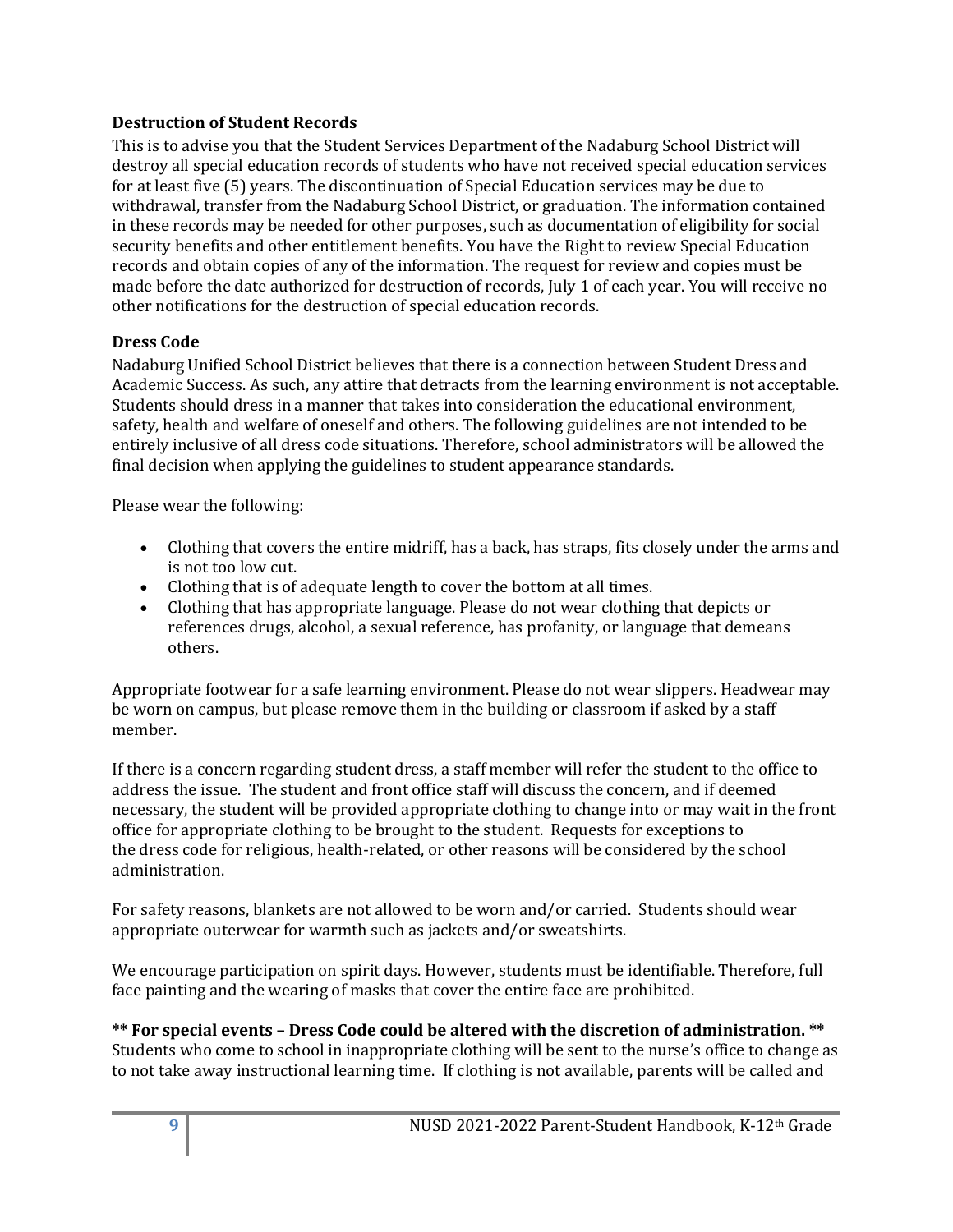### Destruction of Student Records

This is to advise you that the Student Services Department of the Nadaburg School District will destroy all special education records of students who have not received special education services for at least five (5) years. The discontinuation of Special Education services may be due to withdrawal, transfer from the Nadaburg School District, or graduation. The information contained in these records may be needed for other purposes, such as documentation of eligibility for social security benefits and other entitlement benefits. You have the Right to review Special Education records and obtain copies of any of the information. The request for review and copies must be made before the date authorized for destruction of records, July 1 of each year. You will receive no other notifications for the destruction of special education records.

### Dress Code

Nadaburg Unified School District believes that there is a connection between Student Dress and Academic Success. As such, any attire that detracts from the learning environment is not acceptable. Students should dress in a manner that takes into consideration the educational environment, safety, health and welfare of oneself and others. The following guidelines are not intended to be entirely inclusive of all dress code situations. Therefore, school administrators will be allowed the final decision when applying the guidelines to student appearance standards.

Please wear the following:

- Clothing that covers the entire midriff, has a back, has straps, fits closely under the arms and is not too low cut.
- Clothing that is of adequate length to cover the bottom at all times.
- Clothing that has appropriate language. Please do not wear clothing that depicts or references drugs, alcohol, a sexual reference, has profanity, or language that demeans others.

Appropriate footwear for a safe learning environment. Please do not wear slippers. Headwear may be worn on campus, but please remove them in the building or classroom if asked by a staff member.

If there is a concern regarding student dress, a staff member will refer the student to the office to address the issue. The student and front office staff will discuss the concern, and if deemed necessary, the student will be provided appropriate clothing to change into or may wait in the front office for appropriate clothing to be brought to the student. Requests for exceptions to the dress code for religious, health-related, or other reasons will be considered by the school administration.

For safety reasons, blankets are not allowed to be worn and/or carried. Students should wear appropriate outerwear for warmth such as jackets and/or sweatshirts.

We encourage participation on spirit days. However, students must be identifiable. Therefore, full face painting and the wearing of masks that cover the entire face are prohibited.

**\*\* For special events – Dress Code could be altered with the discretion of administration. \*\***
Students who come to school in inappropriate clothing will be sent to the nurse's office to change as to not take away instructional learning time. If clothing is not available, parents will be called and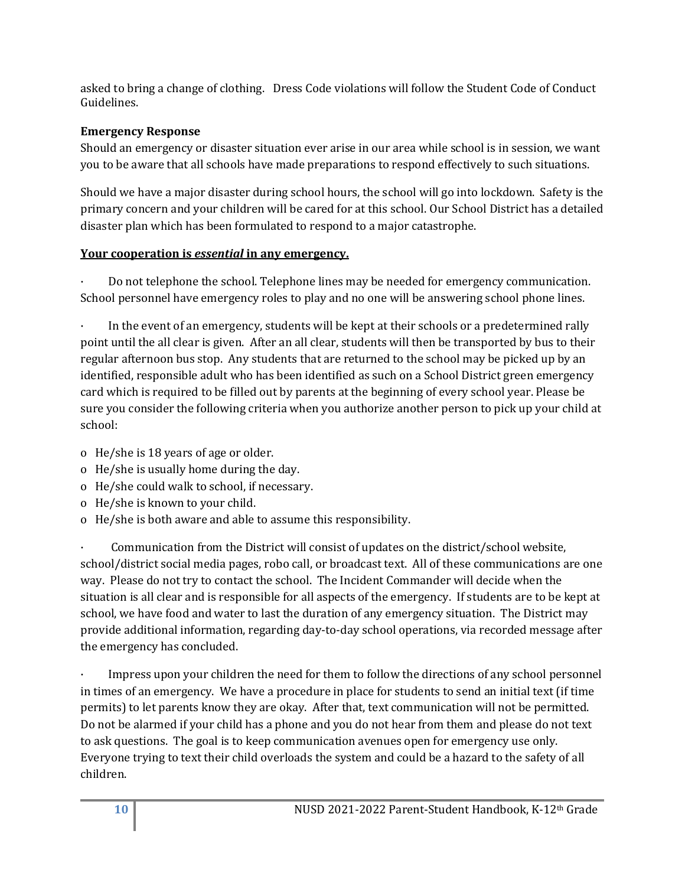asked to bring a change of clothing. Dress Code violations will follow the Student Code of Conduct Guidelines.

**Emergency Response**

Should an emergency or disaster situation ever arise in our area while school is in session, we want you to be aware that all schools have made preparations to respond effectively to such situations.

Should we have a major disaster during school hours, the school will go into lockdown. Safety is the primary concern and your children will be cared for at this school. Our School District has a detailed disaster plan which has been formulated to respond to a major catastrophe.

**Your cooperation is *essential* in any emergency.**

- Do not telephone the school. Telephone lines may be needed for emergency communication. School personnel have emergency roles to play and no one will be answering school phone lines.

- In the event of an emergency, students will be kept at their schools or a predetermined rally point until the all clear is given. After an all clear, students will then be transported by bus to their regular afternoon bus stop. Any students that are returned to the school may be picked up by an identified, responsible adult who has been identified as such on a School District green emergency card which is required to be filled out by parents at the beginning of every school year. Please be sure you consider the following criteria when you authorize another person to pick up your child at school:

  - He/she is 18 years of age or older.
  - He/she is usually home during the day.
  - He/she could walk to school, if necessary.
  - He/she is known to your child.
  - He/she is both aware and able to assume this responsibility.

- Communication from the District will consist of updates on the district/school website, school/district social media pages, robo call, or broadcast text. All of these communications are one way. Please do not try to contact the school. The Incident Commander will decide when the situation is all clear and is responsible for all aspects of the emergency. If students are to be kept at school, we have food and water to last the duration of any emergency situation. The District may provide additional information, regarding day-to-day school operations, via recorded message after the emergency has concluded.

- Impress upon your children the need for them to follow the directions of any school personnel in times of an emergency. We have a procedure in place for students to send an initial text (if time permits) to let parents know they are okay. After that, text communication will not be permitted. Do not be alarmed if your child has a phone and you do not hear from them and please do not text to ask questions. The goal is to keep communication avenues open for emergency use only. Everyone trying to text their child overloads the system and could be a hazard to the safety of all children.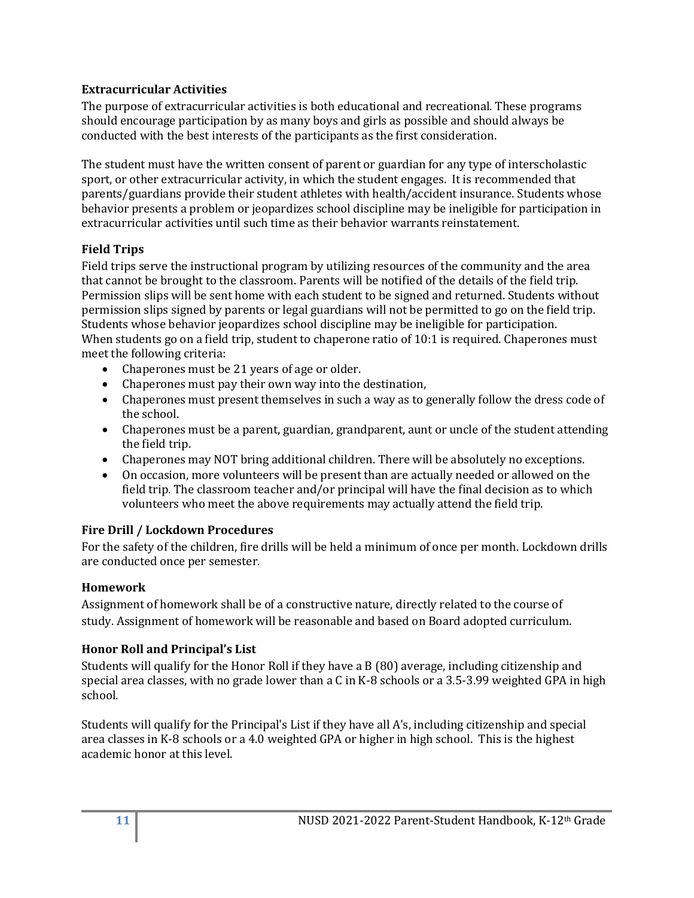### Extracurricular Activities

The purpose of extracurricular activities is both educational and recreational. These programs should encourage participation by as many boys and girls as possible and should always be conducted with the best interests of the participants as the first consideration.

The student must have the written consent of parent or guardian for any type of interscholastic sport, or other extracurricular activity, in which the student engages. It is recommended that parents/guardians provide their student athletes with health/accident insurance. Students whose behavior presents a problem or jeopardizes school discipline may be ineligible for participation in extracurricular activities until such time as their behavior warrants reinstatement.

### Field Trips

Field trips serve the instructional program by utilizing resources of the community and the area that cannot be brought to the classroom. Parents will be notified of the details of the field trip. Permission slips will be sent home with each student to be signed and returned. Students without permission slips signed by parents or legal guardians will not be permitted to go on the field trip. Students whose behavior jeopardizes school discipline may be ineligible for participation. When students go on a field trip, student to chaperone ratio of 10:1 is required. Chaperones must meet the following criteria:

- Chaperones must be 21 years of age or older.
- Chaperones must pay their own way into the destination,
- Chaperones must present themselves in such a way as to generally follow the dress code of the school.
- Chaperones must be a parent, guardian, grandparent, aunt or uncle of the student attending the field trip.
- Chaperones may NOT bring additional children. There will be absolutely no exceptions.
- On occasion, more volunteers will be present than are actually needed or allowed on the field trip. The classroom teacher and/or principal will have the final decision as to which volunteers who meet the above requirements may actually attend the field trip.

### Fire Drill / Lockdown Procedures

For the safety of the children, fire drills will be held a minimum of once per month. Lockdown drills are conducted once per semester.

### Homework

Assignment of homework shall be of a constructive nature, directly related to the course of study. Assignment of homework will be reasonable and based on Board adopted curriculum.

### Honor Roll and Principal's List

Students will qualify for the Honor Roll if they have a B (80) average, including citizenship and special area classes, with no grade lower than a C in K-8 schools or a 3.5-3.99 weighted GPA in high school.

Students will qualify for the Principal's List if they have all A's, including citizenship and special area classes in K-8 schools or a 4.0 weighted GPA or higher in high school. This is the highest academic honor at this level.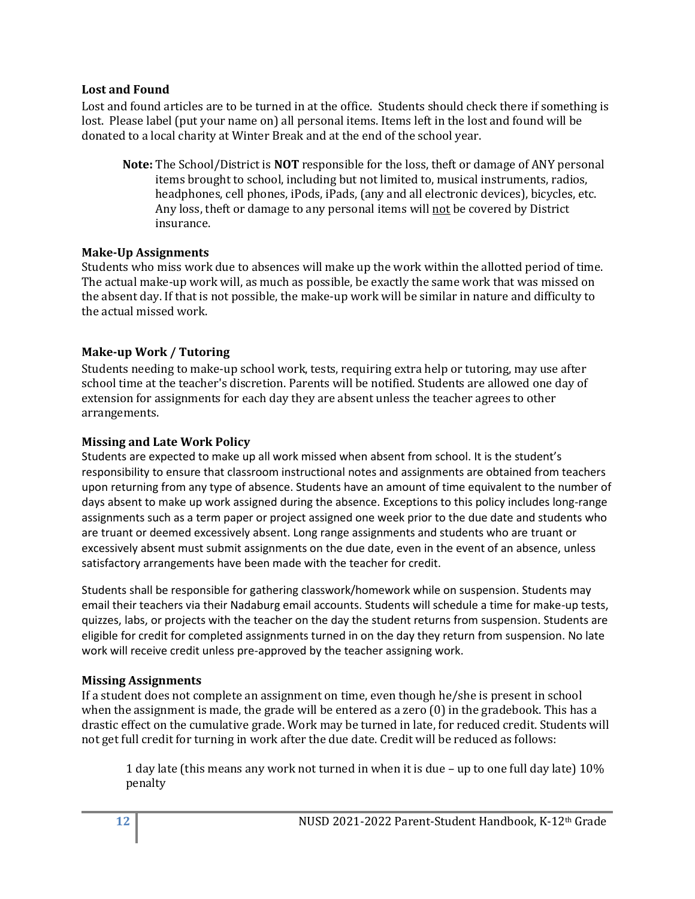### Lost and Found

Lost and found articles are to be turned in at the office. Students should check there if something is lost. Please label (put your name on) all personal items. Items left in the lost and found will be donated to a local charity at Winter Break and at the end of the school year.

> **Note:** The School/District is **NOT** responsible for the loss, theft or damage of ANY personal items brought to school, including but not limited to, musical instruments, radios, headphones, cell phones, iPods, iPads, (any and all electronic devices), bicycles, etc. Any loss, theft or damage to any personal items will <u>not</u> be covered by District insurance.

### Make-Up Assignments

Students who miss work due to absences will make up the work within the allotted period of time. The actual make-up work will, as much as possible, be exactly the same work that was missed on the absent day. If that is not possible, the make-up work will be similar in nature and difficulty to the actual missed work.

### Make-up Work / Tutoring

Students needing to make-up school work, tests, requiring extra help or tutoring, may use after school time at the teacher's discretion. Parents will be notified. Students are allowed one day of extension for assignments for each day they are absent unless the teacher agrees to other arrangements.

### Missing and Late Work Policy

Students are expected to make up all work missed when absent from school. It is the student's responsibility to ensure that classroom instructional notes and assignments are obtained from teachers upon returning from any type of absence. Students have an amount of time equivalent to the number of days absent to make up work assigned during the absence. Exceptions to this policy includes long-range assignments such as a term paper or project assigned one week prior to the due date and students who are truant or deemed excessively absent. Long range assignments and students who are truant or excessively absent must submit assignments on the due date, even in the event of an absence, unless satisfactory arrangements have been made with the teacher for credit.

Students shall be responsible for gathering classwork/homework while on suspension. Students may email their teachers via their Nadaburg email accounts. Students will schedule a time for make-up tests, quizzes, labs, or projects with the teacher on the day the student returns from suspension. Students are eligible for credit for completed assignments turned in on the day they return from suspension. No late work will receive credit unless pre-approved by the teacher assigning work.

### Missing Assignments

If a student does not complete an assignment on time, even though he/she is present in school when the assignment is made, the grade will be entered as a zero (0) in the gradebook. This has a drastic effect on the cumulative grade. Work may be turned in late, for reduced credit. Students will not get full credit for turning in work after the due date. Credit will be reduced as follows:

> 1 day late (this means any work not turned in when it is due – up to one full day late) 10% penalty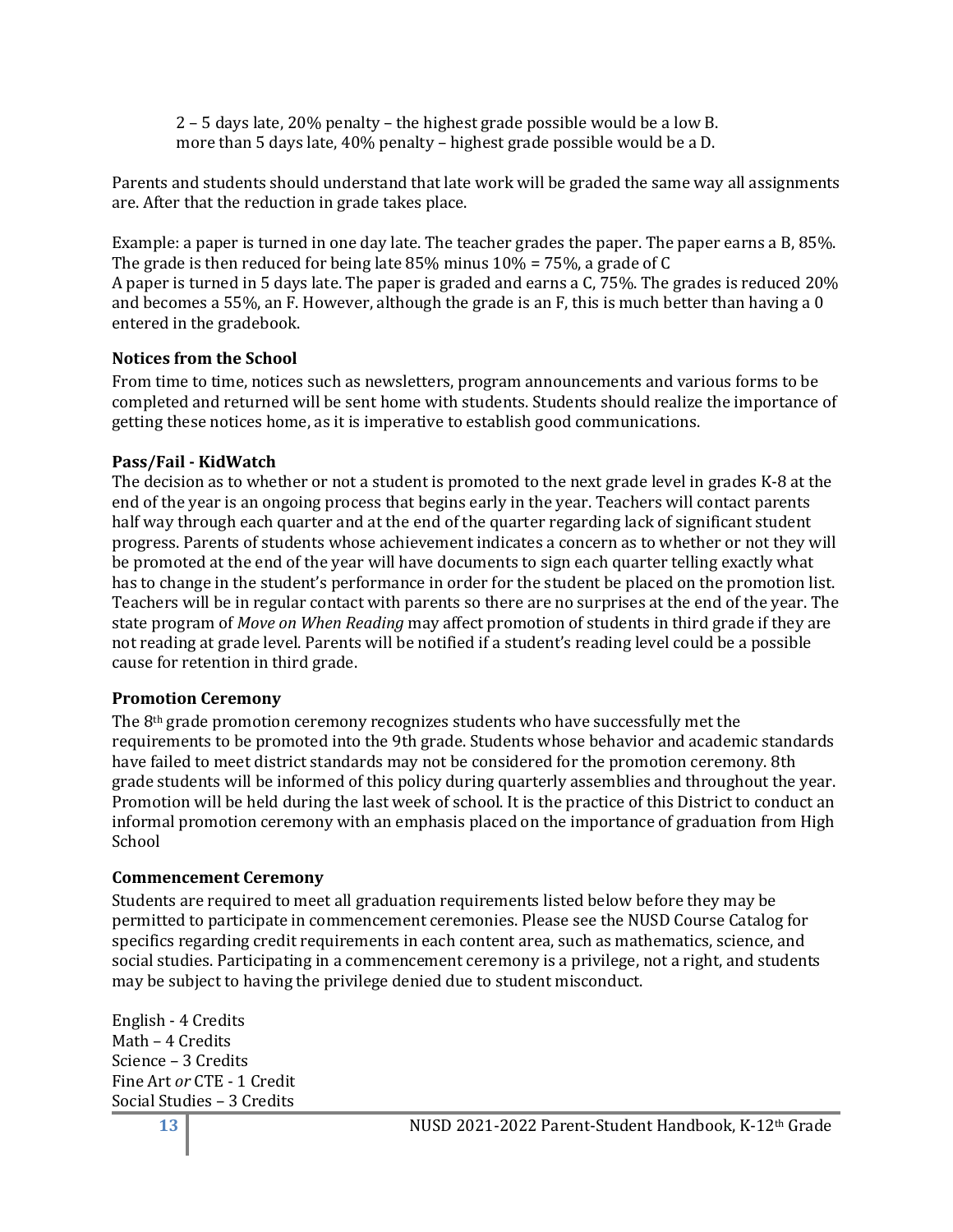2 – 5 days late, 20% penalty – the highest grade possible would be a low B.
more than 5 days late, 40% penalty – highest grade possible would be a D.

Parents and students should understand that late work will be graded the same way all assignments are. After that the reduction in grade takes place.

Example: a paper is turned in one day late. The teacher grades the paper. The paper earns a B, 85%. The grade is then reduced for being late 85% minus 10% = 75%, a grade of C
A paper is turned in 5 days late. The paper is graded and earns a C, 75%. The grades is reduced 20% and becomes a 55%, an F. However, although the grade is an F, this is much better than having a 0 entered in the gradebook.

**Notices from the School**
From time to time, notices such as newsletters, program announcements and various forms to be completed and returned will be sent home with students. Students should realize the importance of getting these notices home, as it is imperative to establish good communications.

**Pass/Fail - KidWatch**
The decision as to whether or not a student is promoted to the next grade level in grades K-8 at the end of the year is an ongoing process that begins early in the year. Teachers will contact parents half way through each quarter and at the end of the quarter regarding lack of significant student progress. Parents of students whose achievement indicates a concern as to whether or not they will be promoted at the end of the year will have documents to sign each quarter telling exactly what has to change in the student's performance in order for the student be placed on the promotion list. Teachers will be in regular contact with parents so there are no surprises at the end of the year. The state program of *Move on When Reading* may affect promotion of students in third grade if they are not reading at grade level. Parents will be notified if a student's reading level could be a possible cause for retention in third grade.

**Promotion Ceremony**
The 8th grade promotion ceremony recognizes students who have successfully met the requirements to be promoted into the 9th grade. Students whose behavior and academic standards have failed to meet district standards may not be considered for the promotion ceremony. 8th grade students will be informed of this policy during quarterly assemblies and throughout the year. Promotion will be held during the last week of school. It is the practice of this District to conduct an informal promotion ceremony with an emphasis placed on the importance of graduation from High School

**Commencement Ceremony**
Students are required to meet all graduation requirements listed below before they may be permitted to participate in commencement ceremonies. Please see the NUSD Course Catalog for specifics regarding credit requirements in each content area, such as mathematics, science, and social studies. Participating in a commencement ceremony is a privilege, not a right, and students may be subject to having the privilege denied due to student misconduct.

English - 4 Credits
Math – 4 Credits
Science – 3 Credits
Fine Art *or* CTE - 1 Credit
Social Studies – 3 Credits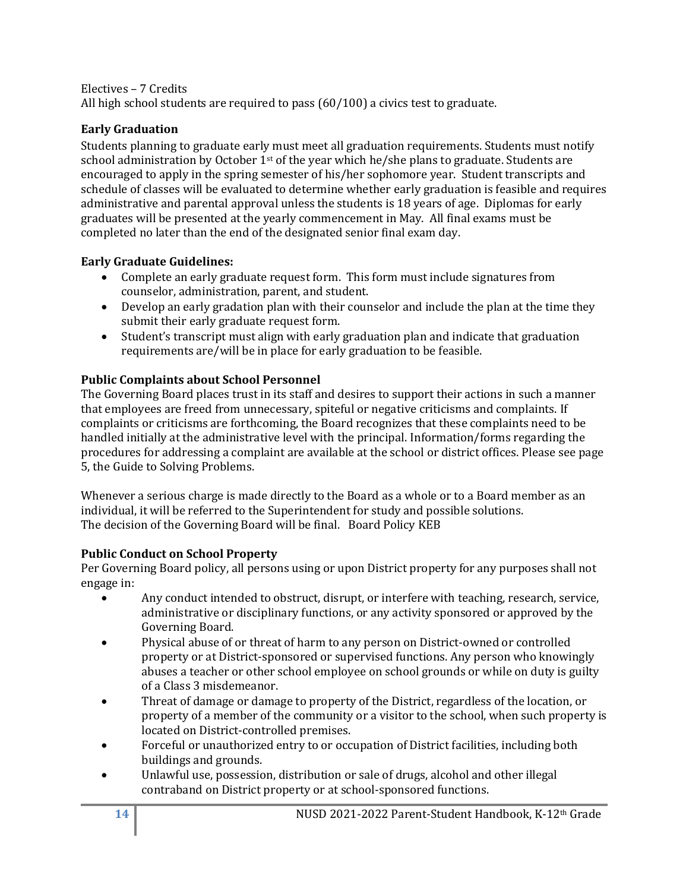Electives – 7 Credits
All high school students are required to pass (60/100) a civics test to graduate.

**Early Graduation**

Students planning to graduate early must meet all graduation requirements. Students must notify school administration by October 1st of the year which he/she plans to graduate. Students are encouraged to apply in the spring semester of his/her sophomore year. Student transcripts and schedule of classes will be evaluated to determine whether early graduation is feasible and requires administrative and parental approval unless the students is 18 years of age. Diplomas for early graduates will be presented at the yearly commencement in May. All final exams must be completed no later than the end of the designated senior final exam day.

**Early Graduate Guidelines:**

- Complete an early graduate request form. This form must include signatures from counselor, administration, parent, and student.
- Develop an early gradation plan with their counselor and include the plan at the time they submit their early graduate request form.
- Student's transcript must align with early graduation plan and indicate that graduation requirements are/will be in place for early graduation to be feasible.

**Public Complaints about School Personnel**

The Governing Board places trust in its staff and desires to support their actions in such a manner that employees are freed from unnecessary, spiteful or negative criticisms and complaints. If complaints or criticisms are forthcoming, the Board recognizes that these complaints need to be handled initially at the administrative level with the principal. Information/forms regarding the procedures for addressing a complaint are available at the school or district offices. Please see page 5, the Guide to Solving Problems.

Whenever a serious charge is made directly to the Board as a whole or to a Board member as an individual, it will be referred to the Superintendent for study and possible solutions.
The decision of the Governing Board will be final. Board Policy KEB

**Public Conduct on School Property**

Per Governing Board policy, all persons using or upon District property for any purposes shall not engage in:

- Any conduct intended to obstruct, disrupt, or interfere with teaching, research, service, administrative or disciplinary functions, or any activity sponsored or approved by the Governing Board.
- Physical abuse of or threat of harm to any person on District-owned or controlled property or at District-sponsored or supervised functions. Any person who knowingly abuses a teacher or other school employee on school grounds or while on duty is guilty of a Class 3 misdemeanor.
- Threat of damage or damage to property of the District, regardless of the location, or property of a member of the community or a visitor to the school, when such property is located on District-controlled premises.
- Forceful or unauthorized entry to or occupation of District facilities, including both buildings and grounds.
- Unlawful use, possession, distribution or sale of drugs, alcohol and other illegal contraband on District property or at school-sponsored functions.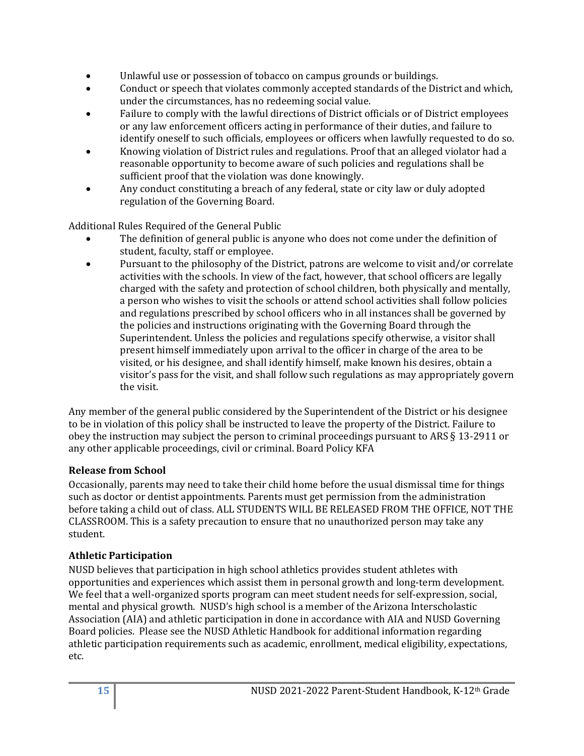- Unlawful use or possession of tobacco on campus grounds or buildings.
- Conduct or speech that violates commonly accepted standards of the District and which, under the circumstances, has no redeeming social value.
- Failure to comply with the lawful directions of District officials or of District employees or any law enforcement officers acting in performance of their duties, and failure to identify oneself to such officials, employees or officers when lawfully requested to do so.
- Knowing violation of District rules and regulations. Proof that an alleged violator had a reasonable opportunity to become aware of such policies and regulations shall be sufficient proof that the violation was done knowingly.
- Any conduct constituting a breach of any federal, state or city law or duly adopted regulation of the Governing Board.

Additional Rules Required of the General Public

- The definition of general public is anyone who does not come under the definition of student, faculty, staff or employee.
- Pursuant to the philosophy of the District, patrons are welcome to visit and/or correlate activities with the schools. In view of the fact, however, that school officers are legally charged with the safety and protection of school children, both physically and mentally, a person who wishes to visit the schools or attend school activities shall follow policies and regulations prescribed by school officers who in all instances shall be governed by the policies and instructions originating with the Governing Board through the Superintendent. Unless the policies and regulations specify otherwise, a visitor shall present himself immediately upon arrival to the officer in charge of the area to be visited, or his designee, and shall identify himself, make known his desires, obtain a visitor's pass for the visit, and shall follow such regulations as may appropriately govern the visit.

Any member of the general public considered by the Superintendent of the District or his designee to be in violation of this policy shall be instructed to leave the property of the District. Failure to obey the instruction may subject the person to criminal proceedings pursuant to ARS § 13-2911 or any other applicable proceedings, civil or criminal. Board Policy KFA

### Release from School

Occasionally, parents may need to take their child home before the usual dismissal time for things such as doctor or dentist appointments. Parents must get permission from the administration before taking a child out of class. ALL STUDENTS WILL BE RELEASED FROM THE OFFICE, NOT THE CLASSROOM. This is a safety precaution to ensure that no unauthorized person may take any student.

### Athletic Participation

NUSD believes that participation in high school athletics provides student athletes with opportunities and experiences which assist them in personal growth and long-term development. We feel that a well-organized sports program can meet student needs for self-expression, social, mental and physical growth. NUSD's high school is a member of the Arizona Interscholastic Association (AIA) and athletic participation in done in accordance with AIA and NUSD Governing Board policies. Please see the NUSD Athletic Handbook for additional information regarding athletic participation requirements such as academic, enrollment, medical eligibility, expectations, etc.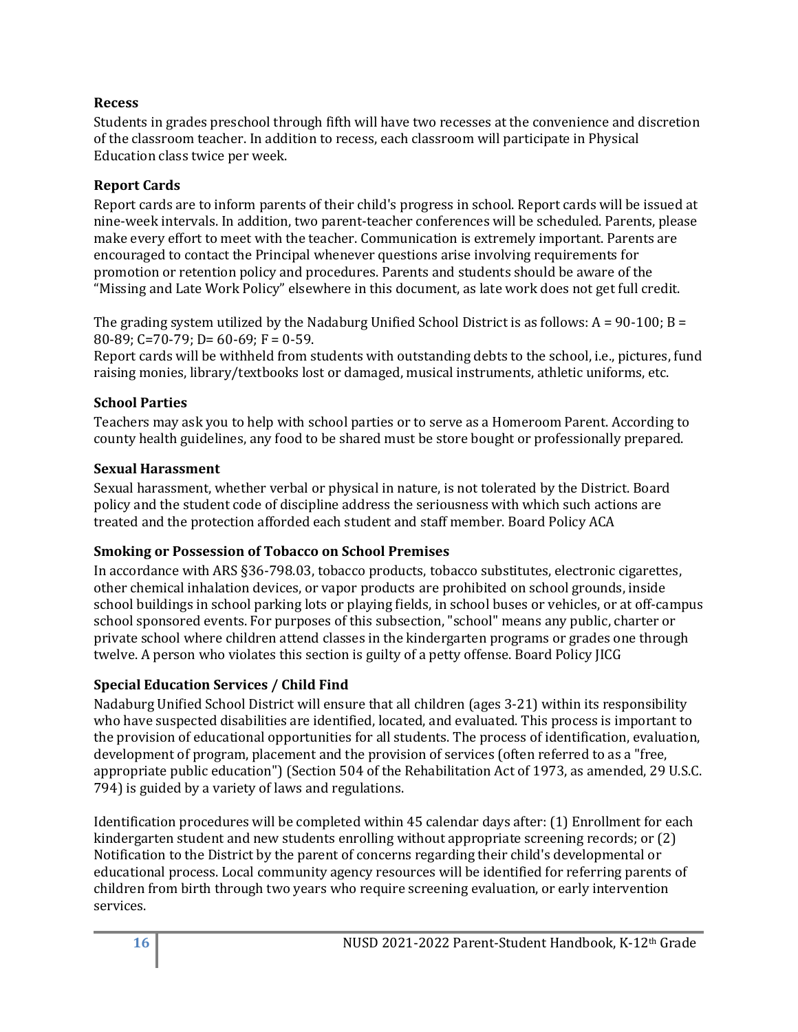### Recess

Students in grades preschool through fifth will have two recesses at the convenience and discretion of the classroom teacher. In addition to recess, each classroom will participate in Physical Education class twice per week.

### Report Cards

Report cards are to inform parents of their child's progress in school. Report cards will be issued at nine-week intervals. In addition, two parent-teacher conferences will be scheduled. Parents, please make every effort to meet with the teacher. Communication is extremely important. Parents are encouraged to contact the Principal whenever questions arise involving requirements for promotion or retention policy and procedures. Parents and students should be aware of the "Missing and Late Work Policy" elsewhere in this document, as late work does not get full credit.

The grading system utilized by the Nadaburg Unified School District is as follows: A = 90-100; B = 80-89; C=70-79; D= 60-69; F = 0-59.
Report cards will be withheld from students with outstanding debts to the school, i.e., pictures, fund raising monies, library/textbooks lost or damaged, musical instruments, athletic uniforms, etc.

### School Parties

Teachers may ask you to help with school parties or to serve as a Homeroom Parent. According to county health guidelines, any food to be shared must be store bought or professionally prepared.

### Sexual Harassment

Sexual harassment, whether verbal or physical in nature, is not tolerated by the District. Board policy and the student code of discipline address the seriousness with which such actions are treated and the protection afforded each student and staff member. Board Policy ACA

### Smoking or Possession of Tobacco on School Premises

In accordance with ARS §36-798.03, tobacco products, tobacco substitutes, electronic cigarettes, other chemical inhalation devices, or vapor products are prohibited on school grounds, inside school buildings in school parking lots or playing fields, in school buses or vehicles, or at off-campus school sponsored events. For purposes of this subsection, "school" means any public, charter or private school where children attend classes in the kindergarten programs or grades one through twelve. A person who violates this section is guilty of a petty offense. Board Policy JICG

### Special Education Services / Child Find

Nadaburg Unified School District will ensure that all children (ages 3-21) within its responsibility who have suspected disabilities are identified, located, and evaluated. This process is important to the provision of educational opportunities for all students. The process of identification, evaluation, development of program, placement and the provision of services (often referred to as a "free, appropriate public education") (Section 504 of the Rehabilitation Act of 1973, as amended, 29 U.S.C. 794) is guided by a variety of laws and regulations.

Identification procedures will be completed within 45 calendar days after: (1) Enrollment for each kindergarten student and new students enrolling without appropriate screening records; or (2) Notification to the District by the parent of concerns regarding their child's developmental or educational process. Local community agency resources will be identified for referring parents of children from birth through two years who require screening evaluation, or early intervention services.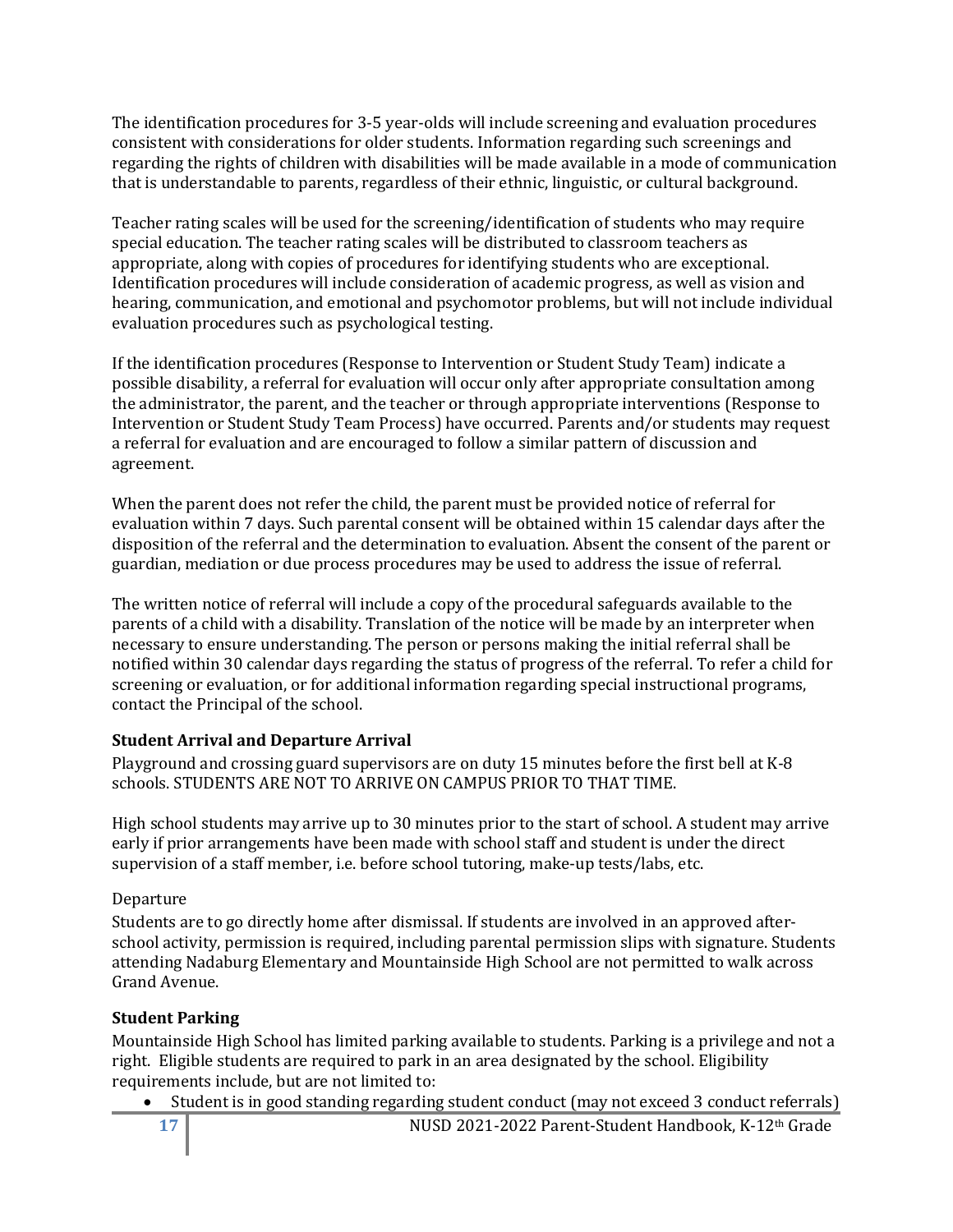The identification procedures for 3-5 year-olds will include screening and evaluation procedures consistent with considerations for older students. Information regarding such screenings and regarding the rights of children with disabilities will be made available in a mode of communication that is understandable to parents, regardless of their ethnic, linguistic, or cultural background.

Teacher rating scales will be used for the screening/identification of students who may require special education. The teacher rating scales will be distributed to classroom teachers as appropriate, along with copies of procedures for identifying students who are exceptional. Identification procedures will include consideration of academic progress, as well as vision and hearing, communication, and emotional and psychomotor problems, but will not include individual evaluation procedures such as psychological testing.

If the identification procedures (Response to Intervention or Student Study Team) indicate a possible disability, a referral for evaluation will occur only after appropriate consultation among the administrator, the parent, and the teacher or through appropriate interventions (Response to Intervention or Student Study Team Process) have occurred. Parents and/or students may request a referral for evaluation and are encouraged to follow a similar pattern of discussion and agreement.

When the parent does not refer the child, the parent must be provided notice of referral for evaluation within 7 days. Such parental consent will be obtained within 15 calendar days after the disposition of the referral and the determination to evaluation. Absent the consent of the parent or guardian, mediation or due process procedures may be used to address the issue of referral.

The written notice of referral will include a copy of the procedural safeguards available to the parents of a child with a disability. Translation of the notice will be made by an interpreter when necessary to ensure understanding. The person or persons making the initial referral shall be notified within 30 calendar days regarding the status of progress of the referral. To refer a child for screening or evaluation, or for additional information regarding special instructional programs, contact the Principal of the school.

### Student Arrival and Departure Arrival

Playground and crossing guard supervisors are on duty 15 minutes before the first bell at K-8 schools. STUDENTS ARE NOT TO ARRIVE ON CAMPUS PRIOR TO THAT TIME.

High school students may arrive up to 30 minutes prior to the start of school. A student may arrive early if prior arrangements have been made with school staff and student is under the direct supervision of a staff member, i.e. before school tutoring, make-up tests/labs, etc.

Departure

Students are to go directly home after dismissal. If students are involved in an approved after-school activity, permission is required, including parental permission slips with signature. Students attending Nadaburg Elementary and Mountainside High School are not permitted to walk across Grand Avenue.

### Student Parking

Mountainside High School has limited parking available to students. Parking is a privilege and not a right. Eligible students are required to park in an area designated by the school. Eligibility requirements include, but are not limited to:

- Student is in good standing regarding student conduct (may not exceed 3 conduct referrals)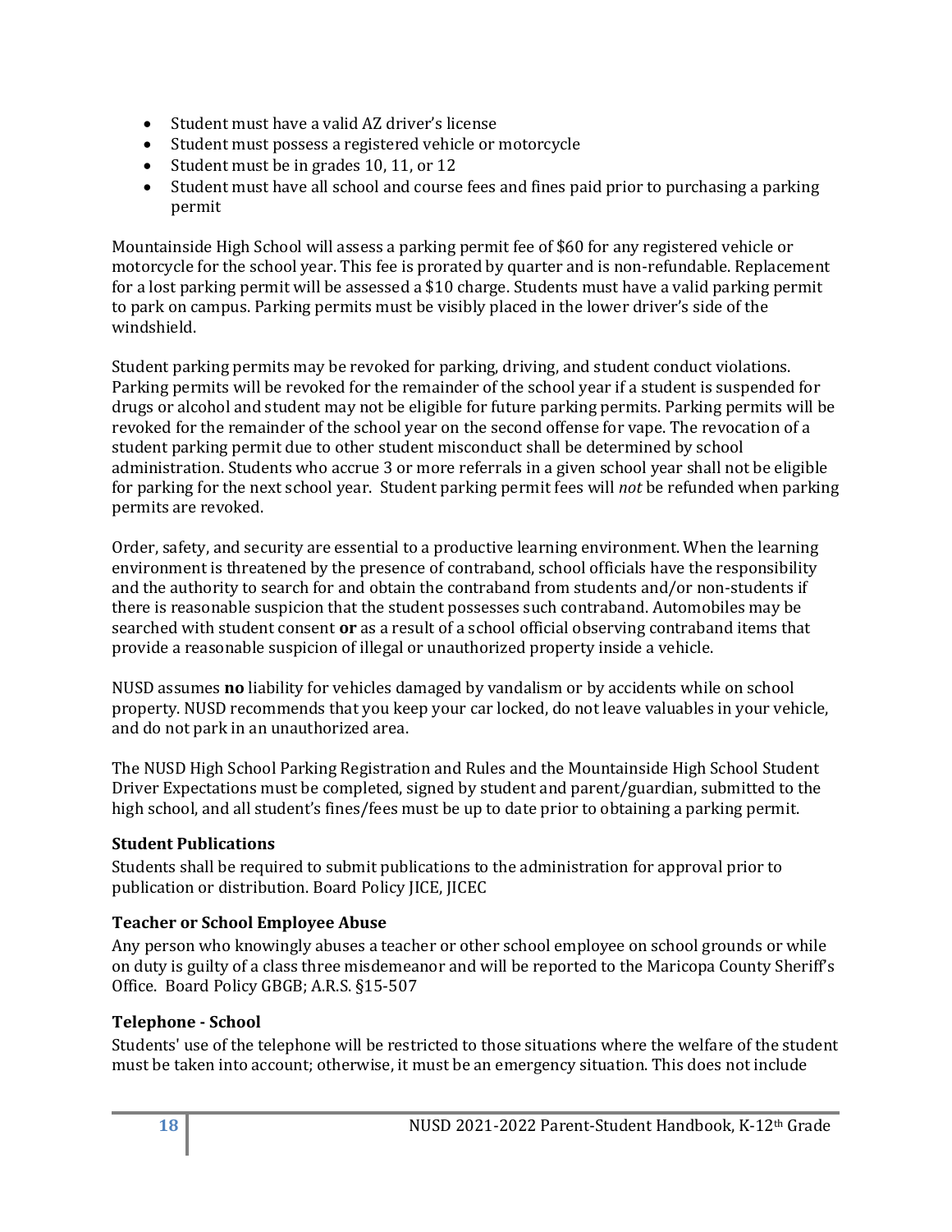- Student must have a valid AZ driver's license
- Student must possess a registered vehicle or motorcycle
- Student must be in grades 10, 11, or 12
- Student must have all school and course fees and fines paid prior to purchasing a parking permit

Mountainside High School will assess a parking permit fee of $60 for any registered vehicle or motorcycle for the school year. This fee is prorated by quarter and is non-refundable. Replacement for a lost parking permit will be assessed a $10 charge. Students must have a valid parking permit to park on campus. Parking permits must be visibly placed in the lower driver's side of the windshield.

Student parking permits may be revoked for parking, driving, and student conduct violations. Parking permits will be revoked for the remainder of the school year if a student is suspended for drugs or alcohol and student may not be eligible for future parking permits. Parking permits will be revoked for the remainder of the school year on the second offense for vape. The revocation of a student parking permit due to other student misconduct shall be determined by school administration. Students who accrue 3 or more referrals in a given school year shall not be eligible for parking for the next school year. Student parking permit fees will *not* be refunded when parking permits are revoked.

Order, safety, and security are essential to a productive learning environment. When the learning environment is threatened by the presence of contraband, school officials have the responsibility and the authority to search for and obtain the contraband from students and/or non-students if there is reasonable suspicion that the student possesses such contraband. Automobiles may be searched with student consent **or** as a result of a school official observing contraband items that provide a reasonable suspicion of illegal or unauthorized property inside a vehicle.

NUSD assumes **no** liability for vehicles damaged by vandalism or by accidents while on school property. NUSD recommends that you keep your car locked, do not leave valuables in your vehicle, and do not park in an unauthorized area.

The NUSD High School Parking Registration and Rules and the Mountainside High School Student Driver Expectations must be completed, signed by student and parent/guardian, submitted to the high school, and all student's fines/fees must be up to date prior to obtaining a parking permit.

### Student Publications

Students shall be required to submit publications to the administration for approval prior to publication or distribution. Board Policy JICE, JICEC

### Teacher or School Employee Abuse

Any person who knowingly abuses a teacher or other school employee on school grounds or while on duty is guilty of a class three misdemeanor and will be reported to the Maricopa County Sheriff's Office. Board Policy GBGB; A.R.S. §15-507

### Telephone - School

Students' use of the telephone will be restricted to those situations where the welfare of the student must be taken into account; otherwise, it must be an emergency situation. This does not include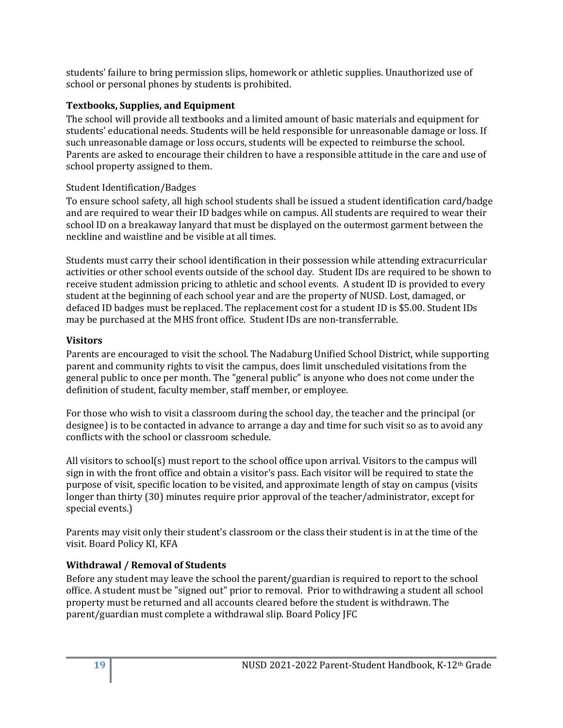students' failure to bring permission slips, homework or athletic supplies. Unauthorized use of school or personal phones by students is prohibited.

### Textbooks, Supplies, and Equipment

The school will provide all textbooks and a limited amount of basic materials and equipment for students' educational needs. Students will be held responsible for unreasonable damage or loss. If such unreasonable damage or loss occurs, students will be expected to reimburse the school. Parents are asked to encourage their children to have a responsible attitude in the care and use of school property assigned to them.

Student Identification/Badges

To ensure school safety, all high school students shall be issued a student identification card/badge and are required to wear their ID badges while on campus. All students are required to wear their school ID on a breakaway lanyard that must be displayed on the outermost garment between the neckline and waistline and be visible at all times.

Students must carry their school identification in their possession while attending extracurricular activities or other school events outside of the school day. Student IDs are required to be shown to receive student admission pricing to athletic and school events. A student ID is provided to every student at the beginning of each school year and are the property of NUSD. Lost, damaged, or defaced ID badges must be replaced. The replacement cost for a student ID is $5.00. Student IDs may be purchased at the MHS front office. Student IDs are non-transferrable.

### Visitors

Parents are encouraged to visit the school. The Nadaburg Unified School District, while supporting parent and community rights to visit the campus, does limit unscheduled visitations from the general public to once per month. The "general public" is anyone who does not come under the definition of student, faculty member, staff member, or employee.

For those who wish to visit a classroom during the school day, the teacher and the principal (or designee) is to be contacted in advance to arrange a day and time for such visit so as to avoid any conflicts with the school or classroom schedule.

All visitors to school(s) must report to the school office upon arrival. Visitors to the campus will sign in with the front office and obtain a visitor's pass. Each visitor will be required to state the purpose of visit, specific location to be visited, and approximate length of stay on campus (visits longer than thirty (30) minutes require prior approval of the teacher/administrator, except for special events.)

Parents may visit only their student's classroom or the class their student is in at the time of the visit. Board Policy KI, KFA

### Withdrawal / Removal of Students

Before any student may leave the school the parent/guardian is required to report to the school office. A student must be "signed out" prior to removal. Prior to withdrawing a student all school property must be returned and all accounts cleared before the student is withdrawn. The parent/guardian must complete a withdrawal slip. Board Policy JFC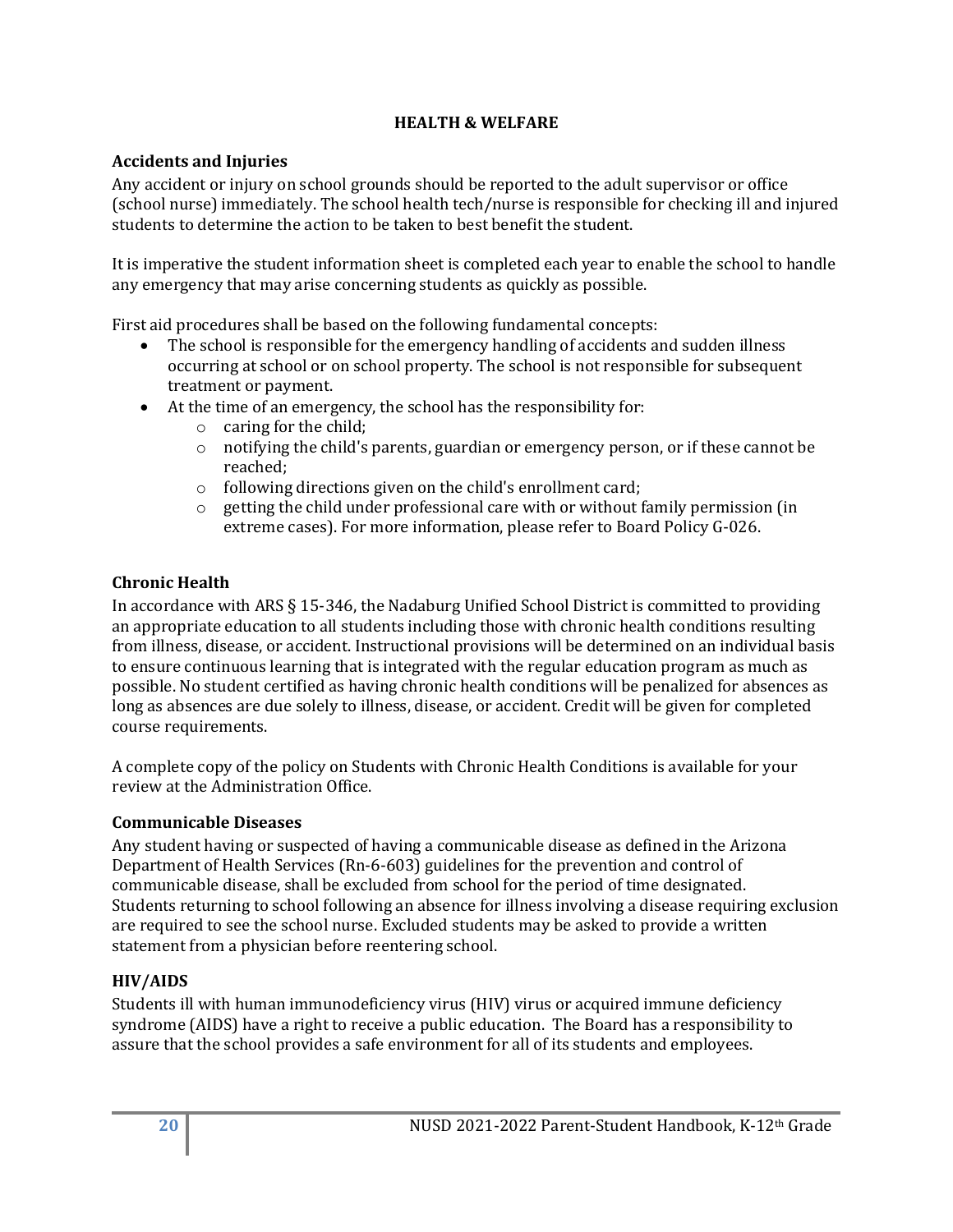## HEALTH & WELFARE

### Accidents and Injuries

Any accident or injury on school grounds should be reported to the adult supervisor or office (school nurse) immediately. The school health tech/nurse is responsible for checking ill and injured students to determine the action to be taken to best benefit the student.

It is imperative the student information sheet is completed each year to enable the school to handle any emergency that may arise concerning students as quickly as possible.

First aid procedures shall be based on the following fundamental concepts:

- The school is responsible for the emergency handling of accidents and sudden illness occurring at school or on school property. The school is not responsible for subsequent treatment or payment.
- At the time of an emergency, the school has the responsibility for:
  - caring for the child;
  - notifying the child's parents, guardian or emergency person, or if these cannot be reached;
  - following directions given on the child's enrollment card;
  - getting the child under professional care with or without family permission (in extreme cases). For more information, please refer to Board Policy G-026.

### Chronic Health

In accordance with ARS § 15-346, the Nadaburg Unified School District is committed to providing an appropriate education to all students including those with chronic health conditions resulting from illness, disease, or accident. Instructional provisions will be determined on an individual basis to ensure continuous learning that is integrated with the regular education program as much as possible. No student certified as having chronic health conditions will be penalized for absences as long as absences are due solely to illness, disease, or accident. Credit will be given for completed course requirements.

A complete copy of the policy on Students with Chronic Health Conditions is available for your review at the Administration Office.

### Communicable Diseases

Any student having or suspected of having a communicable disease as defined in the Arizona Department of Health Services (Rn-6-603) guidelines for the prevention and control of communicable disease, shall be excluded from school for the period of time designated. Students returning to school following an absence for illness involving a disease requiring exclusion are required to see the school nurse. Excluded students may be asked to provide a written statement from a physician before reentering school.

### HIV/AIDS

Students ill with human immunodeficiency virus (HIV) virus or acquired immune deficiency syndrome (AIDS) have a right to receive a public education. The Board has a responsibility to assure that the school provides a safe environment for all of its students and employees.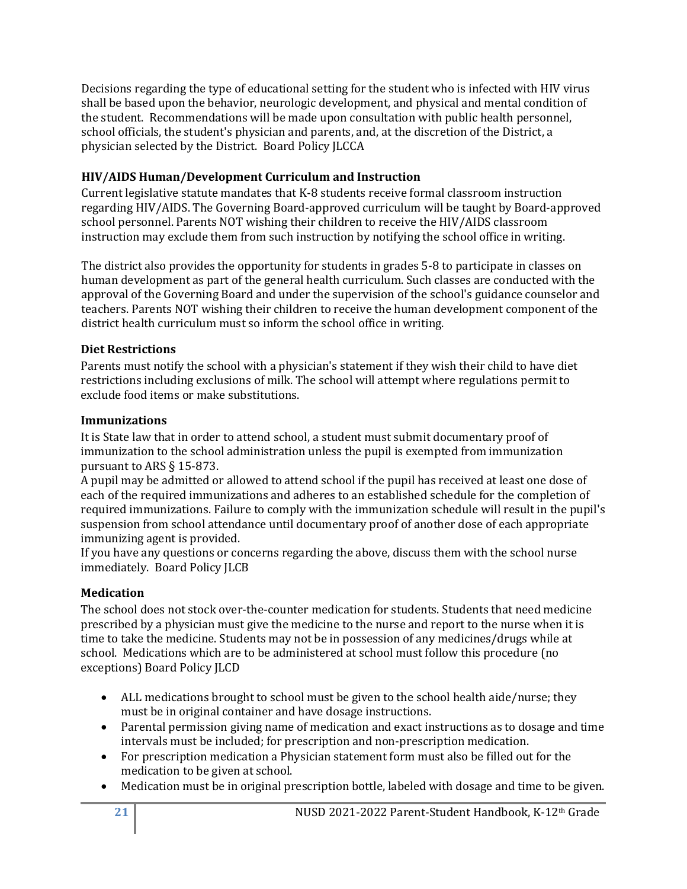Decisions regarding the type of educational setting for the student who is infected with HIV virus shall be based upon the behavior, neurologic development, and physical and mental condition of the student. Recommendations will be made upon consultation with public health personnel, school officials, the student's physician and parents, and, at the discretion of the District, a physician selected by the District. Board Policy JLCCA

### HIV/AIDS Human/Development Curriculum and Instruction

Current legislative statute mandates that K-8 students receive formal classroom instruction regarding HIV/AIDS. The Governing Board-approved curriculum will be taught by Board-approved school personnel. Parents NOT wishing their children to receive the HIV/AIDS classroom instruction may exclude them from such instruction by notifying the school office in writing.

The district also provides the opportunity for students in grades 5-8 to participate in classes on human development as part of the general health curriculum. Such classes are conducted with the approval of the Governing Board and under the supervision of the school's guidance counselor and teachers. Parents NOT wishing their children to receive the human development component of the district health curriculum must so inform the school office in writing.

### Diet Restrictions

Parents must notify the school with a physician's statement if they wish their child to have diet restrictions including exclusions of milk. The school will attempt where regulations permit to exclude food items or make substitutions.

### Immunizations

It is State law that in order to attend school, a student must submit documentary proof of immunization to the school administration unless the pupil is exempted from immunization pursuant to ARS § 15-873.

A pupil may be admitted or allowed to attend school if the pupil has received at least one dose of each of the required immunizations and adheres to an established schedule for the completion of required immunizations. Failure to comply with the immunization schedule will result in the pupil's suspension from school attendance until documentary proof of another dose of each appropriate immunizing agent is provided.

If you have any questions or concerns regarding the above, discuss them with the school nurse immediately. Board Policy JLCB

### Medication

The school does not stock over-the-counter medication for students. Students that need medicine prescribed by a physician must give the medicine to the nurse and report to the nurse when it is time to take the medicine. Students may not be in possession of any medicines/drugs while at school. Medications which are to be administered at school must follow this procedure (no exceptions) Board Policy JLCD

- ALL medications brought to school must be given to the school health aide/nurse; they must be in original container and have dosage instructions.
- Parental permission giving name of medication and exact instructions as to dosage and time intervals must be included; for prescription and non-prescription medication.
- For prescription medication a Physician statement form must also be filled out for the medication to be given at school.
- Medication must be in original prescription bottle, labeled with dosage and time to be given.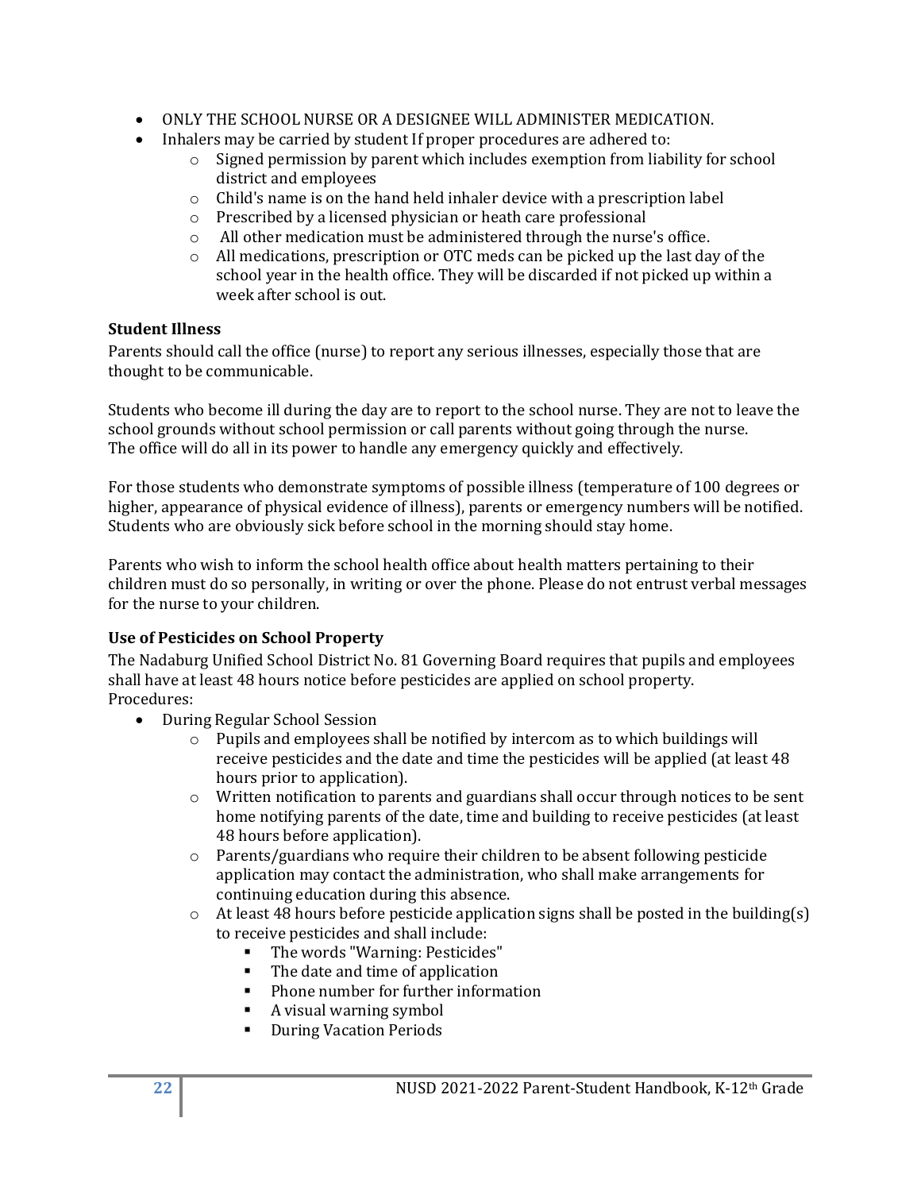- ONLY THE SCHOOL NURSE OR A DESIGNEE WILL ADMINISTER MEDICATION.
- Inhalers may be carried by student If proper procedures are adhered to:
    - Signed permission by parent which includes exemption from liability for school district and employees
    - Child's name is on the hand held inhaler device with a prescription label
    - Prescribed by a licensed physician or heath care professional
    - All other medication must be administered through the nurse's office.
    - All medications, prescription or OTC meds can be picked up the last day of the school year in the health office. They will be discarded if not picked up within a week after school is out.

### Student Illness

Parents should call the office (nurse) to report any serious illnesses, especially those that are thought to be communicable.

Students who become ill during the day are to report to the school nurse. They are not to leave the school grounds without school permission or call parents without going through the nurse. The office will do all in its power to handle any emergency quickly and effectively.

For those students who demonstrate symptoms of possible illness (temperature of 100 degrees or higher, appearance of physical evidence of illness), parents or emergency numbers will be notified. Students who are obviously sick before school in the morning should stay home.

Parents who wish to inform the school health office about health matters pertaining to their children must do so personally, in writing or over the phone. Please do not entrust verbal messages for the nurse to your children.

### Use of Pesticides on School Property

The Nadaburg Unified School District No. 81 Governing Board requires that pupils and employees shall have at least 48 hours notice before pesticides are applied on school property.
Procedures:

- During Regular School Session
    - Pupils and employees shall be notified by intercom as to which buildings will receive pesticides and the date and time the pesticides will be applied (at least 48 hours prior to application).
    - Written notification to parents and guardians shall occur through notices to be sent home notifying parents of the date, time and building to receive pesticides (at least 48 hours before application).
    - Parents/guardians who require their children to be absent following pesticide application may contact the administration, who shall make arrangements for continuing education during this absence.
    - At least 48 hours before pesticide application signs shall be posted in the building(s) to receive pesticides and shall include:
        - The words "Warning: Pesticides"
        - The date and time of application
        - Phone number for further information
        - A visual warning symbol
        - During Vacation Periods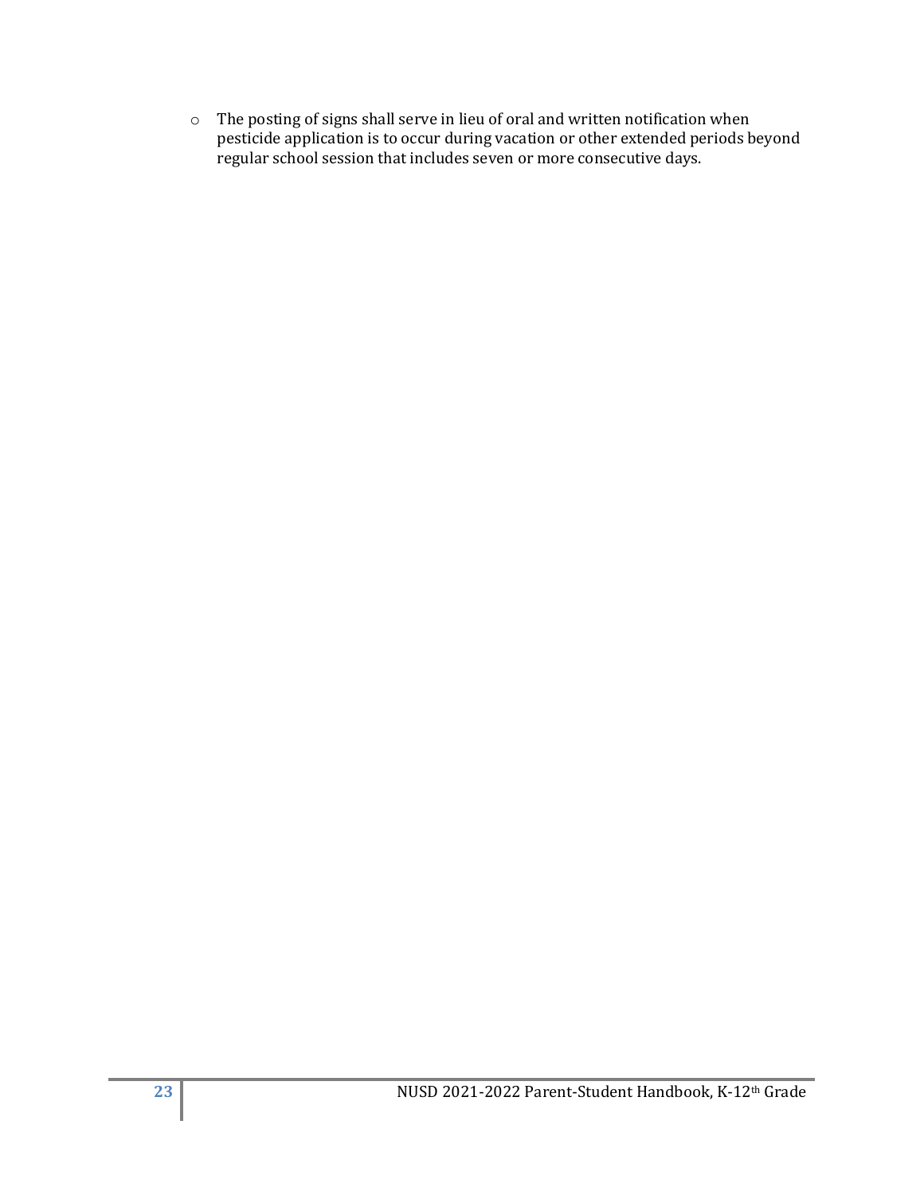- The posting of signs shall serve in lieu of oral and written notification when pesticide application is to occur during vacation or other extended periods beyond regular school session that includes seven or more consecutive days.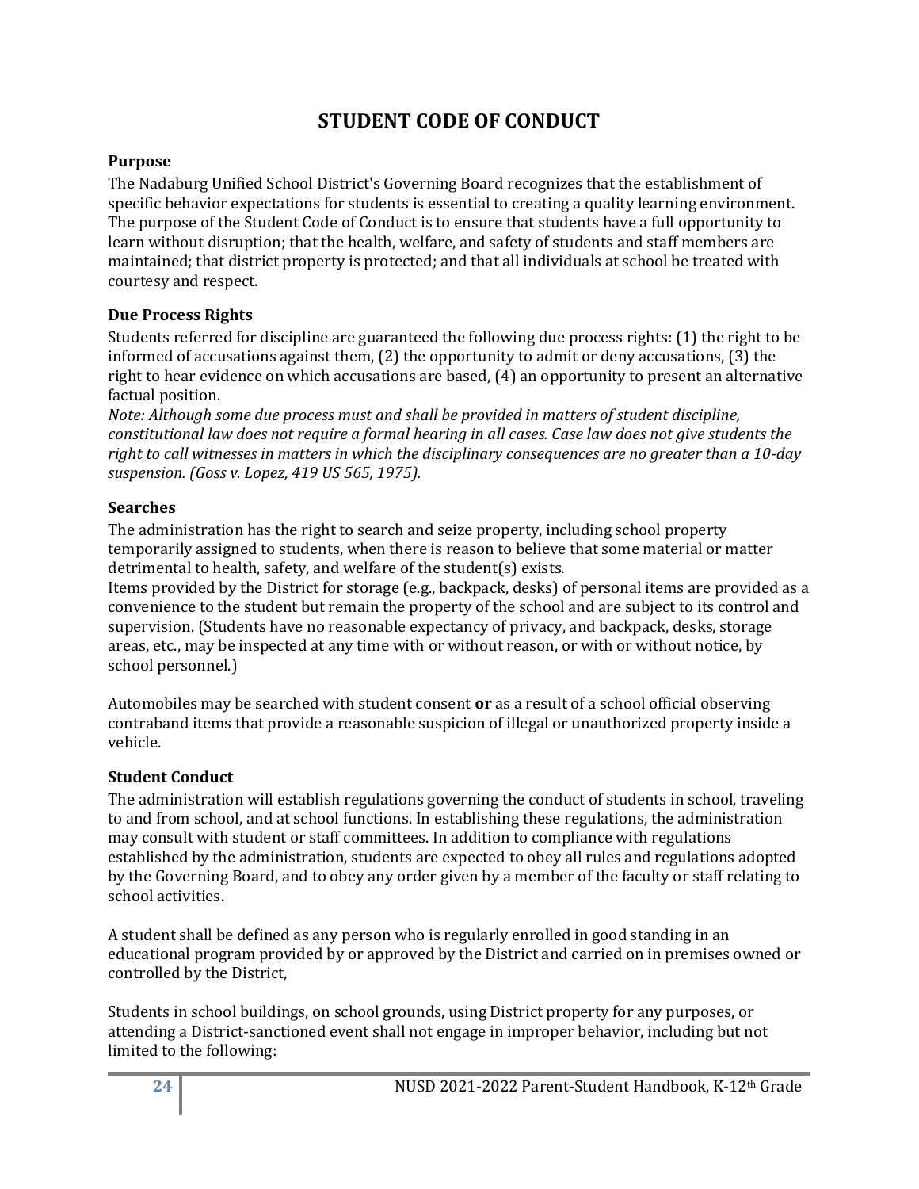# STUDENT CODE OF CONDUCT

## Purpose

The Nadaburg Unified School District's Governing Board recognizes that the establishment of specific behavior expectations for students is essential to creating a quality learning environment. The purpose of the Student Code of Conduct is to ensure that students have a full opportunity to learn without disruption; that the health, welfare, and safety of students and staff members are maintained; that district property is protected; and that all individuals at school be treated with courtesy and respect.

## Due Process Rights

Students referred for discipline are guaranteed the following due process rights: (1) the right to be informed of accusations against them, (2) the opportunity to admit or deny accusations, (3) the right to hear evidence on which accusations are based, (4) an opportunity to present an alternative factual position.

*Note: Although some due process must and shall be provided in matters of student discipline, constitutional law does not require a formal hearing in all cases. Case law does not give students the right to call witnesses in matters in which the disciplinary consequences are no greater than a 10-day suspension. (Goss v. Lopez, 419 US 565, 1975).*

## Searches

The administration has the right to search and seize property, including school property temporarily assigned to students, when there is reason to believe that some material or matter detrimental to health, safety, and welfare of the student(s) exists.

Items provided by the District for storage (e.g., backpack, desks) of personal items are provided as a convenience to the student but remain the property of the school and are subject to its control and supervision. (Students have no reasonable expectancy of privacy, and backpack, desks, storage areas, etc., may be inspected at any time with or without reason, or with or without notice, by school personnel.)

Automobiles may be searched with student consent **or** as a result of a school official observing contraband items that provide a reasonable suspicion of illegal or unauthorized property inside a vehicle.

## Student Conduct

The administration will establish regulations governing the conduct of students in school, traveling to and from school, and at school functions. In establishing these regulations, the administration may consult with student or staff committees. In addition to compliance with regulations established by the administration, students are expected to obey all rules and regulations adopted by the Governing Board, and to obey any order given by a member of the faculty or staff relating to school activities.

A student shall be defined as any person who is regularly enrolled in good standing in an educational program provided by or approved by the District and carried on in premises owned or controlled by the District,

Students in school buildings, on school grounds, using District property for any purposes, or attending a District-sanctioned event shall not engage in improper behavior, including but not limited to the following: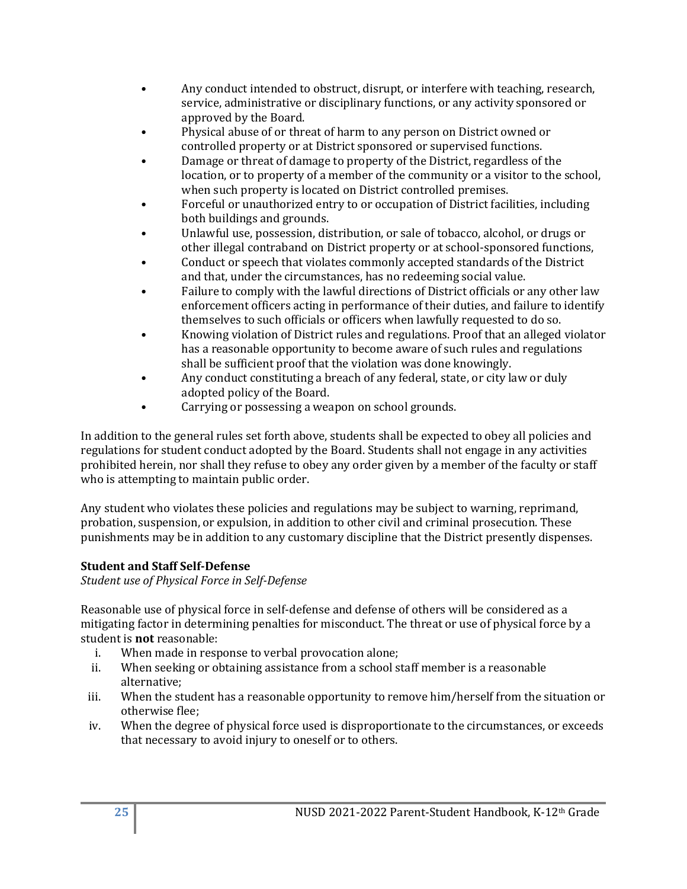- Any conduct intended to obstruct, disrupt, or interfere with teaching, research, service, administrative or disciplinary functions, or any activity sponsored or approved by the Board.
- Physical abuse of or threat of harm to any person on District owned or controlled property or at District sponsored or supervised functions.
- Damage or threat of damage to property of the District, regardless of the location, or to property of a member of the community or a visitor to the school, when such property is located on District controlled premises.
- Forceful or unauthorized entry to or occupation of District facilities, including both buildings and grounds.
- Unlawful use, possession, distribution, or sale of tobacco, alcohol, or drugs or other illegal contraband on District property or at school-sponsored functions,
- Conduct or speech that violates commonly accepted standards of the District and that, under the circumstances, has no redeeming social value.
- Failure to comply with the lawful directions of District officials or any other law enforcement officers acting in performance of their duties, and failure to identify themselves to such officials or officers when lawfully requested to do so.
- Knowing violation of District rules and regulations. Proof that an alleged violator has a reasonable opportunity to become aware of such rules and regulations shall be sufficient proof that the violation was done knowingly.
- Any conduct constituting a breach of any federal, state, or city law or duly adopted policy of the Board.
- Carrying or possessing a weapon on school grounds.

In addition to the general rules set forth above, students shall be expected to obey all policies and regulations for student conduct adopted by the Board. Students shall not engage in any activities prohibited herein, nor shall they refuse to obey any order given by a member of the faculty or staff who is attempting to maintain public order.

Any student who violates these policies and regulations may be subject to warning, reprimand, probation, suspension, or expulsion, in addition to other civil and criminal prosecution. These punishments may be in addition to any customary discipline that the District presently dispenses.

**Student and Staff Self-Defense**

*Student use of Physical Force in Self-Defense*

Reasonable use of physical force in self-defense and defense of others will be considered as a mitigating factor in determining penalties for misconduct. The threat or use of physical force by a student is **not** reasonable:

i. When made in response to verbal provocation alone;
ii. When seeking or obtaining assistance from a school staff member is a reasonable alternative;
iii. When the student has a reasonable opportunity to remove him/herself from the situation or otherwise flee;
iv. When the degree of physical force used is disproportionate to the circumstances, or exceeds that necessary to avoid injury to oneself or to others.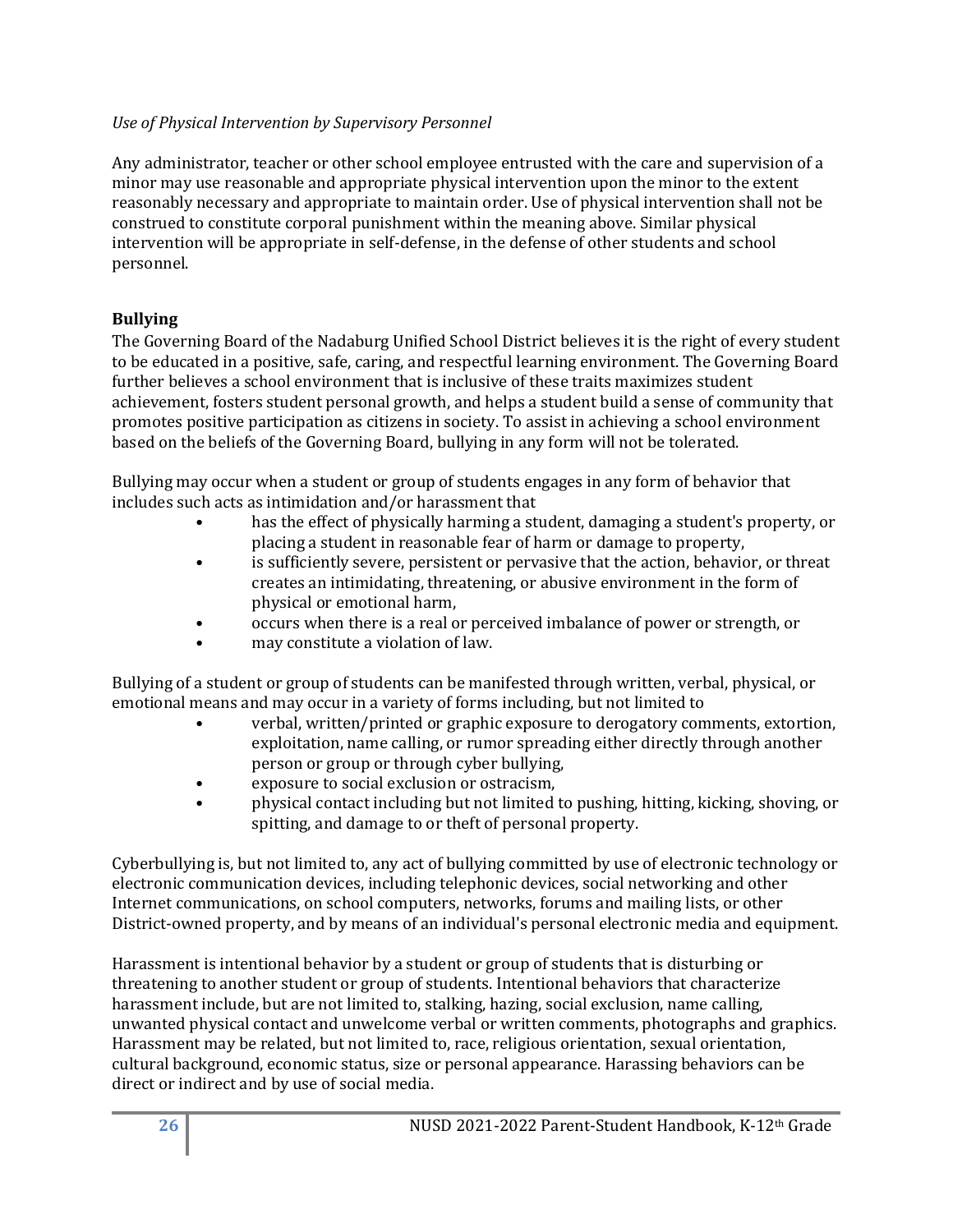*Use of Physical Intervention by Supervisory Personnel*

Any administrator, teacher or other school employee entrusted with the care and supervision of a minor may use reasonable and appropriate physical intervention upon the minor to the extent reasonably necessary and appropriate to maintain order. Use of physical intervention shall not be construed to constitute corporal punishment within the meaning above. Similar physical intervention will be appropriate in self-defense, in the defense of other students and school personnel.

**Bullying**

The Governing Board of the Nadaburg Unified School District believes it is the right of every student to be educated in a positive, safe, caring, and respectful learning environment. The Governing Board further believes a school environment that is inclusive of these traits maximizes student achievement, fosters student personal growth, and helps a student build a sense of community that promotes positive participation as citizens in society. To assist in achieving a school environment based on the beliefs of the Governing Board, bullying in any form will not be tolerated.

Bullying may occur when a student or group of students engages in any form of behavior that includes such acts as intimidation and/or harassment that

- has the effect of physically harming a student, damaging a student's property, or placing a student in reasonable fear of harm or damage to property,
- is sufficiently severe, persistent or pervasive that the action, behavior, or threat creates an intimidating, threatening, or abusive environment in the form of physical or emotional harm,
- occurs when there is a real or perceived imbalance of power or strength, or
- may constitute a violation of law.

Bullying of a student or group of students can be manifested through written, verbal, physical, or emotional means and may occur in a variety of forms including, but not limited to

- verbal, written/printed or graphic exposure to derogatory comments, extortion, exploitation, name calling, or rumor spreading either directly through another person or group or through cyber bullying,
- exposure to social exclusion or ostracism,
- physical contact including but not limited to pushing, hitting, kicking, shoving, or spitting, and damage to or theft of personal property.

Cyberbullying is, but not limited to, any act of bullying committed by use of electronic technology or electronic communication devices, including telephonic devices, social networking and other Internet communications, on school computers, networks, forums and mailing lists, or other District-owned property, and by means of an individual's personal electronic media and equipment.

Harassment is intentional behavior by a student or group of students that is disturbing or threatening to another student or group of students. Intentional behaviors that characterize harassment include, but are not limited to, stalking, hazing, social exclusion, name calling, unwanted physical contact and unwelcome verbal or written comments, photographs and graphics. Harassment may be related, but not limited to, race, religious orientation, sexual orientation, cultural background, economic status, size or personal appearance. Harassing behaviors can be direct or indirect and by use of social media.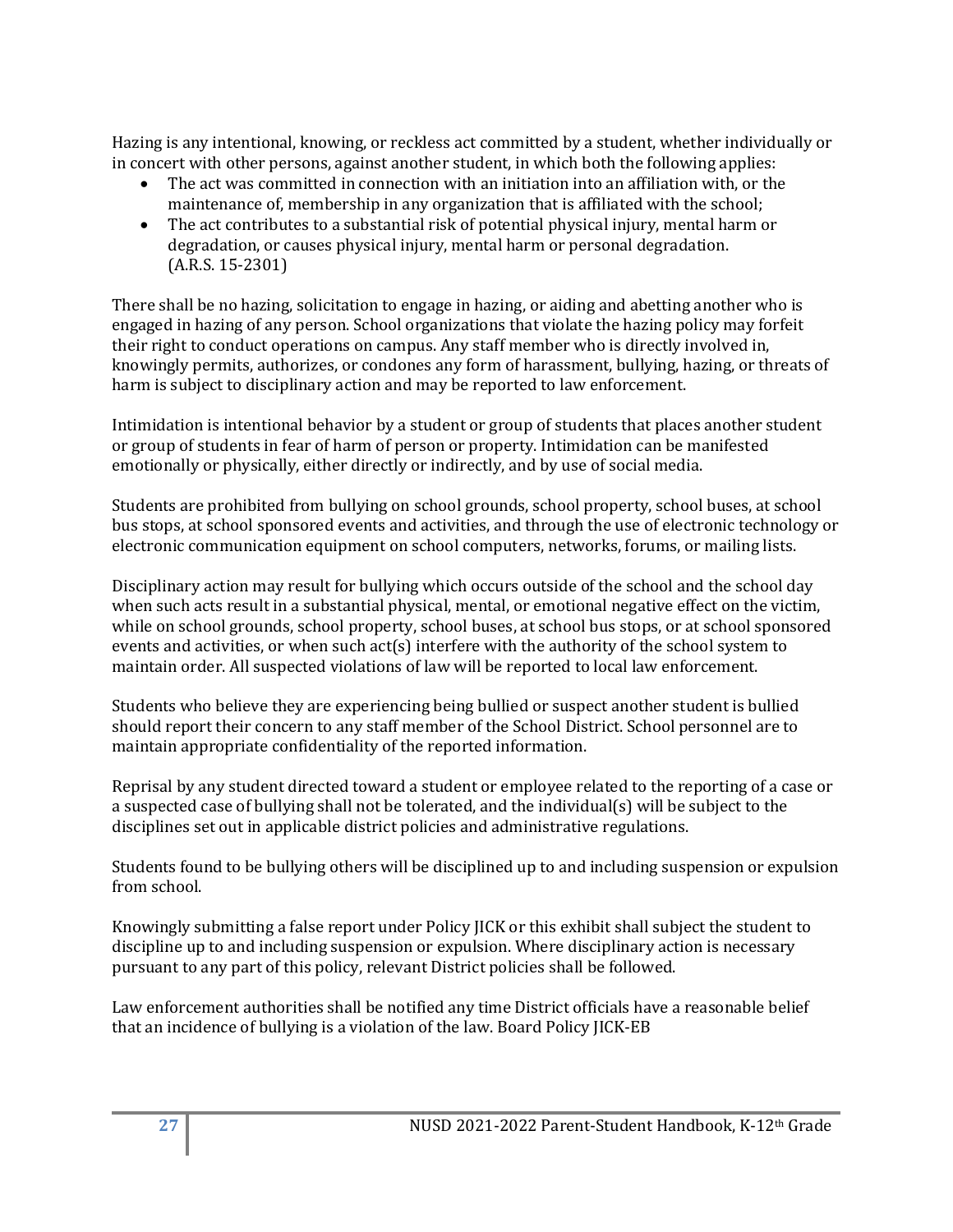Hazing is any intentional, knowing, or reckless act committed by a student, whether individually or in concert with other persons, against another student, in which both the following applies:

- The act was committed in connection with an initiation into an affiliation with, or the maintenance of, membership in any organization that is affiliated with the school;
- The act contributes to a substantial risk of potential physical injury, mental harm or degradation, or causes physical injury, mental harm or personal degradation. (A.R.S. 15-2301)

There shall be no hazing, solicitation to engage in hazing, or aiding and abetting another who is engaged in hazing of any person. School organizations that violate the hazing policy may forfeit their right to conduct operations on campus. Any staff member who is directly involved in, knowingly permits, authorizes, or condones any form of harassment, bullying, hazing, or threats of harm is subject to disciplinary action and may be reported to law enforcement.

Intimidation is intentional behavior by a student or group of students that places another student or group of students in fear of harm of person or property. Intimidation can be manifested emotionally or physically, either directly or indirectly, and by use of social media.

Students are prohibited from bullying on school grounds, school property, school buses, at school bus stops, at school sponsored events and activities, and through the use of electronic technology or electronic communication equipment on school computers, networks, forums, or mailing lists.

Disciplinary action may result for bullying which occurs outside of the school and the school day when such acts result in a substantial physical, mental, or emotional negative effect on the victim, while on school grounds, school property, school buses, at school bus stops, or at school sponsored events and activities, or when such act(s) interfere with the authority of the school system to maintain order. All suspected violations of law will be reported to local law enforcement.

Students who believe they are experiencing being bullied or suspect another student is bullied should report their concern to any staff member of the School District. School personnel are to maintain appropriate confidentiality of the reported information.

Reprisal by any student directed toward a student or employee related to the reporting of a case or a suspected case of bullying shall not be tolerated, and the individual(s) will be subject to the disciplines set out in applicable district policies and administrative regulations.

Students found to be bullying others will be disciplined up to and including suspension or expulsion from school.

Knowingly submitting a false report under Policy JICK or this exhibit shall subject the student to discipline up to and including suspension or expulsion. Where disciplinary action is necessary pursuant to any part of this policy, relevant District policies shall be followed.

Law enforcement authorities shall be notified any time District officials have a reasonable belief that an incidence of bullying is a violation of the law. Board Policy JICK-EB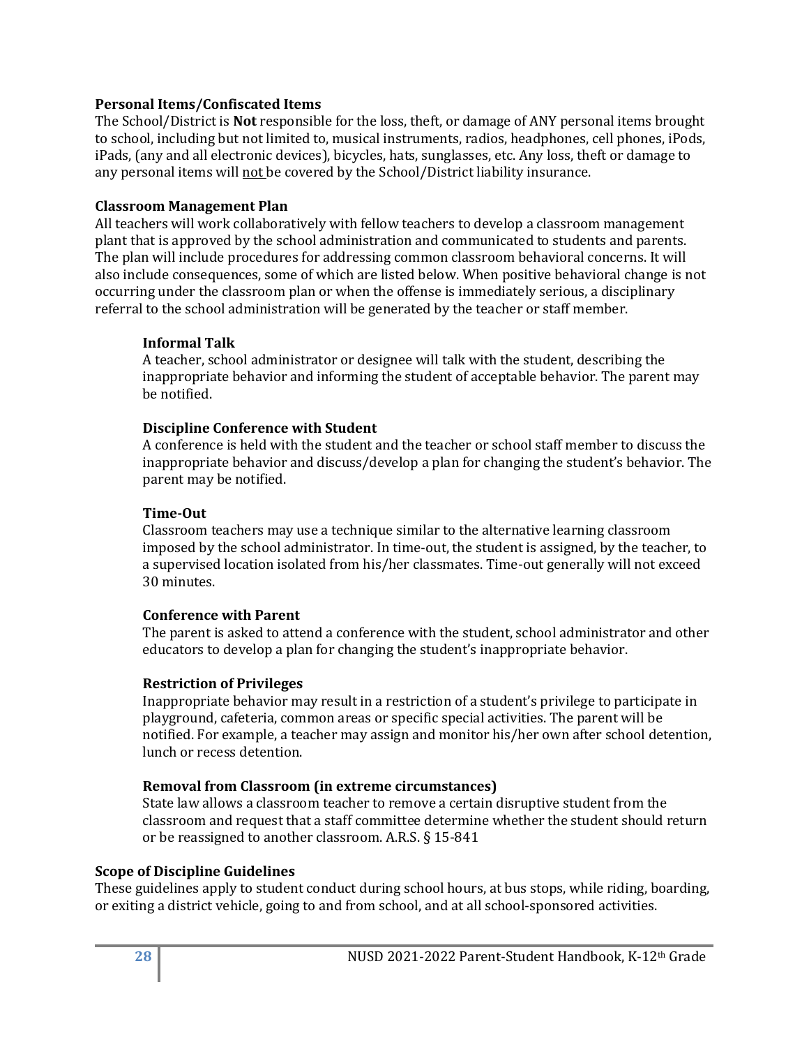### Personal Items/Confiscated Items

The School/District is **Not** responsible for the loss, theft, or damage of ANY personal items brought to school, including but not limited to, musical instruments, radios, headphones, cell phones, iPods, iPads, (any and all electronic devices), bicycles, hats, sunglasses, etc. Any loss, theft or damage to any personal items will not be covered by the School/District liability insurance.

### Classroom Management Plan

All teachers will work collaboratively with fellow teachers to develop a classroom management plant that is approved by the school administration and communicated to students and parents. The plan will include procedures for addressing common classroom behavioral concerns. It will also include consequences, some of which are listed below. When positive behavioral change is not occurring under the classroom plan or when the offense is immediately serious, a disciplinary referral to the school administration will be generated by the teacher or staff member.

#### Informal Talk

A teacher, school administrator or designee will talk with the student, describing the inappropriate behavior and informing the student of acceptable behavior. The parent may be notified.

#### Discipline Conference with Student

A conference is held with the student and the teacher or school staff member to discuss the inappropriate behavior and discuss/develop a plan for changing the student's behavior. The parent may be notified.

#### Time-Out

Classroom teachers may use a technique similar to the alternative learning classroom imposed by the school administrator. In time-out, the student is assigned, by the teacher, to a supervised location isolated from his/her classmates. Time-out generally will not exceed 30 minutes.

#### Conference with Parent

The parent is asked to attend a conference with the student, school administrator and other educators to develop a plan for changing the student's inappropriate behavior.

#### Restriction of Privileges

Inappropriate behavior may result in a restriction of a student's privilege to participate in playground, cafeteria, common areas or specific special activities. The parent will be notified. For example, a teacher may assign and monitor his/her own after school detention, lunch or recess detention.

#### Removal from Classroom (in extreme circumstances)

State law allows a classroom teacher to remove a certain disruptive student from the classroom and request that a staff committee determine whether the student should return or be reassigned to another classroom. A.R.S. § 15-841

### Scope of Discipline Guidelines

These guidelines apply to student conduct during school hours, at bus stops, while riding, boarding, or exiting a district vehicle, going to and from school, and at all school-sponsored activities.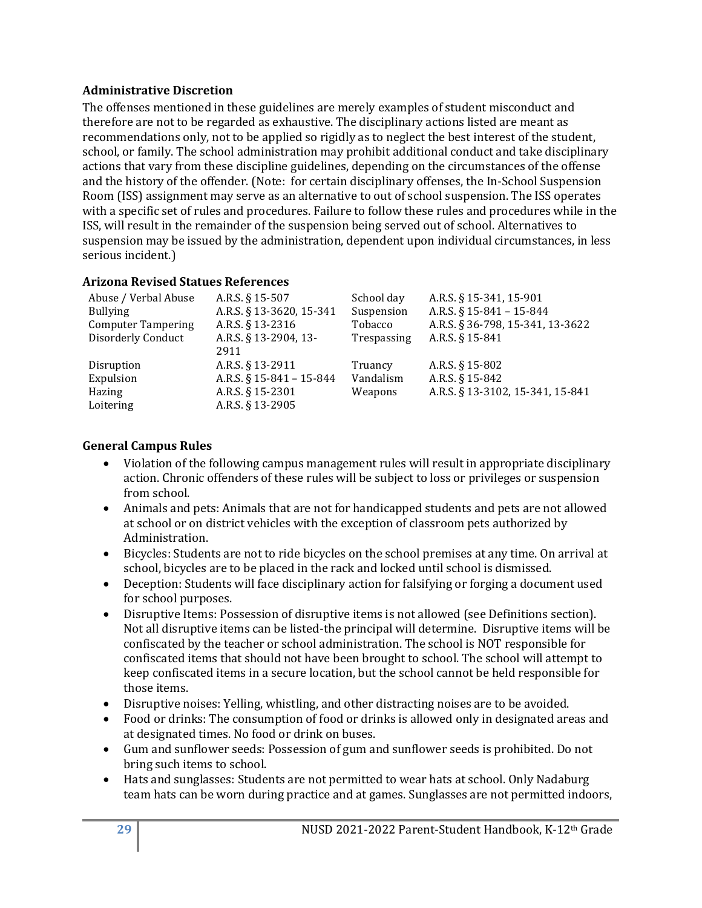**Administrative Discretion**

The offenses mentioned in these guidelines are merely examples of student misconduct and therefore are not to be regarded as exhaustive. The disciplinary actions listed are meant as recommendations only, not to be applied so rigidly as to neglect the best interest of the student, school, or family. The school administration may prohibit additional conduct and take disciplinary actions that vary from these discipline guidelines, depending on the circumstances of the offense and the history of the offender. (Note: for certain disciplinary offenses, the In-School Suspension Room (ISS) assignment may serve as an alternative to out of school suspension. The ISS operates with a specific set of rules and procedures. Failure to follow these rules and procedures while in the ISS, will result in the remainder of the suspension being served out of school. Alternatives to suspension may be issued by the administration, dependent upon individual circumstances, in less serious incident.)

**Arizona Revised Statues References**

| | | | |
|---|---|---|---|
| Abuse / Verbal Abuse | A.R.S. § 15-507 | School day | A.R.S. § 15-341, 15-901 |
| Bullying | A.R.S. § 13-3620, 15-341 | Suspension | A.R.S. § 15-841 – 15-844 |
| Computer Tampering | A.R.S. § 13-2316 | Tobacco | A.R.S. § 36-798, 15-341, 13-3622 |
| Disorderly Conduct | A.R.S. § 13-2904, 13-2911 | Trespassing | A.R.S. § 15-841 |
| Disruption | A.R.S. § 13-2911 | Truancy | A.R.S. § 15-802 |
| Expulsion | A.R.S. § 15-841 – 15-844 | Vandalism | A.R.S. § 15-842 |
| Hazing | A.R.S. § 15-2301 | Weapons | A.R.S. § 13-3102, 15-341, 15-841 |
| Loitering | A.R.S. § 13-2905 | | |

**General Campus Rules**

- Violation of the following campus management rules will result in appropriate disciplinary action. Chronic offenders of these rules will be subject to loss or privileges or suspension from school.
- Animals and pets: Animals that are not for handicapped students and pets are not allowed at school or on district vehicles with the exception of classroom pets authorized by Administration.
- Bicycles: Students are not to ride bicycles on the school premises at any time. On arrival at school, bicycles are to be placed in the rack and locked until school is dismissed.
- Deception: Students will face disciplinary action for falsifying or forging a document used for school purposes.
- Disruptive Items: Possession of disruptive items is not allowed (see Definitions section). Not all disruptive items can be listed-the principal will determine. Disruptive items will be confiscated by the teacher or school administration. The school is NOT responsible for confiscated items that should not have been brought to school. The school will attempt to keep confiscated items in a secure location, but the school cannot be held responsible for those items.
- Disruptive noises: Yelling, whistling, and other distracting noises are to be avoided.
- Food or drinks: The consumption of food or drinks is allowed only in designated areas and at designated times. No food or drink on buses.
- Gum and sunflower seeds: Possession of gum and sunflower seeds is prohibited. Do not bring such items to school.
- Hats and sunglasses: Students are not permitted to wear hats at school. Only Nadaburg team hats can be worn during practice and at games. Sunglasses are not permitted indoors,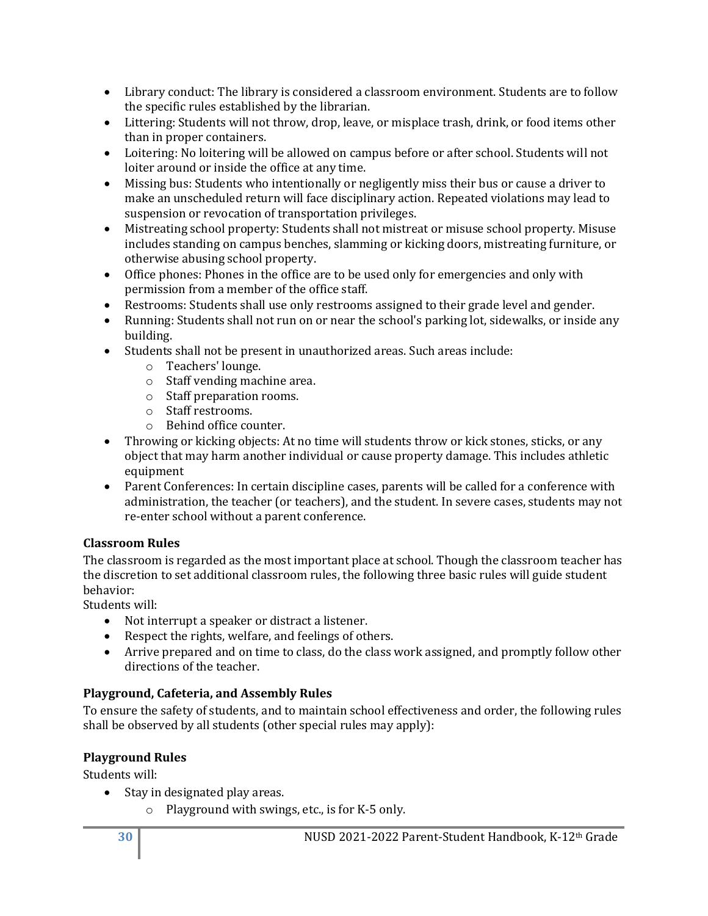- Library conduct: The library is considered a classroom environment. Students are to follow the specific rules established by the librarian.
- Littering: Students will not throw, drop, leave, or misplace trash, drink, or food items other than in proper containers.
- Loitering: No loitering will be allowed on campus before or after school. Students will not loiter around or inside the office at any time.
- Missing bus: Students who intentionally or negligently miss their bus or cause a driver to make an unscheduled return will face disciplinary action. Repeated violations may lead to suspension or revocation of transportation privileges.
- Mistreating school property: Students shall not mistreat or misuse school property. Misuse includes standing on campus benches, slamming or kicking doors, mistreating furniture, or otherwise abusing school property.
- Office phones: Phones in the office are to be used only for emergencies and only with permission from a member of the office staff.
- Restrooms: Students shall use only restrooms assigned to their grade level and gender.
- Running: Students shall not run on or near the school's parking lot, sidewalks, or inside any building.
- Students shall not be present in unauthorized areas. Such areas include:
    - Teachers' lounge.
    - Staff vending machine area.
    - Staff preparation rooms.
    - Staff restrooms.
    - Behind office counter.
- Throwing or kicking objects: At no time will students throw or kick stones, sticks, or any object that may harm another individual or cause property damage. This includes athletic equipment
- Parent Conferences: In certain discipline cases, parents will be called for a conference with administration, the teacher (or teachers), and the student. In severe cases, students may not re-enter school without a parent conference.

**Classroom Rules**

The classroom is regarded as the most important place at school. Though the classroom teacher has the discretion to set additional classroom rules, the following three basic rules will guide student behavior:

Students will:

- Not interrupt a speaker or distract a listener.
- Respect the rights, welfare, and feelings of others.
- Arrive prepared and on time to class, do the class work assigned, and promptly follow other directions of the teacher.

**Playground, Cafeteria, and Assembly Rules**

To ensure the safety of students, and to maintain school effectiveness and order, the following rules shall be observed by all students (other special rules may apply):

**Playground Rules**

Students will:

- Stay in designated play areas.
    - Playground with swings, etc., is for K-5 only.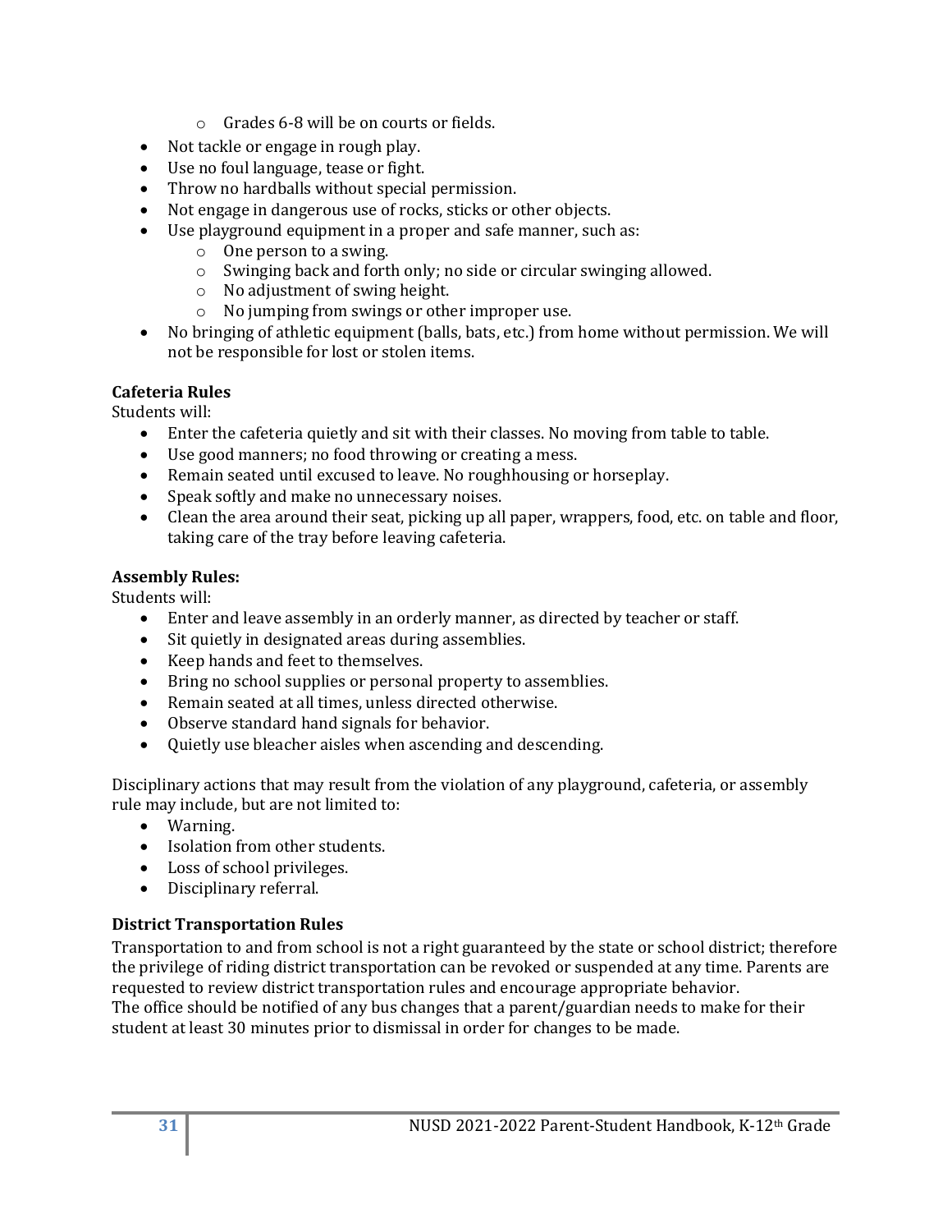- Grades 6-8 will be on courts or fields.
- Not tackle or engage in rough play.
- Use no foul language, tease or fight.
- Throw no hardballs without special permission.
- Not engage in dangerous use of rocks, sticks or other objects.
- Use playground equipment in a proper and safe manner, such as:
  - One person to a swing.
  - Swinging back and forth only; no side or circular swinging allowed.
  - No adjustment of swing height.
  - No jumping from swings or other improper use.
- No bringing of athletic equipment (balls, bats, etc.) from home without permission. We will not be responsible for lost or stolen items.

**Cafeteria Rules**

Students will:

- Enter the cafeteria quietly and sit with their classes. No moving from table to table.
- Use good manners; no food throwing or creating a mess.
- Remain seated until excused to leave. No roughhousing or horseplay.
- Speak softly and make no unnecessary noises.
- Clean the area around their seat, picking up all paper, wrappers, food, etc. on table and floor, taking care of the tray before leaving cafeteria.

**Assembly Rules:**

Students will:

- Enter and leave assembly in an orderly manner, as directed by teacher or staff.
- Sit quietly in designated areas during assemblies.
- Keep hands and feet to themselves.
- Bring no school supplies or personal property to assemblies.
- Remain seated at all times, unless directed otherwise.
- Observe standard hand signals for behavior.
- Quietly use bleacher aisles when ascending and descending.

Disciplinary actions that may result from the violation of any playground, cafeteria, or assembly rule may include, but are not limited to:

- Warning.
- Isolation from other students.
- Loss of school privileges.
- Disciplinary referral.

**District Transportation Rules**

Transportation to and from school is not a right guaranteed by the state or school district; therefore the privilege of riding district transportation can be revoked or suspended at any time. Parents are requested to review district transportation rules and encourage appropriate behavior.
The office should be notified of any bus changes that a parent/guardian needs to make for their student at least 30 minutes prior to dismissal in order for changes to be made.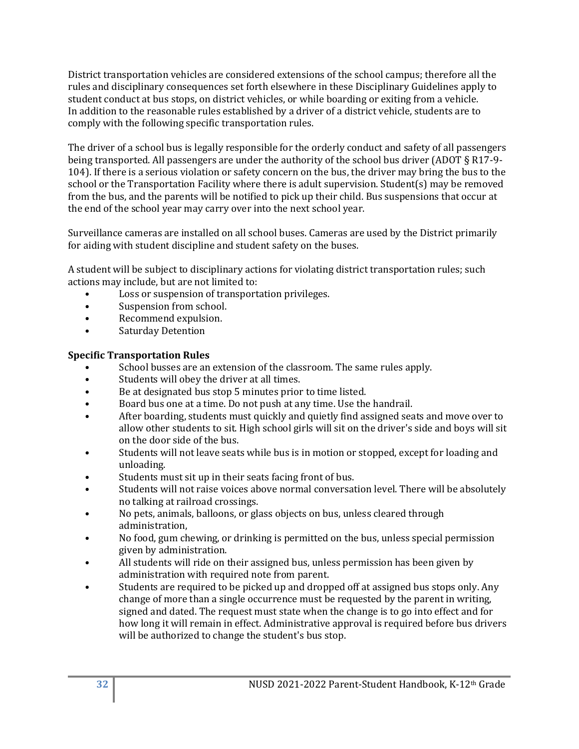District transportation vehicles are considered extensions of the school campus; therefore all the rules and disciplinary consequences set forth elsewhere in these Disciplinary Guidelines apply to student conduct at bus stops, on district vehicles, or while boarding or exiting from a vehicle. In addition to the reasonable rules established by a driver of a district vehicle, students are to comply with the following specific transportation rules.

The driver of a school bus is legally responsible for the orderly conduct and safety of all passengers being transported. All passengers are under the authority of the school bus driver (ADOT § R17-9-104). If there is a serious violation or safety concern on the bus, the driver may bring the bus to the school or the Transportation Facility where there is adult supervision. Student(s) may be removed from the bus, and the parents will be notified to pick up their child. Bus suspensions that occur at the end of the school year may carry over into the next school year.

Surveillance cameras are installed on all school buses. Cameras are used by the District primarily for aiding with student discipline and student safety on the buses.

A student will be subject to disciplinary actions for violating district transportation rules; such actions may include, but are not limited to:

- Loss or suspension of transportation privileges.
- Suspension from school.
- Recommend expulsion.
- Saturday Detention

**Specific Transportation Rules**

- School busses are an extension of the classroom. The same rules apply.
- Students will obey the driver at all times.
- Be at designated bus stop 5 minutes prior to time listed.
- Board bus one at a time. Do not push at any time. Use the handrail.
- After boarding, students must quickly and quietly find assigned seats and move over to allow other students to sit. High school girls will sit on the driver's side and boys will sit on the door side of the bus.
- Students will not leave seats while bus is in motion or stopped, except for loading and unloading.
- Students must sit up in their seats facing front of bus.
- Students will not raise voices above normal conversation level. There will be absolutely no talking at railroad crossings.
- No pets, animals, balloons, or glass objects on bus, unless cleared through administration,
- No food, gum chewing, or drinking is permitted on the bus, unless special permission given by administration.
- All students will ride on their assigned bus, unless permission has been given by administration with required note from parent.
- Students are required to be picked up and dropped off at assigned bus stops only. Any change of more than a single occurrence must be requested by the parent in writing, signed and dated. The request must state when the change is to go into effect and for how long it will remain in effect. Administrative approval is required before bus drivers will be authorized to change the student's bus stop.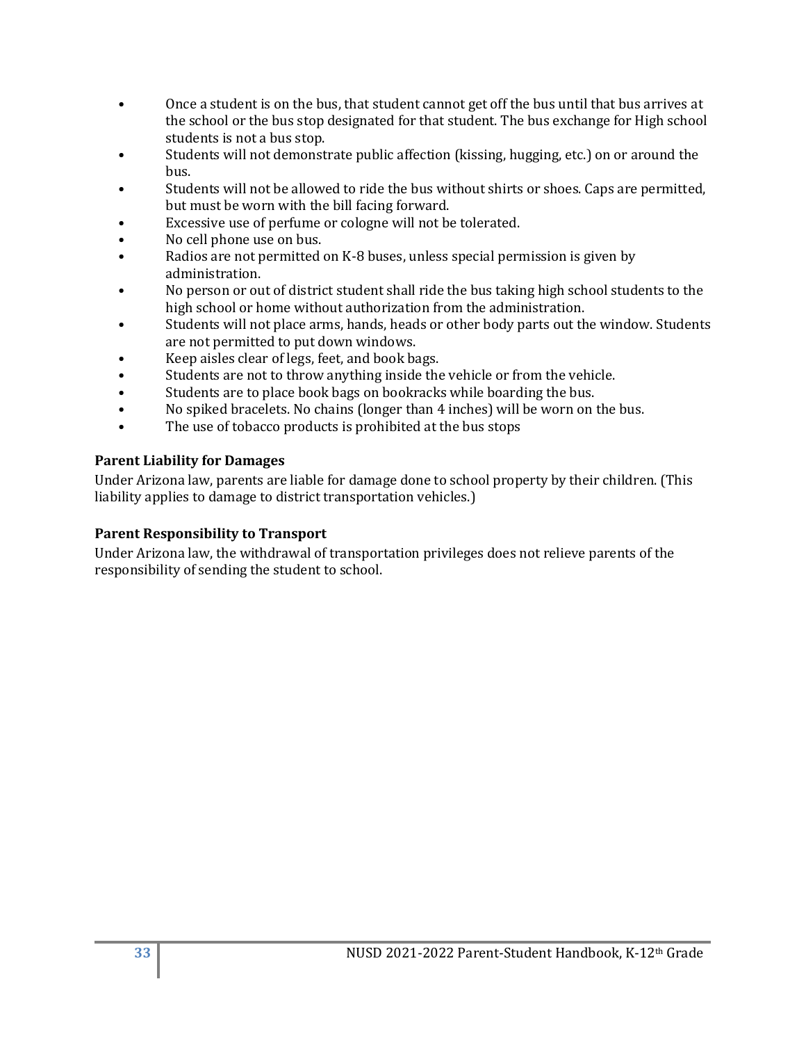- Once a student is on the bus, that student cannot get off the bus until that bus arrives at the school or the bus stop designated for that student. The bus exchange for High school students is not a bus stop.
- Students will not demonstrate public affection (kissing, hugging, etc.) on or around the bus.
- Students will not be allowed to ride the bus without shirts or shoes. Caps are permitted, but must be worn with the bill facing forward.
- Excessive use of perfume or cologne will not be tolerated.
- No cell phone use on bus.
- Radios are not permitted on K-8 buses, unless special permission is given by administration.
- No person or out of district student shall ride the bus taking high school students to the high school or home without authorization from the administration.
- Students will not place arms, hands, heads or other body parts out the window. Students are not permitted to put down windows.
- Keep aisles clear of legs, feet, and book bags.
- Students are not to throw anything inside the vehicle or from the vehicle.
- Students are to place book bags on bookracks while boarding the bus.
- No spiked bracelets. No chains (longer than 4 inches) will be worn on the bus.
- The use of tobacco products is prohibited at the bus stops

### Parent Liability for Damages

Under Arizona law, parents are liable for damage done to school property by their children. (This liability applies to damage to district transportation vehicles.)

### Parent Responsibility to Transport

Under Arizona law, the withdrawal of transportation privileges does not relieve parents of the responsibility of sending the student to school.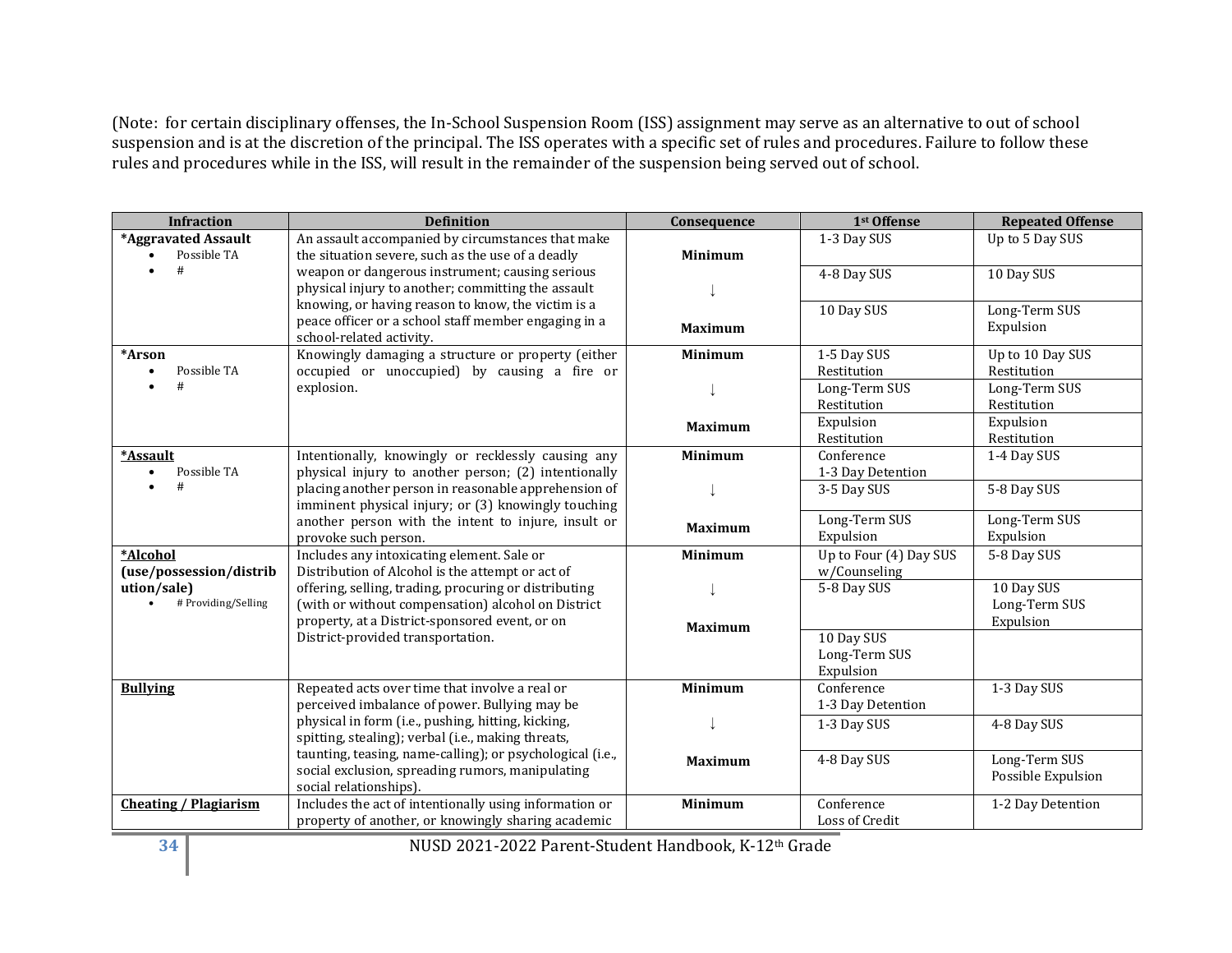(Note: for certain disciplinary offenses, the In-School Suspension Room (ISS) assignment may serve as an alternative to out of school suspension and is at the discretion of the principal. The ISS operates with a specific set of rules and procedures. Failure to follow these rules and procedures while in the ISS, will result in the remainder of the suspension being served out of school.

| Infraction | Definition | Consequence | 1st Offense | Repeated Offense |
|---|---|---|---|---|
| ***Aggravated Assault**<br>• Possible TA<br>• # | An assault accompanied by circumstances that make the situation severe, such as the use of a deadly weapon or dangerous instrument; causing serious physical injury to another; committing the assault knowing, or having reason to know, the victim is a peace officer or a school staff member engaging in a school-related activity. | **Minimum** | 1-3 Day SUS | Up to 5 Day SUS |
| | | ↓ | 4-8 Day SUS | 10 Day SUS |
| | | **Maximum** | 10 Day SUS | Long-Term SUS<br>Expulsion |
| ***Arson**<br>• Possible TA<br>• # | Knowingly damaging a structure or property (either occupied or unoccupied) by causing a fire or explosion. | **Minimum** | 1-5 Day SUS<br>Restitution | Up to 10 Day SUS<br>Restitution |
| | | ↓ | Long-Term SUS<br>Restitution | Long-Term SUS<br>Restitution |
| | | **Maximum** | Expulsion<br>Restitution | Expulsion<br>Restitution |
| ***Assault**<br>• Possible TA<br>• # | Intentionally, knowingly or recklessly causing any physical injury to another person; (2) intentionally placing another person in reasonable apprehension of imminent physical injury; or (3) knowingly touching another person with the intent to injure, insult or provoke such person. | **Minimum** | Conference<br>1-3 Day Detention | 1-4 Day SUS |
| | | ↓ | 3-5 Day SUS | 5-8 Day SUS |
| | | **Maximum** | Long-Term SUS<br>Expulsion | Long-Term SUS<br>Expulsion |
| ***Alcohol (use/possession/distribution/sale)**<br>• # Providing/Selling | Includes any intoxicating element. Sale or Distribution of Alcohol is the attempt or act of offering, selling, trading, procuring or distributing (with or without compensation) alcohol on District property, at a District-sponsored event, or on District-provided transportation. | **Minimum** | Up to Four (4) Day SUS w/Counseling | 5-8 Day SUS |
| | | ↓ | 5-8 Day SUS | 10 Day SUS<br>Long-Term SUS<br>Expulsion |
| | | **Maximum** | 10 Day SUS<br>Long-Term SUS<br>Expulsion | |
| **Bullying** | Repeated acts over time that involve a real or perceived imbalance of power. Bullying may be physical in form (i.e., pushing, hitting, kicking, spitting, stealing); verbal (i.e., making threats, taunting, teasing, name-calling); or psychological (i.e., social exclusion, spreading rumors, manipulating social relationships). | **Minimum** | Conference<br>1-3 Day Detention | 1-3 Day SUS |
| | | ↓ | 1-3 Day SUS | 4-8 Day SUS |
| | | **Maximum** | 4-8 Day SUS | Long-Term SUS<br>Possible Expulsion |
| **Cheating / Plagiarism** | Includes the act of intentionally using information or property of another, or knowingly sharing academic | **Minimum** | Conference<br>Loss of Credit | 1-2 Day Detention |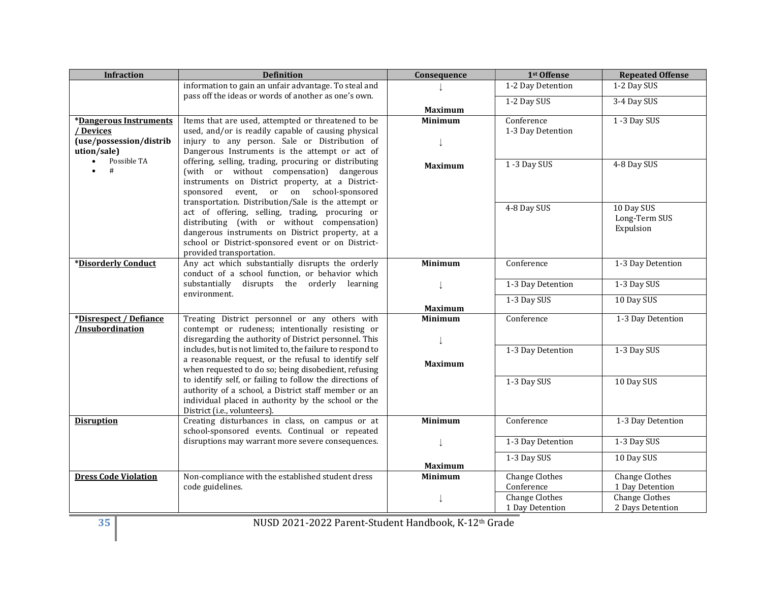| Infraction | Definition | Consequence | 1st Offense | Repeated Offense |
|---|---|---|---|---|
| | information to gain an unfair advantage. To steal and pass off the ideas or words of another as one's own. | ↓ | 1-2 Day Detention | 1-2 Day SUS |
| | | Maximum | 1-2 Day SUS | 3-4 Day SUS |
| ***Dangerous Instruments / Devices (use/possession/distribution/sale)**<br>• Possible TA<br>• # | Items that are used, attempted or threatened to be used, and/or is readily capable of causing physical injury to any person. Sale or Distribution of Dangerous Instruments is the attempt or act of offering, selling, trading, procuring or distributing (with or without compensation) dangerous instruments on District property, at a District-sponsored event, or on school-sponsored transportation. Distribution/Sale is the attempt or act of offering, selling, trading, procuring or distributing (with or without compensation) dangerous instruments on District property, at a school or District-sponsored event or on District-provided transportation. | Minimum<br>↓ | Conference<br>1-3 Day Detention | 1 -3 Day SUS |
| | | Maximum | 1 -3 Day SUS | 4-8 Day SUS |
| | | | 4-8 Day SUS | 10 Day SUS<br>Long-Term SUS<br>Expulsion |
| ***Disorderly Conduct** | Any act which substantially disrupts the orderly conduct of a school function, or behavior which substantially disrupts the orderly learning environment. | Minimum | Conference | 1-3 Day Detention |
| | | ↓ | 1-3 Day Detention | 1-3 Day SUS |
| | | Maximum | 1-3 Day SUS | 10 Day SUS |
| ***Disrespect / Defiance /Insubordination** | Treating District personnel or any others with contempt or rudeness; intentionally resisting or disregarding the authority of District personnel. This includes, but is not limited to, the failure to respond to a reasonable request, or the refusal to identify self when requested to do so; being disobedient, refusing to identify self, or failing to follow the directions of authority of a school, a District staff member or an individual placed in authority by the school or the District (i.e., volunteers). | Minimum<br>↓ | Conference | 1-3 Day Detention |
| | | Maximum | 1-3 Day Detention | 1-3 Day SUS |
| | | | 1-3 Day SUS | 10 Day SUS |
| **Disruption** | Creating disturbances in class, on campus or at school-sponsored events. Continual or repeated disruptions may warrant more severe consequences. | Minimum | Conference | 1-3 Day Detention |
| | | ↓ | 1-3 Day Detention | 1-3 Day SUS |
| | | Maximum | 1-3 Day SUS | 10 Day SUS |
| **Dress Code Violation** | Non-compliance with the established student dress code guidelines. | Minimum | Change Clothes<br>Conference | Change Clothes<br>1 Day Detention |
| | | ↓ | Change Clothes<br>1 Day Detention | Change Clothes<br>2 Days Detention |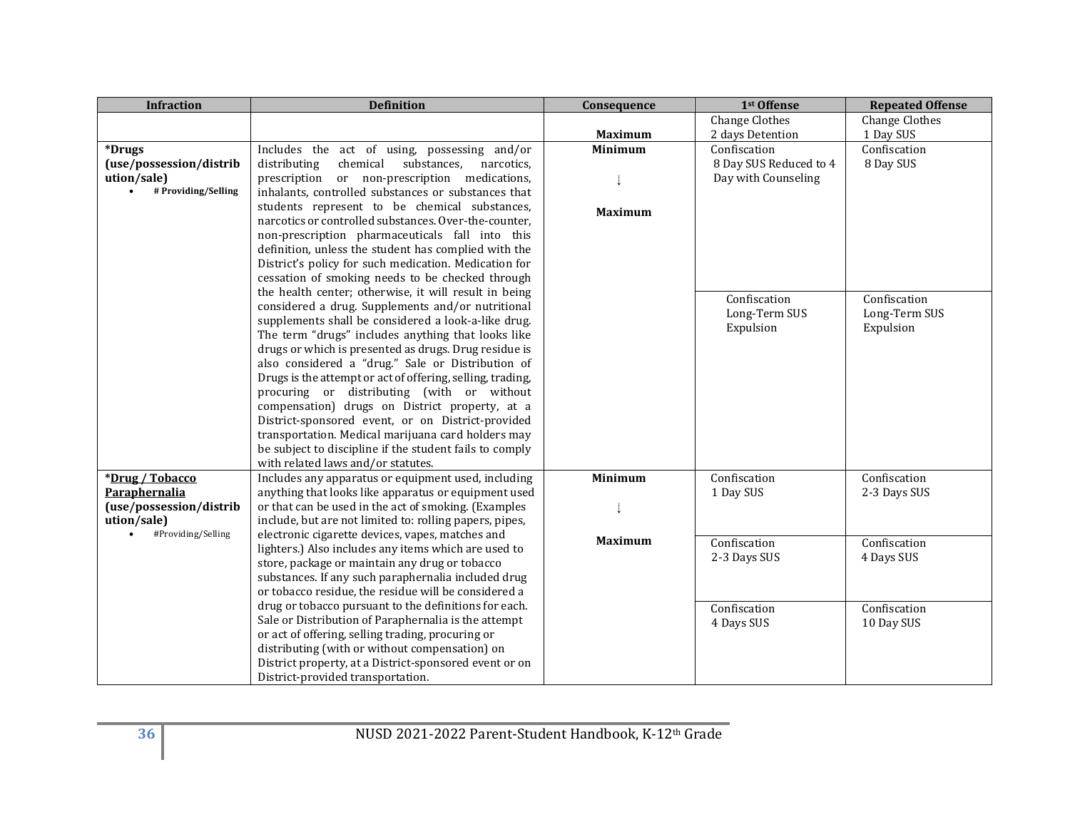| Infraction | Definition | Consequence | 1st Offense | Repeated Offense |
|---|---|---|---|---|
| | | Maximum | Change Clothes<br>2 days Detention | Change Clothes<br>1 Day SUS |
| **\*Drugs (use/possession/distribution/sale)**<br>• **# Providing/Selling** | Includes the act of using, possessing and/or distributing chemical substances, narcotics, prescription or non-prescription medications, inhalants, controlled substances or substances that students represent to be chemical substances, narcotics or controlled substances. Over-the-counter, non-prescription pharmaceuticals fall into this definition, unless the student has complied with the District's policy for such medication. Medication for cessation of smoking needs to be checked through the health center; otherwise, it will result in being considered a drug. Supplements and/or nutritional supplements shall be considered a look-a-like drug. The term "drugs" includes anything that looks like drugs or which is presented as drugs. Drug residue is also considered a "drug." Sale or Distribution of Drugs is the attempt or act of offering, selling, trading, procuring or distributing (with or without compensation) drugs on District property, at a District-sponsored event, or on District-provided transportation. Medical marijuana card holders may be subject to discipline if the student fails to comply with related laws and/or statutes. | **Minimum**<br>↓<br>**Maximum** | Confiscation<br>8 Day SUS Reduced to 4 Day with Counseling | Confiscation<br>8 Day SUS |
| | | | Confiscation<br>Long-Term SUS<br>Expulsion | Confiscation<br>Long-Term SUS<br>Expulsion |
| **\*<u>Drug / Tobacco Paraphernalia</u> (use/possession/distribution/sale)**<br>• #Providing/Selling | Includes any apparatus or equipment used, including anything that looks like apparatus or equipment used or that can be used in the act of smoking. (Examples include, but are not limited to: rolling papers, pipes, electronic cigarette devices, vapes, matches and lighters.) Also includes any items which are used to store, package or maintain any drug or tobacco substances. If any such paraphernalia included drug or tobacco residue, the residue will be considered a drug or tobacco pursuant to the definitions for each. Sale or Distribution of Paraphernalia is the attempt or act of offering, selling trading, procuring or distributing (with or without compensation) on District property, at a District-sponsored event or on District-provided transportation. | **Minimum**<br>↓<br>**Maximum** | Confiscation<br>1 Day SUS | Confiscation<br>2-3 Days SUS |
| | | | Confiscation<br>2-3 Days SUS | Confiscation<br>4 Days SUS |
| | | | Confiscation<br>4 Days SUS | Confiscation<br>10 Day SUS |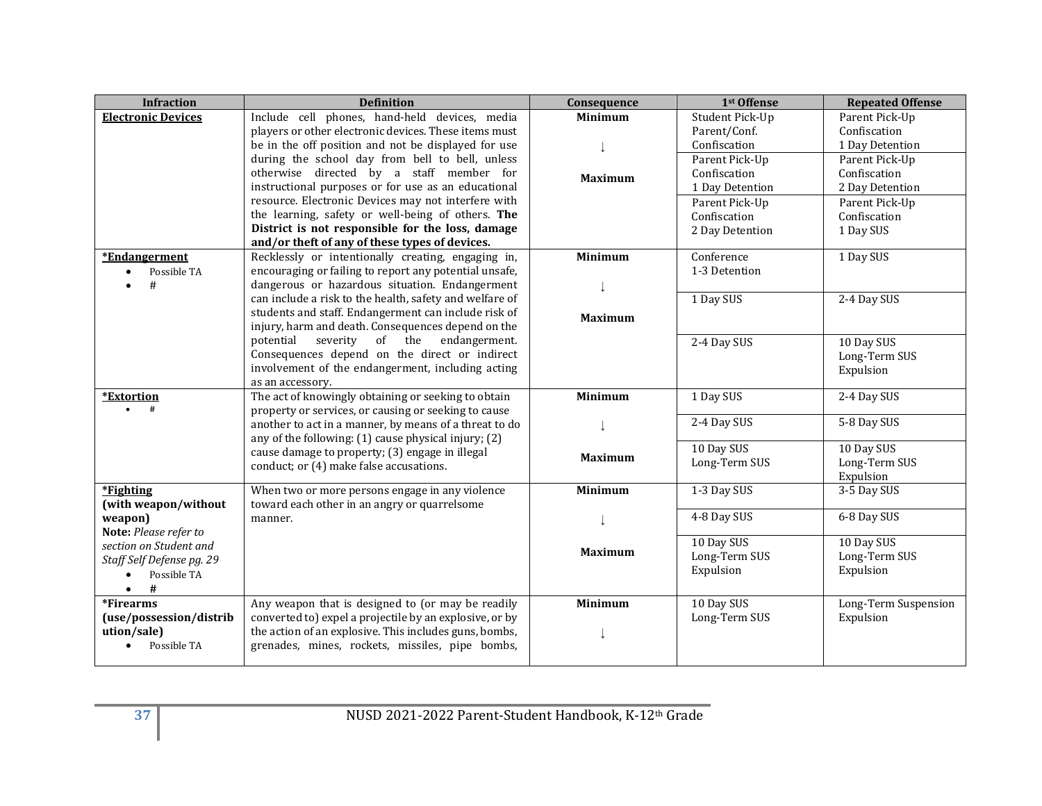| Infraction | Definition | Consequence | 1st Offense | Repeated Offense |
|---|---|---|---|---|
| **Electronic Devices** | Include cell phones, hand-held devices, media players or other electronic devices. These items must be in the off position and not be displayed for use during the school day from bell to bell, unless otherwise directed by a staff member for instructional purposes or for use as an educational resource. Electronic Devices may not interfere with the learning, safety or well-being of others. **The District is not responsible for the loss, damage and/or theft of any of these types of devices.** | **Minimum** | Student Pick-Up<br>Parent/Conf.<br>Confiscation | Parent Pick-Up<br>Confiscation<br>1 Day Detention |
| | | ↓ | Parent Pick-Up<br>Confiscation<br>1 Day Detention | Parent Pick-Up<br>Confiscation<br>2 Day Detention |
| | | **Maximum** | Parent Pick-Up<br>Confiscation<br>2 Day Detention | Parent Pick-Up<br>Confiscation<br>1 Day SUS |
| ***Endangerment**<br>• Possible TA<br>• # | Recklessly or intentionally creating, engaging in, encouraging or failing to report any potential unsafe, dangerous or hazardous situation. Endangerment can include a risk to the health, safety and welfare of students and staff. Endangerment can include risk of injury, harm and death. Consequences depend on the potential severity of the endangerment. Consequences depend on the direct or indirect involvement of the endangerment, including acting as an accessory. | **Minimum** | Conference<br>1-3 Detention | 1 Day SUS |
| | | ↓ | 1 Day SUS | 2-4 Day SUS |
| | | **Maximum** | 2-4 Day SUS | 10 Day SUS<br>Long-Term SUS<br>Expulsion |
| ***Extortion**<br>• # | The act of knowingly obtaining or seeking to obtain property or services, or causing or seeking to cause another to act in a manner, by means of a threat to do any of the following: (1) cause physical injury; (2) cause damage to property; (3) engage in illegal conduct; or (4) make false accusations. | **Minimum** | 1 Day SUS | 2-4 Day SUS |
| | | ↓ | 2-4 Day SUS | 5-8 Day SUS |
| | | **Maximum** | 10 Day SUS<br>Long-Term SUS | 10 Day SUS<br>Long-Term SUS<br>Expulsion |
| ***Fighting (with weapon/without weapon)**<br>**Note:** *Please refer to section on Student and Staff Self Defense pg. 29*<br>• Possible TA<br>• # | When two or more persons engage in any violence toward each other in an angry or quarrelsome manner. | **Minimum** | 1-3 Day SUS | 3-5 Day SUS |
| | | ↓ | 4-8 Day SUS | 6-8 Day SUS |
| | | **Maximum** | 10 Day SUS<br>Long-Term SUS<br>Expulsion | 10 Day SUS<br>Long-Term SUS<br>Expulsion |
| ***Firearms (use/possession/distribution/sale)**<br>• Possible TA | Any weapon that is designed to (or may be readily converted to) expel a projectile by an explosive, or by the action of an explosive. This includes guns, bombs, grenades, mines, rockets, missiles, pipe bombs, | **Minimum**<br>↓ | 10 Day SUS<br>Long-Term SUS | Long-Term Suspension<br>Expulsion |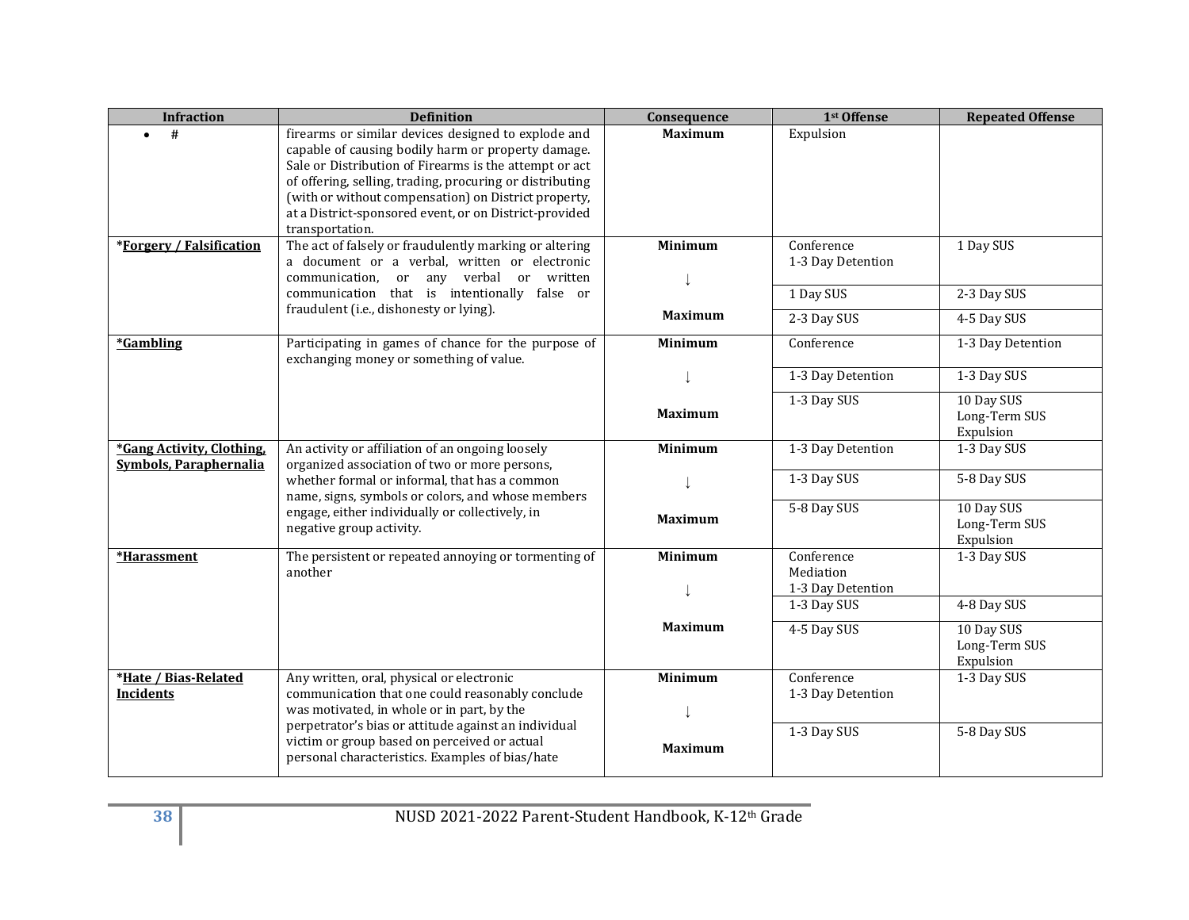| Infraction | Definition | Consequence | 1st Offense | Repeated Offense |
|---|---|---|---|---|
| • # | firearms or similar devices designed to explode and capable of causing bodily harm or property damage. Sale or Distribution of Firearms is the attempt or act of offering, selling, trading, procuring or distributing (with or without compensation) on District property, at a District-sponsored event, or on District-provided transportation. | **Maximum** | Expulsion | |
| ***Forgery / Falsification*** | The act of falsely or fraudulently marking or altering a document or a verbal, written or electronic communication, or any verbal or written communication that is intentionally false or fraudulent (i.e., dishonesty or lying). | **Minimum** | Conference<br>1-3 Day Detention | 1 Day SUS |
| | | ↓ | 1 Day SUS | 2-3 Day SUS |
| | | **Maximum** | 2-3 Day SUS | 4-5 Day SUS |
| ***Gambling*** | Participating in games of chance for the purpose of exchanging money or something of value. | **Minimum** | Conference | 1-3 Day Detention |
| | | ↓ | 1-3 Day Detention | 1-3 Day SUS |
| | | **Maximum** | 1-3 Day SUS | 10 Day SUS<br>Long-Term SUS<br>Expulsion |
| ***Gang Activity, Clothing, Symbols, Paraphernalia*** | An activity or affiliation of an ongoing loosely organized association of two or more persons, whether formal or informal, that has a common name, signs, symbols or colors, and whose members engage, either individually or collectively, in negative group activity. | **Minimum** | 1-3 Day Detention | 1-3 Day SUS |
| | | ↓ | 1-3 Day SUS | 5-8 Day SUS |
| | | **Maximum** | 5-8 Day SUS | 10 Day SUS<br>Long-Term SUS<br>Expulsion |
| ***Harassment*** | The persistent or repeated annoying or tormenting of another | **Minimum** | Conference<br>Mediation<br>1-3 Day Detention | 1-3 Day SUS |
| | | ↓ | 1-3 Day SUS | 4-8 Day SUS |
| | | **Maximum** | 4-5 Day SUS | 10 Day SUS<br>Long-Term SUS<br>Expulsion |
| ***Hate / Bias-Related Incidents*** | Any written, oral, physical or electronic communication that one could reasonably conclude was motivated, in whole or in part, by the perpetrator's bias or attitude against an individual victim or group based on perceived or actual personal characteristics. Examples of bias/hate | **Minimum** | Conference<br>1-3 Day Detention | 1-3 Day SUS |
| | | ↓<br>**Maximum** | 1-3 Day SUS | 5-8 Day SUS |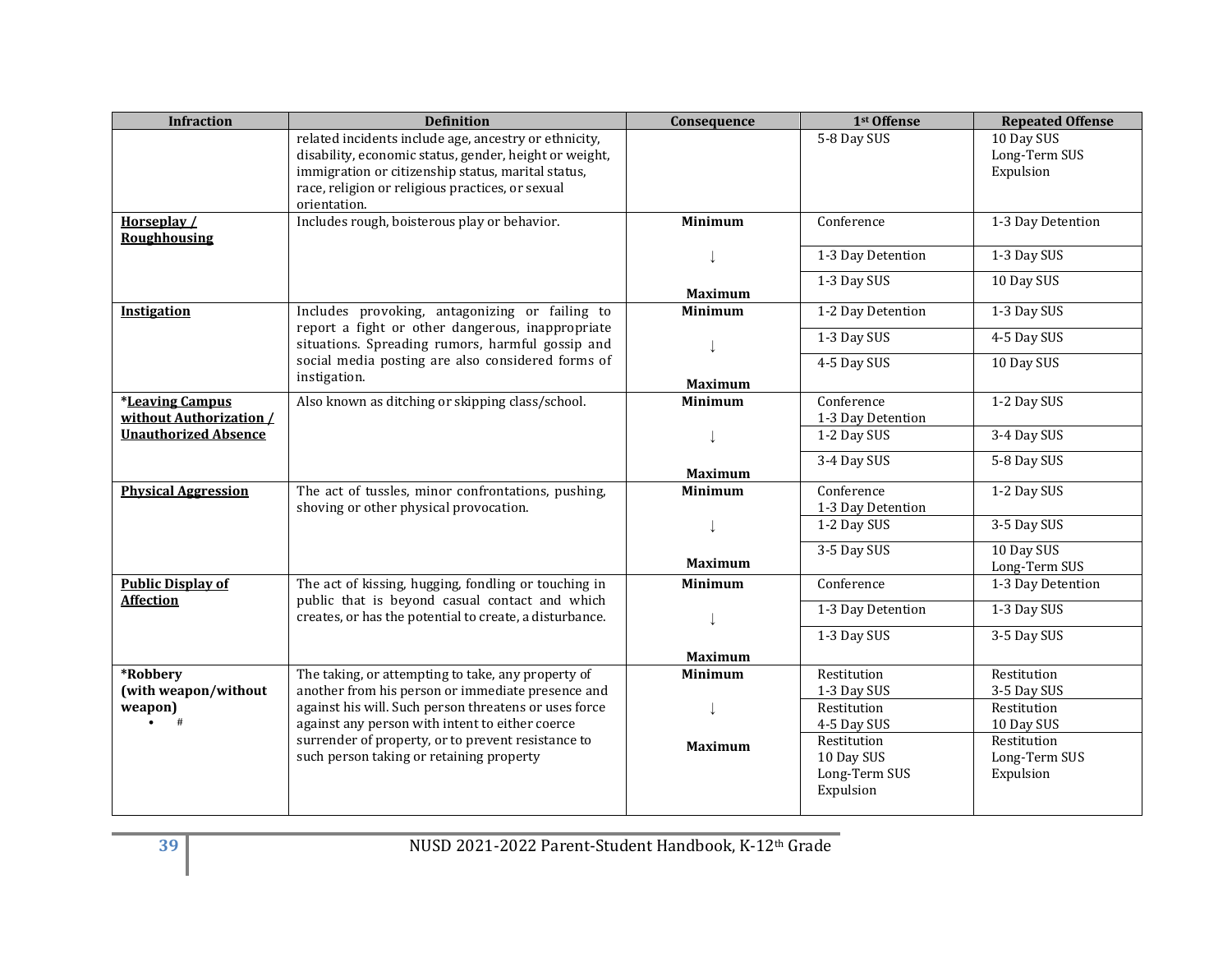| Infraction | Definition | Consequence | 1st Offense | Repeated Offense |
| --- | --- | --- | --- | --- |
| | related incidents include age, ancestry or ethnicity, disability, economic status, gender, height or weight, immigration or citizenship status, marital status, race, religion or religious practices, or sexual orientation. | | 5-8 Day SUS | 10 Day SUS<br>Long-Term SUS<br>Expulsion |
| **Horseplay / Roughhousing** | Includes rough, boisterous play or behavior. | **Minimum** | Conference | 1-3 Day Detention |
| | | ↓ | 1-3 Day Detention | 1-3 Day SUS |
| | | **Maximum** | 1-3 Day SUS | 10 Day SUS |
| **Instigation** | Includes provoking, antagonizing or failing to report a fight or other dangerous, inappropriate situations. Spreading rumors, harmful gossip and social media posting are also considered forms of instigation. | **Minimum** | 1-2 Day Detention | 1-3 Day SUS |
| | | ↓ | 1-3 Day SUS | 4-5 Day SUS |
| | | **Maximum** | 4-5 Day SUS | 10 Day SUS |
| ***Leaving Campus without Authorization / Unauthorized Absence** | Also known as ditching or skipping class/school. | **Minimum** | Conference<br>1-3 Day Detention | 1-2 Day SUS |
| | | ↓ | 1-2 Day SUS | 3-4 Day SUS |
| | | **Maximum** | 3-4 Day SUS | 5-8 Day SUS |
| **Physical Aggression** | The act of tussles, minor confrontations, pushing, shoving or other physical provocation. | **Minimum** | Conference<br>1-3 Day Detention | 1-2 Day SUS |
| | | ↓ | 1-2 Day SUS | 3-5 Day SUS |
| | | **Maximum** | 3-5 Day SUS | 10 Day SUS<br>Long-Term SUS |
| **Public Display of Affection** | The act of kissing, hugging, fondling or touching in public that is beyond casual contact and which creates, or has the potential to create, a disturbance. | **Minimum** | Conference | 1-3 Day Detention |
| | | ↓ | 1-3 Day Detention | 1-3 Day SUS |
| | | **Maximum** | 1-3 Day SUS | 3-5 Day SUS |
| ***Robbery (with weapon/without weapon)**<br>• # | The taking, or attempting to take, any property of another from his person or immediate presence and against his will. Such person threatens or uses force against any person with intent to either coerce surrender of property, or to prevent resistance to such person taking or retaining property | **Minimum** | Restitution<br>1-3 Day SUS | Restitution<br>3-5 Day SUS |
| | | ↓ | Restitution<br>4-5 Day SUS | Restitution<br>10 Day SUS |
| | | **Maximum** | Restitution<br>10 Day SUS<br>Long-Term SUS<br>Expulsion | Restitution<br>Long-Term SUS<br>Expulsion |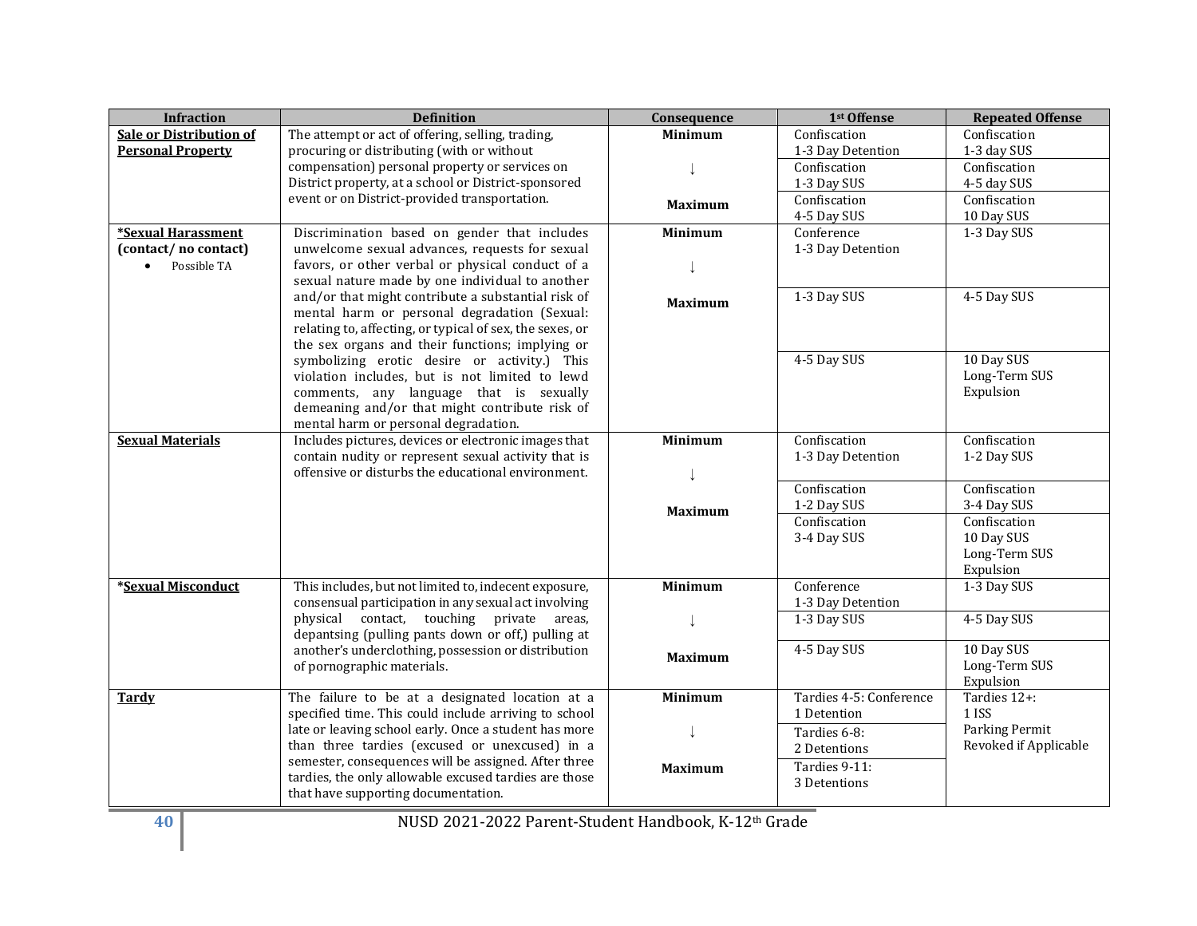| Infraction | Definition | Consequence | 1st Offense | Repeated Offense |
|---|---|---|---|---|
| **Sale or Distribution of Personal Property** | The attempt or act of offering, selling, trading, procuring or distributing (with or without compensation) personal property or services on District property, at a school or District-sponsored event or on District-provided transportation. | **Minimum** | Confiscation<br>1-3 Day Detention | Confiscation<br>1-3 day SUS |
| | | ↓ | Confiscation<br>1-3 Day SUS | Confiscation<br>4-5 day SUS |
| | | **Maximum** | Confiscation<br>4-5 Day SUS | Confiscation<br>10 Day SUS |
| **\*Sexual Harassment (contact/ no contact)**<br>• Possible TA | Discrimination based on gender that includes unwelcome sexual advances, requests for sexual favors, or other verbal or physical conduct of a sexual nature made by one individual to another and/or that might contribute a substantial risk of mental harm or personal degradation (Sexual: relating to, affecting, or typical of sex, the sexes, or the sex organs and their functions; implying or symbolizing erotic desire or activity.) This violation includes, but is not limited to lewd comments, any language that is sexually demeaning and/or that might contribute risk of mental harm or personal degradation. | **Minimum** | Conference<br>1-3 Day Detention | 1-3 Day SUS |
| | | ↓ | 1-3 Day SUS | 4-5 Day SUS |
| | | **Maximum** | 4-5 Day SUS | 10 Day SUS<br>Long-Term SUS<br>Expulsion |
| **Sexual Materials** | Includes pictures, devices or electronic images that contain nudity or represent sexual activity that is offensive or disturbs the educational environment. | **Minimum** | Confiscation<br>1-3 Day Detention | Confiscation<br>1-2 Day SUS |
| | | ↓ | Confiscation<br>1-2 Day SUS | Confiscation<br>3-4 Day SUS |
| | | **Maximum** | Confiscation<br>3-4 Day SUS | Confiscation<br>10 Day SUS<br>Long-Term SUS<br>Expulsion |
| **\*Sexual Misconduct** | This includes, but not limited to, indecent exposure, consensual participation in any sexual act involving physical contact, touching private areas, depantsing (pulling pants down or off,) pulling at another's underclothing, possession or distribution of pornographic materials. | **Minimum** | Conference<br>1-3 Day Detention | 1-3 Day SUS |
| | | ↓ | 1-3 Day SUS | 4-5 Day SUS |
| | | **Maximum** | 4-5 Day SUS | 10 Day SUS<br>Long-Term SUS<br>Expulsion |
| **Tardy** | The failure to be at a designated location at a specified time. This could include arriving to school late or leaving school early. Once a student has more than three tardies (excused or unexcused) in a semester, consequences will be assigned. After three tardies, the only allowable excused tardies are those that have supporting documentation. | **Minimum** | Tardies 4-5: Conference<br>1 Detention | Tardies 12+:<br>1 ISS<br>Parking Permit Revoked if Applicable |
| | | ↓ | Tardies 6-8:<br>2 Detentions | |
| | | **Maximum** | Tardies 9-11:<br>3 Detentions | |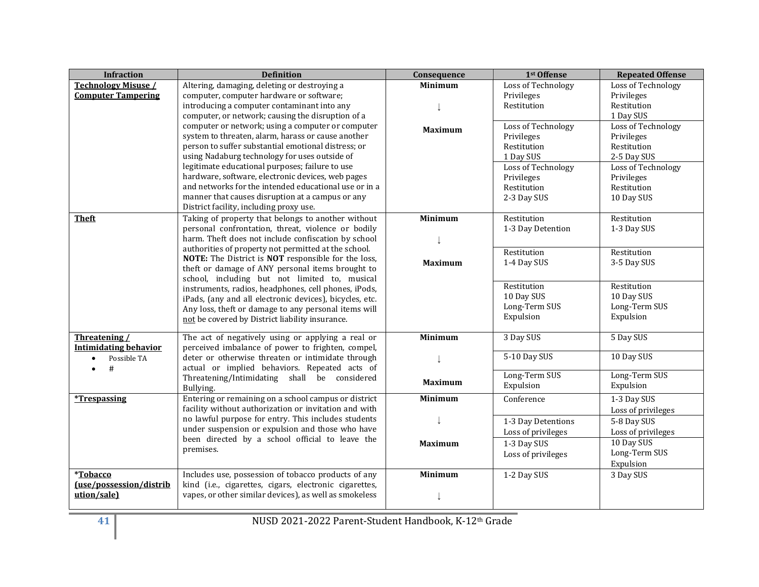| Infraction | Definition | Consequence | 1st Offense | Repeated Offense |
|---|---|---|---|---|
| **Technology Misuse / Computer Tampering** | Altering, damaging, deleting or destroying a computer, computer hardware or software; introducing a computer contaminant into any computer, or network; causing the disruption of a computer or network; using a computer or computer system to threaten, alarm, harass or cause another person to suffer substantial emotional distress; or using Nadaburg technology for uses outside of legitimate educational purposes; failure to use hardware, software, electronic devices, web pages and networks for the intended educational use or in a manner that causes disruption at a campus or any District facility, including proxy use. | **Minimum** | Loss of Technology Privileges Restitution | Loss of Technology Privileges Restitution 1 Day SUS |
| | | ↓ | Loss of Technology Privileges Restitution 1 Day SUS | Loss of Technology Privileges Restitution 2-5 Day SUS |
| | | **Maximum** | Loss of Technology Privileges Restitution 2-3 Day SUS | Loss of Technology Privileges Restitution 10 Day SUS |
| **Theft** | Taking of property that belongs to another without personal confrontation, threat, violence or bodily harm. Theft does not include confiscation by school authorities of property not permitted at the school. **NOTE:** The District is **NOT** responsible for the loss, theft or damage of ANY personal items brought to school, including but not limited to, musical instruments, radios, headphones, cell phones, iPods, iPads, (any and all electronic devices), bicycles, etc. Any loss, theft or damage to any personal items will not be covered by District liability insurance. | **Minimum** | Restitution 1-3 Day Detention | Restitution 1-3 Day SUS |
| | | ↓ | Restitution 1-4 Day SUS | Restitution 3-5 Day SUS |
| | | **Maximum** | Restitution 10 Day SUS Long-Term SUS Expulsion | Restitution 10 Day SUS Long-Term SUS Expulsion |
| **Threatening / Intimidating behavior** <br>• Possible TA <br>• # | The act of negatively using or applying a real or perceived imbalance of power to frighten, compel, deter or otherwise threaten or intimidate through actual or implied behaviors. Repeated acts of Threatening/Intimidating shall be considered Bullying. | **Minimum** | 3 Day SUS | 5 Day SUS |
| | | ↓ | 5-10 Day SUS | 10 Day SUS |
| | | **Maximum** | Long-Term SUS Expulsion | Long-Term SUS Expulsion |
| ***Trespassing** | Entering or remaining on a school campus or district facility without authorization or invitation and with no lawful purpose for entry. This includes students under suspension or expulsion and those who have been directed by a school official to leave the premises. | **Minimum** | Conference | 1-3 Day SUS Loss of privileges |
| | | ↓ | 1-3 Day Detentions Loss of privileges | 5-8 Day SUS Loss of privileges |
| | | **Maximum** | 1-3 Day SUS Loss of privileges | 10 Day SUS Long-Term SUS Expulsion |
| ***Tobacco (use/possession/distribution/sale)** | Includes use, possession of tobacco products of any kind (i.e., cigarettes, cigars, electronic cigarettes, vapes, or other similar devices), as well as smokeless | **Minimum** <br>↓ | 1-2 Day SUS | 3 Day SUS |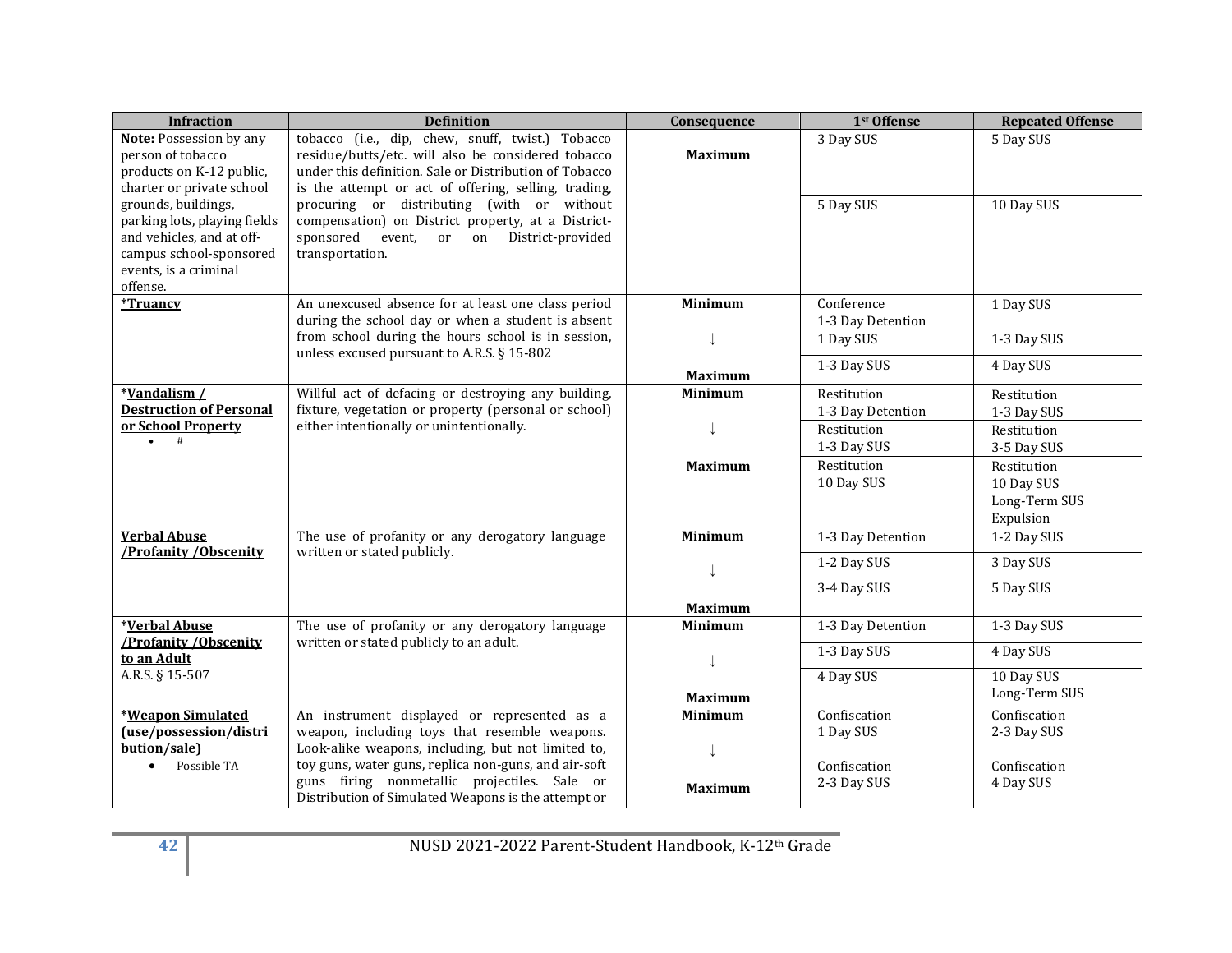| Infraction | Definition | Consequence | 1st Offense | Repeated Offense |
|---|---|---|---|---|
| **Note:** Possession by any person of tobacco products on K-12 public, charter or private school grounds, buildings, parking lots, playing fields and vehicles, and at off-campus school-sponsored events, is a criminal offense. | tobacco (i.e., dip, chew, snuff, twist.) Tobacco residue/butts/etc. will also be considered tobacco under this definition. Sale or Distribution of Tobacco is the attempt or act of offering, selling, trading, procuring or distributing (with or without compensation) on District property, at a District-sponsored event, or on District-provided transportation. | **Maximum** | 3 Day SUS | 5 Day SUS |
| | | | 5 Day SUS | 10 Day SUS |
| ***Truancy** | An unexcused absence for at least one class period during the school day or when a student is absent from school during the hours school is in session, unless excused pursuant to A.R.S. § 15-802 | **Minimum** | Conference<br>1-3 Day Detention | 1 Day SUS |
| | | ↓ | 1 Day SUS | 1-3 Day SUS |
| | | **Maximum** | 1-3 Day SUS | 4 Day SUS |
| ***Vandalism / Destruction of Personal or School Property**<br>• # | Willful act of defacing or destroying any building, fixture, vegetation or property (personal or school) either intentionally or unintentionally. | **Minimum** | Restitution<br>1-3 Day Detention | Restitution<br>1-3 Day SUS |
| | | ↓ | Restitution<br>1-3 Day SUS | Restitution<br>3-5 Day SUS |
| | | **Maximum** | Restitution<br>10 Day SUS | Restitution<br>10 Day SUS<br>Long-Term SUS<br>Expulsion |
| **Verbal Abuse /Profanity /Obscenity** | The use of profanity or any derogatory language written or stated publicly. | **Minimum** | 1-3 Day Detention | 1-2 Day SUS |
| | | ↓ | 1-2 Day SUS | 3 Day SUS |
| | | **Maximum** | 3-4 Day SUS | 5 Day SUS |
| ***Verbal Abuse /Profanity /Obscenity to an Adult**<br>A.R.S. § 15-507 | The use of profanity or any derogatory language written or stated publicly to an adult. | **Minimum** | 1-3 Day Detention | 1-3 Day SUS |
| | | ↓ | 1-3 Day SUS | 4 Day SUS |
| | | **Maximum** | 4 Day SUS | 10 Day SUS<br>Long-Term SUS |
| ***Weapon Simulated (use/possession/distribution/sale)**<br>• Possible TA | An instrument displayed or represented as a weapon, including toys that resemble weapons. Look-alike weapons, including, but not limited to, toy guns, water guns, replica non-guns, and air-soft guns firing nonmetallic projectiles. Sale or Distribution of Simulated Weapons is the attempt or | **Minimum**<br>↓ | Confiscation<br>1 Day SUS | Confiscation<br>2-3 Day SUS |
| | | **Maximum** | Confiscation<br>2-3 Day SUS | Confiscation<br>4 Day SUS |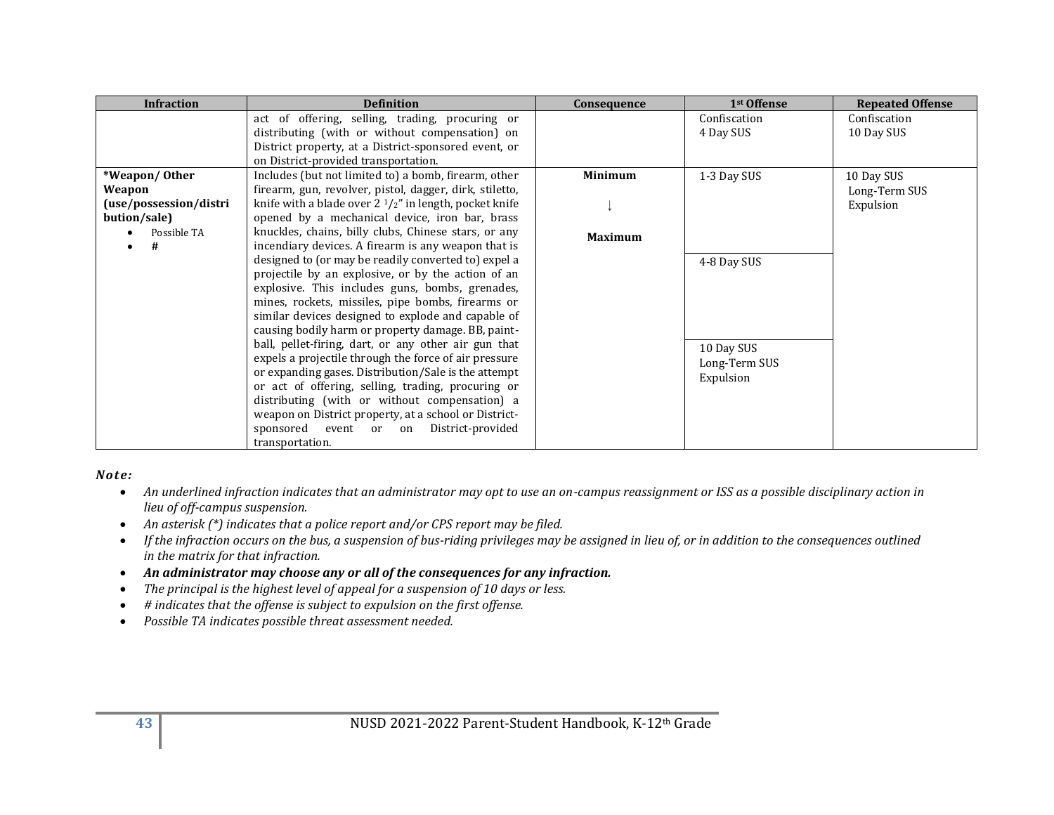| Infraction | Definition | Consequence | 1st Offense | Repeated Offense |
| --- | --- | --- | --- | --- |
| | act of offering, selling, trading, procuring or distributing (with or without compensation) on District property, at a District-sponsored event, or on District-provided transportation. | | Confiscation<br>4 Day SUS | Confiscation<br>10 Day SUS |
| ***Weapon/ Other Weapon (use/possession/distribution/sale)**<br>• Possible TA<br>• # | Includes (but not limited to) a bomb, firearm, other firearm, gun, revolver, pistol, dagger, dirk, stiletto, knife with a blade over 2 1/2" in length, pocket knife opened by a mechanical device, iron bar, brass knuckles, chains, billy clubs, Chinese stars, or any incendiary devices. A firearm is any weapon that is designed to (or may be readily converted to) expel a projectile by an explosive, or by the action of an explosive. This includes guns, bombs, grenades, mines, rockets, missiles, pipe bombs, firearms or similar devices designed to explode and capable of causing bodily harm or property damage. BB, paint-ball, pellet-firing, dart, or any other air gun that expels a projectile through the force of air pressure or expanding gases. Distribution/Sale is the attempt or act of offering, selling, trading, procuring or distributing (with or without compensation) a weapon on District property, at a school or District-sponsored event or on District-provided transportation. | **Minimum**<br>↓<br>**Maximum** | 1-3 Day SUS<br><br>4-8 Day SUS<br><br>10 Day SUS<br>Long-Term SUS<br>Expulsion | 10 Day SUS<br>Long-Term SUS<br>Expulsion |

***Note:***

- *An underlined infraction indicates that an administrator may opt to use an on-campus reassignment or ISS as a possible disciplinary action in lieu of off-campus suspension.*
- *An asterisk (*) indicates that a police report and/or CPS report may be filed.*
- *If the infraction occurs on the bus, a suspension of bus-riding privileges may be assigned in lieu of, or in addition to the consequences outlined in the matrix for that infraction.*
- ***An administrator may choose any or all of the consequences for any infraction.***
- *The principal is the highest level of appeal for a suspension of 10 days or less.*
- *# indicates that the offense is subject to expulsion on the first offense.*
- *Possible TA indicates possible threat assessment needed.*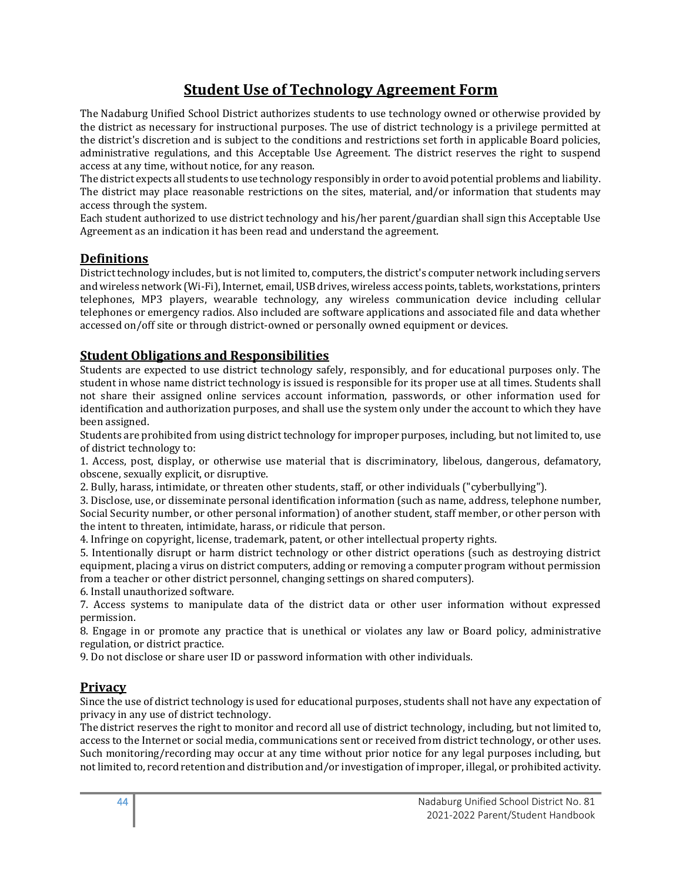# Student Use of Technology Agreement Form

The Nadaburg Unified School District authorizes students to use technology owned or otherwise provided by the district as necessary for instructional purposes. The use of district technology is a privilege permitted at the district's discretion and is subject to the conditions and restrictions set forth in applicable Board policies, administrative regulations, and this Acceptable Use Agreement. The district reserves the right to suspend access at any time, without notice, for any reason.

The district expects all students to use technology responsibly in order to avoid potential problems and liability. The district may place reasonable restrictions on the sites, material, and/or information that students may access through the system.

Each student authorized to use district technology and his/her parent/guardian shall sign this Acceptable Use Agreement as an indication it has been read and understand the agreement.

## Definitions

District technology includes, but is not limited to, computers, the district's computer network including servers and wireless network (Wi-Fi), Internet, email, USB drives, wireless access points, tablets, workstations, printers telephones, MP3 players, wearable technology, any wireless communication device including cellular telephones or emergency radios. Also included are software applications and associated file and data whether accessed on/off site or through district-owned or personally owned equipment or devices.

## Student Obligations and Responsibilities

Students are expected to use district technology safely, responsibly, and for educational purposes only. The student in whose name district technology is issued is responsible for its proper use at all times. Students shall not share their assigned online services account information, passwords, or other information used for identification and authorization purposes, and shall use the system only under the account to which they have been assigned.

Students are prohibited from using district technology for improper purposes, including, but not limited to, use of district technology to:

1. Access, post, display, or otherwise use material that is discriminatory, libelous, dangerous, defamatory, obscene, sexually explicit, or disruptive.
2. Bully, harass, intimidate, or threaten other students, staff, or other individuals ("cyberbullying").
3. Disclose, use, or disseminate personal identification information (such as name, address, telephone number, Social Security number, or other personal information) of another student, staff member, or other person with the intent to threaten, intimidate, harass, or ridicule that person.
4. Infringe on copyright, license, trademark, patent, or other intellectual property rights.
5. Intentionally disrupt or harm district technology or other district operations (such as destroying district equipment, placing a virus on district computers, adding or removing a computer program without permission from a teacher or other district personnel, changing settings on shared computers).
6. Install unauthorized software.
7. Access systems to manipulate data of the district data or other user information without expressed permission.
8. Engage in or promote any practice that is unethical or violates any law or Board policy, administrative regulation, or district practice.
9. Do not disclose or share user ID or password information with other individuals.

## Privacy

Since the use of district technology is used for educational purposes, students shall not have any expectation of privacy in any use of district technology.

The district reserves the right to monitor and record all use of district technology, including, but not limited to, access to the Internet or social media, communications sent or received from district technology, or other uses. Such monitoring/recording may occur at any time without prior notice for any legal purposes including, but not limited to, record retention and distribution and/or investigation of improper, illegal, or prohibited activity.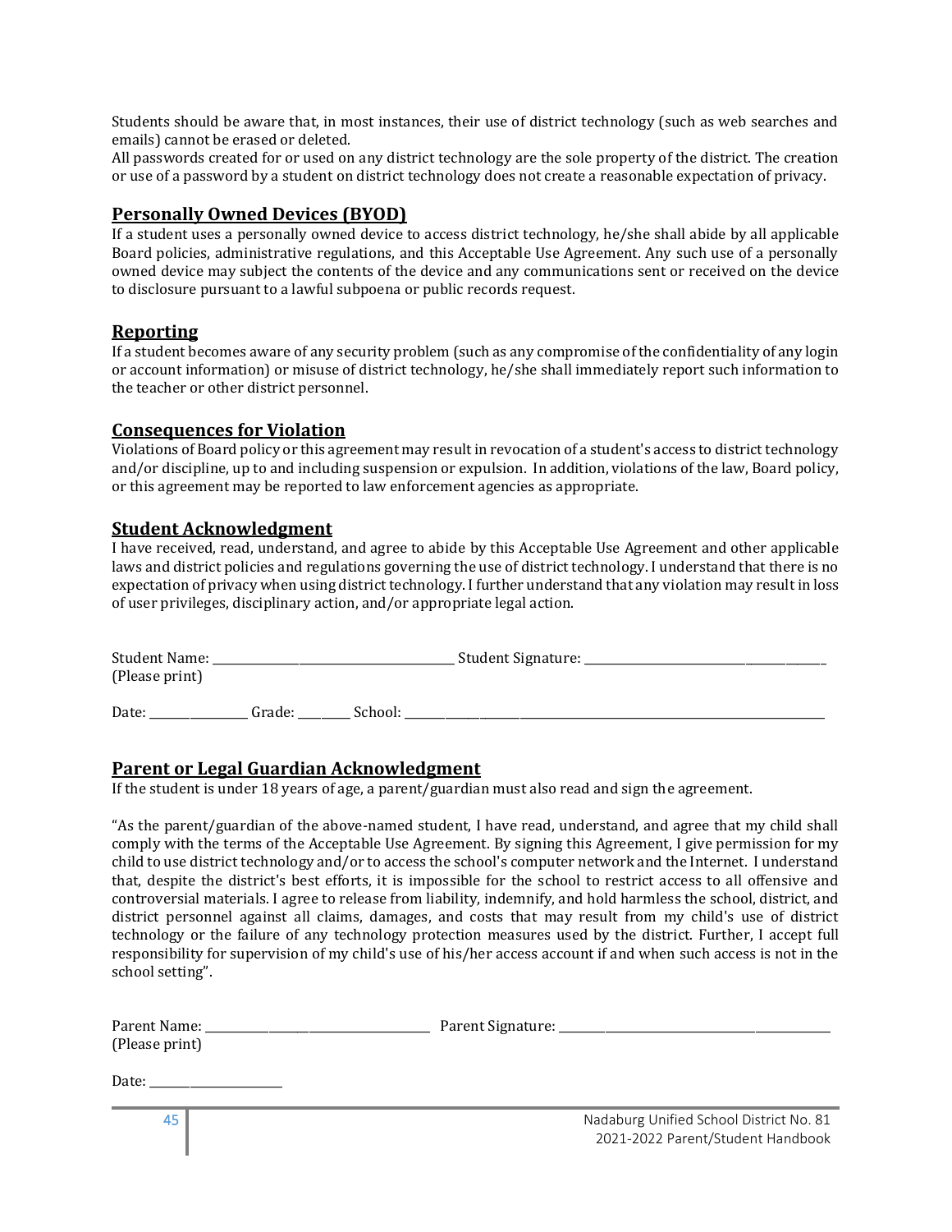Students should be aware that, in most instances, their use of district technology (such as web searches and emails) cannot be erased or deleted.

All passwords created for or used on any district technology are the sole property of the district. The creation or use of a password by a student on district technology does not create a reasonable expectation of privacy.

## Personally Owned Devices (BYOD)

If a student uses a personally owned device to access district technology, he/she shall abide by all applicable Board policies, administrative regulations, and this Acceptable Use Agreement. Any such use of a personally owned device may subject the contents of the device and any communications sent or received on the device to disclosure pursuant to a lawful subpoena or public records request.

## Reporting

If a student becomes aware of any security problem (such as any compromise of the confidentiality of any login or account information) or misuse of district technology, he/she shall immediately report such information to the teacher or other district personnel.

## Consequences for Violation

Violations of Board policy or this agreement may result in revocation of a student's access to district technology and/or discipline, up to and including suspension or expulsion. In addition, violations of the law, Board policy, or this agreement may be reported to law enforcement agencies as appropriate.

## Student Acknowledgment

I have received, read, understand, and agree to abide by this Acceptable Use Agreement and other applicable laws and district policies and regulations governing the use of district technology. I understand that there is no expectation of privacy when using district technology. I further understand that any violation may result in loss of user privileges, disciplinary action, and/or appropriate legal action.

Student Name: ________________________________________ Student Signature: ________________________________________
(Please print)

Date: ________________ Grade: ________ School: ______________________________________________________________________________

## Parent or Legal Guardian Acknowledgment

If the student is under 18 years of age, a parent/guardian must also read and sign the agreement.

"As the parent/guardian of the above-named student, I have read, understand, and agree that my child shall comply with the terms of the Acceptable Use Agreement. By signing this Agreement, I give permission for my child to use district technology and/or to access the school's computer network and the Internet. I understand that, despite the district's best efforts, it is impossible for the school to restrict access to all offensive and controversial materials. I agree to release from liability, indemnify, and hold harmless the school, district, and district personnel against all claims, damages, and costs that may result from my child's use of district technology or the failure of any technology protection measures used by the district. Further, I accept full responsibility for supervision of my child's use of his/her access account if and when such access is not in the school setting".

Parent Name: ____________________________________ Parent Signature: ____________________________________________
(Please print)

Date: _____________________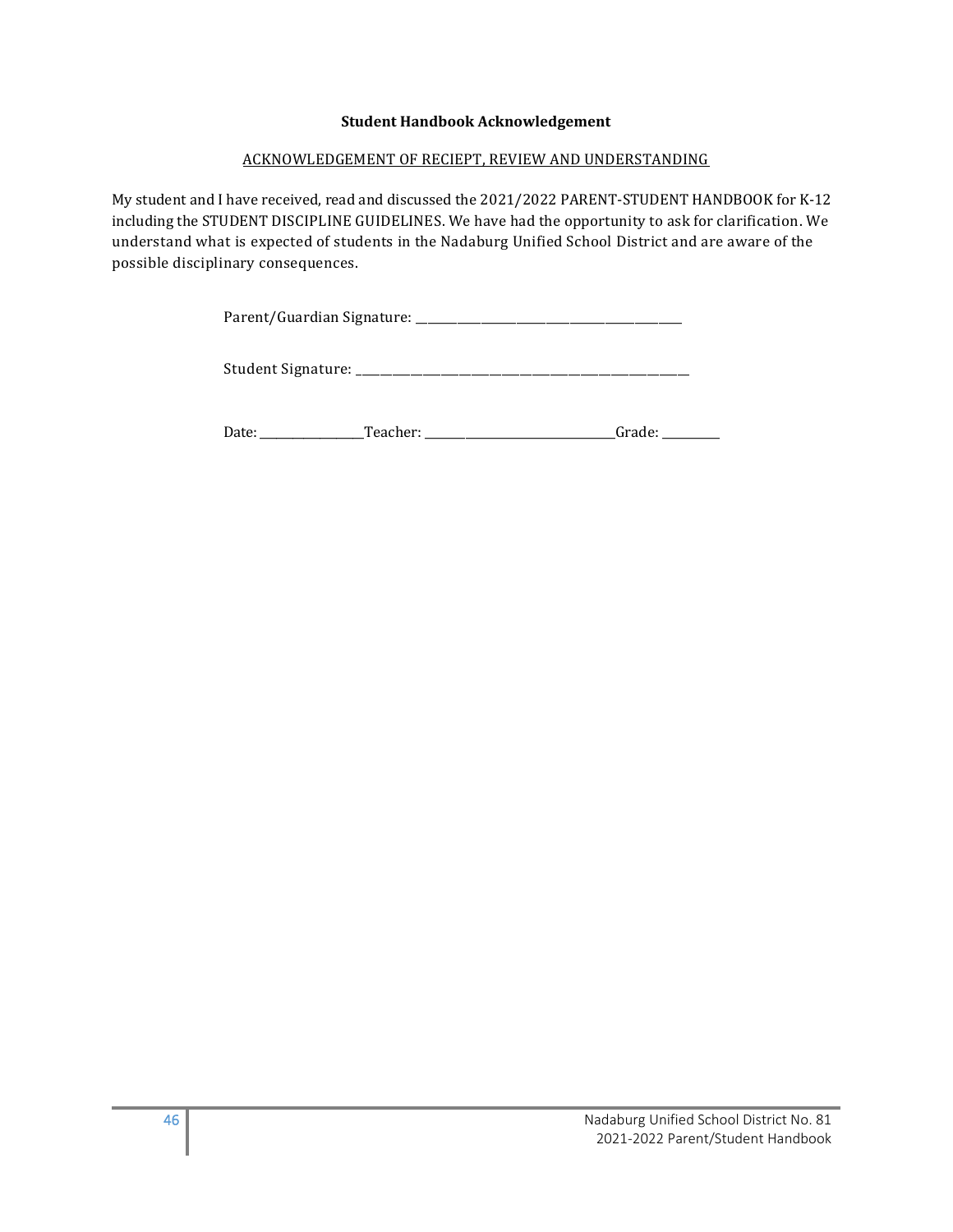**Student Handbook Acknowledgement**

ACKNOWLEDGEMENT OF RECIEPT, REVIEW AND UNDERSTANDING

My student and I have received, read and discussed the 2021/2022 PARENT-STUDENT HANDBOOK for K-12 including the STUDENT DISCIPLINE GUIDELINES. We have had the opportunity to ask for clarification. We understand what is expected of students in the Nadaburg Unified School District and are aware of the possible disciplinary consequences.

Parent/Guardian Signature: ___________________________________________

Student Signature: _______________________________________________________

Date: _________________Teacher: _______________________________Grade: _________